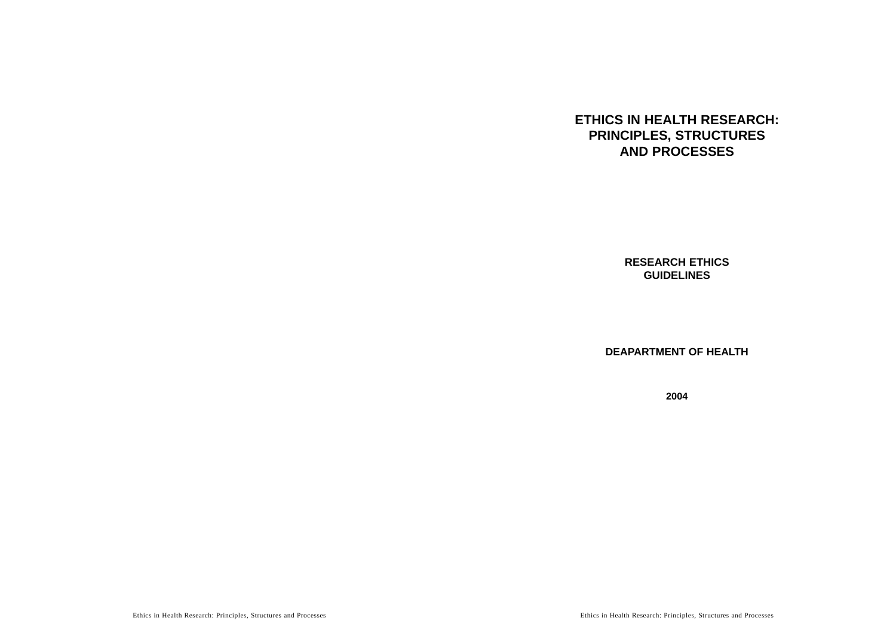# ETHICS IN HEALTH RESEARCH: PRINCIPLES, STRUCTURES AND PROCESSES

## RESEARCH ETHICS GUIDELINES

**DEAPARTMENT OF HEALTH**

**2004**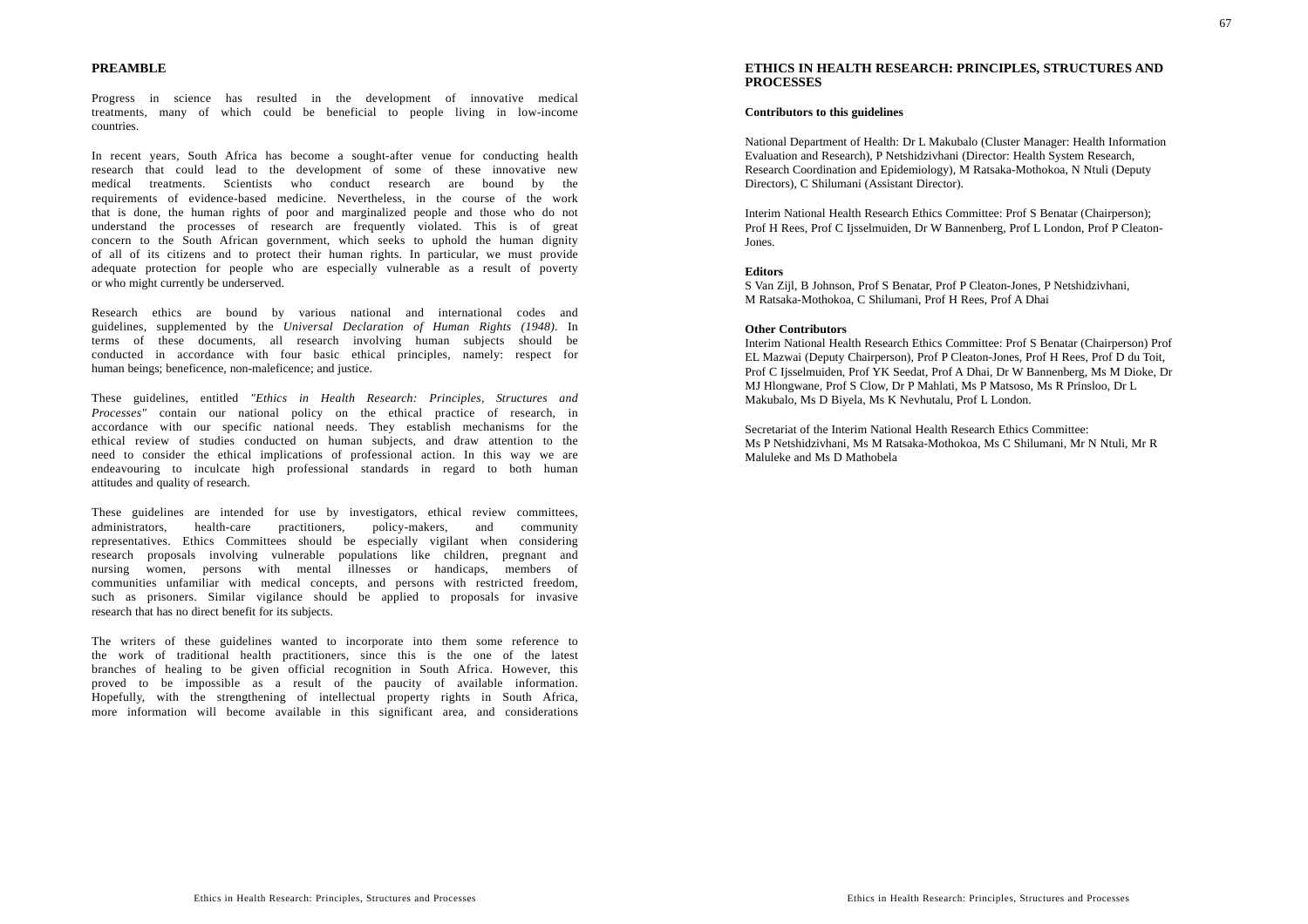## PREAMBLE

Progress in science has resulted in the development of innovative medical treatments, many of which could be beneficial to people living in low-income countries.

In recent years, South Africa has become a sought-after venue for conducting health research that could lead to the development of some of these innovative new medical treatments. Scientists who conduct research are bound by the requirements of evidence-based medicine. Nevertheless, in the course of the work that is done, the human rights of poor and marginalized people and those who do not understand the processes of research are frequently violated. This is of great concern to the South African government, which seeks to uphold the human dignity of all of its citizens and to protect their human rights. In particular, we must provide adequate protection for people who are especially vulnerable as a result of poverty or who might currently be underserved.

Research ethics are bound by various national and international codes and guidelines, supplemented by the *Universal Declaration of Human Rights (1948)*. In terms of these documents, all research involving human subjects should be conducted in accordance with four basic ethical principles, namely: respect for human beings; beneficence, non-maleficence; and justice.

These guidelines, entitled *"Ethics in Health Research: Principles, Structures and Processes"* contain our national policy on the ethical practice of research, in accordance with our specific national needs. They establish mechanisms for the ethical review of studies conducted on human subjects, and draw attention to the need to consider the ethical implications of professional action. In this way we are endeavouring to inculcate high professional standards in regard to both human attitudes and quality of research.

These guidelines are intended for use by investigators, ethical review committees, administrators, health-care practitioners, policy-makers, and community representatives. Ethics Committees should be especially vigilant when considering research proposals involving vulnerable populations like children, pregnant and nursing women, persons with mental illnesses or handicaps, members of communities unfamiliar with medical concepts, and persons with restricted freedom, such as prisoners. Similar vigilance should be applied to proposals for invasive research that has no direct benefit for its subjects.

The writers of these guidelines wanted to incorporate into them some reference to the work of traditional health practitioners, since this is the one of the latest branches of healing to be given official recognition in South Africa. However, this proved to be impossible as a result of the paucity of available information. Hopefully, with the strengthening of intellectual property rights in South Africa, more information will become available in this significant area, and considerations

## ETHICS IN HEALTH RESEARCH: PRINCIPLES, STRUCTURES AND PROCESSES

**Contributors to this guidelines**

National Department of Health: Dr L Makubalo (Cluster Manager: Health Information Evaluation and Research), P Netshidzivhani (Director: Health System Research, Research Coordination and Epidemiology), M Ratsaka-Mothokoa, N Ntuli (Deputy Directors), C Shilumani (Assistant Director).

Interim National Health Research Ethics Committee: Prof S Benatar (Chairperson); Prof H Rees, Prof C Ijsselmuiden, Dr W Bannenberg, Prof L London, Prof P Cleaton-Jones.

**Editors**

S Van Zijl, B Johnson, Prof S Benatar, Prof P Cleaton-Jones, P Netshidzivhani, M Ratsaka-Mothokoa, C Shilumani, Prof H Rees, Prof A Dhai

**Other Contributors**

Interim National Health Research Ethics Committee: Prof S Benatar (Chairperson) Prof EL Mazwai (Deputy Chairperson), Prof P Cleaton-Jones, Prof H Rees, Prof D du Toit, Prof C Ijsselmuiden, Prof YK Seedat, Prof A Dhai, Dr W Bannenberg, Ms M Dioke, Dr MJ Hlongwane, Prof S Clow, Dr P Mahlati, Ms P Matsoso, Ms R Prinsloo, Dr L Makubalo, Ms D Biyela, Ms K Nevhutalu, Prof L London.

Secretariat of the Interim National Health Research Ethics Committee:
Ms P Netshidzivhani, Ms M Ratsaka-Mothokoa, Ms C Shilumani, Mr N Ntuli, Mr R Maluleke and Ms D Mathobela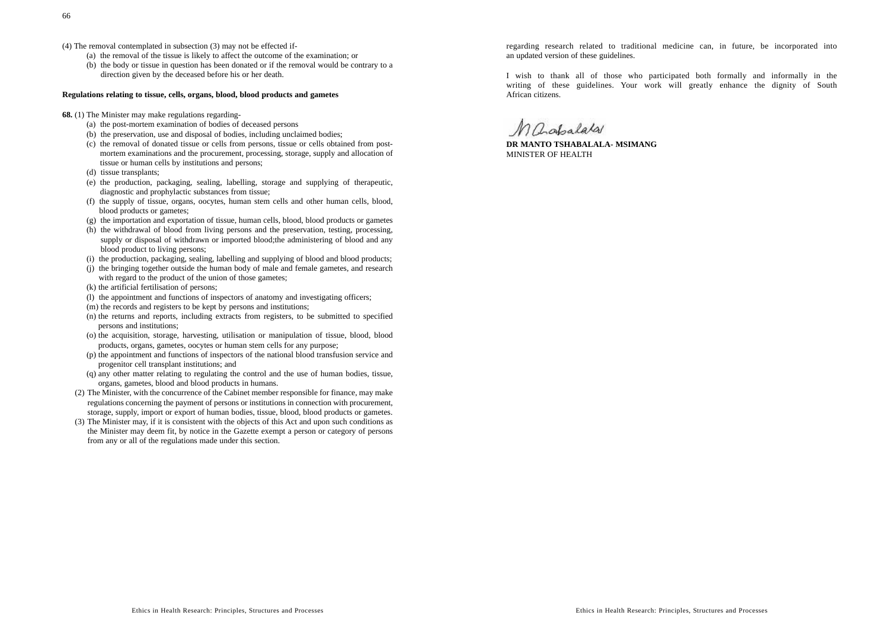(4) The removal contemplated in subsection (3) may not be effected if-

(a) the removal of the tissue is likely to affect the outcome of the examination; or

(b) the body or tissue in question has been donated or if the removal would be contrary to a direction given by the deceased before his or her death.

**Regulations relating to tissue, cells, organs, blood, blood products and gametes**

**68.** (1) The Minister may make regulations regarding-

(a) the post-mortem examination of bodies of deceased persons

(b) the preservation, use and disposal of bodies, including unclaimed bodies;

(c) the removal of donated tissue or cells from persons, tissue or cells obtained from post-mortem examinations and the procurement, processing, storage, supply and allocation of tissue or human cells by institutions and persons;

(d) tissue transplants;

(e) the production, packaging, sealing, labelling, storage and supplying of therapeutic, diagnostic and prophylactic substances from tissue;

(f) the supply of tissue, organs, oocytes, human stem cells and other human cells, blood, blood products or gametes;

(g) the importation and exportation of tissue, human cells, blood, blood products or gametes

(h) the withdrawal of blood from living persons and the preservation, testing, processing, supply or disposal of withdrawn or imported blood;the administering of blood and any blood product to living persons;

(i) the production, packaging, sealing, labelling and supplying of blood and blood products;

(j) the bringing together outside the human body of male and female gametes, and research with regard to the product of the union of those gametes;

(k) the artificial fertilisation of persons;

(l) the appointment and functions of inspectors of anatomy and investigating officers;

(m) the records and registers to be kept by persons and institutions;

(n) the returns and reports, including extracts from registers, to be submitted to specified persons and institutions;

(o) the acquisition, storage, harvesting, utilisation or manipulation of tissue, blood, blood products, organs, gametes, oocytes or human stem cells for any purpose;

(p) the appointment and functions of inspectors of the national blood transfusion service and progenitor cell transplant institutions; and

(q) any other matter relating to regulating the control and the use of human bodies, tissue, organs, gametes, blood and blood products in humans.

(2) The Minister, with the concurrence of the Cabinet member responsible for finance, may make regulations concerning the payment of persons or institutions in connection with procurement, storage, supply, import or export of human bodies, tissue, blood, blood products or gametes.

(3) The Minister may, if it is consistent with the objects of this Act and upon such conditions as the Minister may deem fit, by notice in the Gazette exempt a person or category of persons from any or all of the regulations made under this section.

regarding research related to traditional medicine can, in future, be incorporated into an updated version of these guidelines.

I wish to thank all of those who participated both formally and informally in the writing of these guidelines. Your work will greatly enhance the dignity of South African citizens.

**DR MANTO TSHABALALA- MSIMANG**
MINISTER OF HEALTH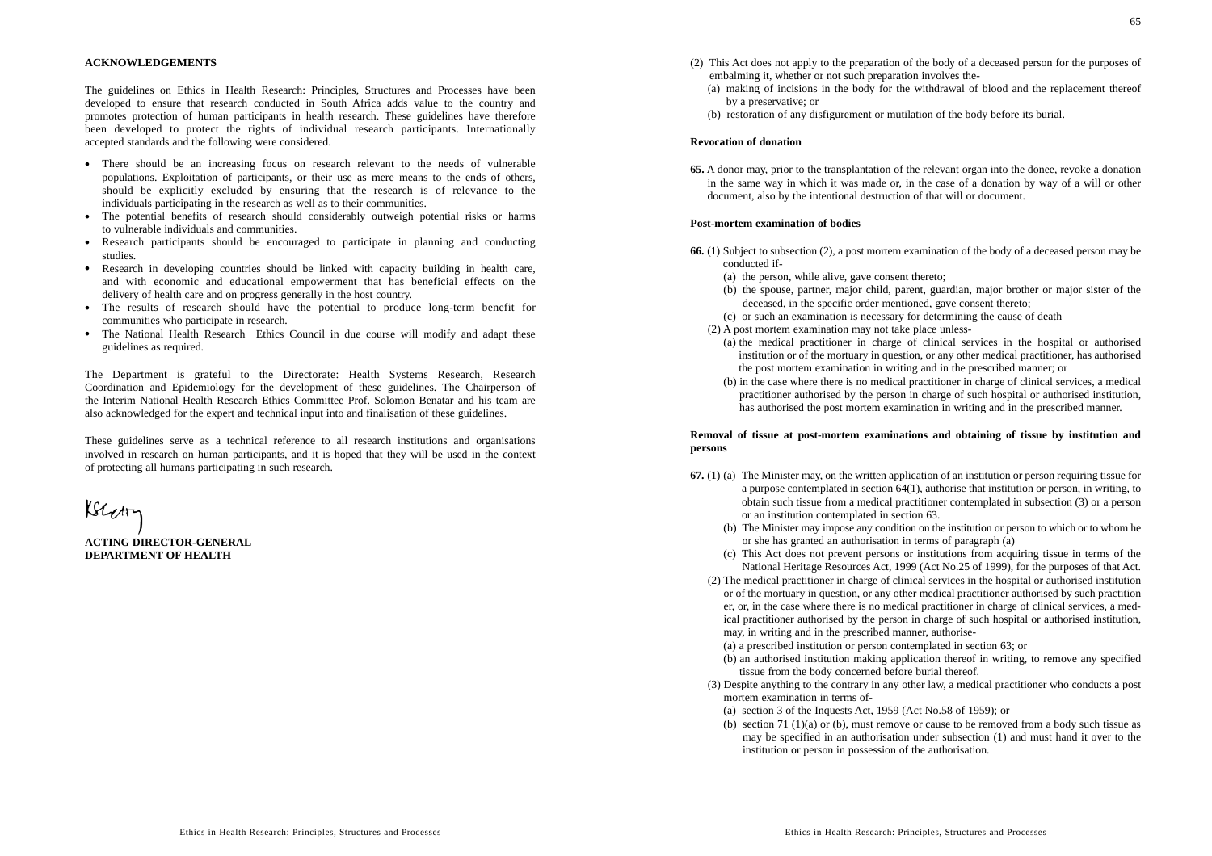**ACKNOWLEDGEMENTS**

The guidelines on Ethics in Health Research: Principles, Structures and Processes have been developed to ensure that research conducted in South Africa adds value to the country and promotes protection of human participants in health research. These guidelines have therefore been developed to protect the rights of individual research participants. Internationally accepted standards and the following were considered.

- There should be an increasing focus on research relevant to the needs of vulnerable populations. Exploitation of participants, or their use as mere means to the ends of others, should be explicitly excluded by ensuring that the research is of relevance to the individuals participating in the research as well as to their communities.
- The potential benefits of research should considerably outweigh potential risks or harms to vulnerable individuals and communities.
- Research participants should be encouraged to participate in planning and conducting studies.
- Research in developing countries should be linked with capacity building in health care, and with economic and educational empowerment that has beneficial effects on the delivery of health care and on progress generally in the host country.
- The results of research should have the potential to produce long-term benefit for communities who participate in research.
- The National Health Research Ethics Council in due course will modify and adapt these guidelines as required.

The Department is grateful to the Directorate: Health Systems Research, Research Coordination and Epidemiology for the development of these guidelines. The Chairperson of the Interim National Health Research Ethics Committee Prof. Solomon Benatar and his team are also acknowledged for the expert and technical input into and finalisation of these guidelines.

These guidelines serve as a technical reference to all research institutions and organisations involved in research on human participants, and it is hoped that they will be used in the context of protecting all humans participating in such research.

**ACTING DIRECTOR-GENERAL**
**DEPARTMENT OF HEALTH**

(2) This Act does not apply to the preparation of the body of a deceased person for the purposes of embalming it, whether or not such preparation involves the-
  (a) making of incisions in the body for the withdrawal of blood and the replacement thereof by a preservative; or
  (b) restoration of any disfigurement or mutilation of the body before its burial.

**Revocation of donation**

**65.** A donor may, prior to the transplantation of the relevant organ into the donee, revoke a donation in the same way in which it was made or, in the case of a donation by way of a will or other document, also by the intentional destruction of that will or document.

**Post-mortem examination of bodies**

**66.** (1) Subject to subsection (2), a post mortem examination of the body of a deceased person may be conducted if-
  (a) the person, while alive, gave consent thereto;
  (b) the spouse, partner, major child, parent, guardian, major brother or major sister of the deceased, in the specific order mentioned, gave consent thereto;
  (c) or such an examination is necessary for determining the cause of death

(2) A post mortem examination may not take place unless-
  (a) the medical practitioner in charge of clinical services in the hospital or authorised institution or of the mortuary in question, or any other medical practitioner, has authorised the post mortem examination in writing and in the prescribed manner; or
  (b) in the case where there is no medical practitioner in charge of clinical services, a medical practitioner authorised by the person in charge of such hospital or authorised institution, has authorised the post mortem examination in writing and in the prescribed manner.

**Removal of tissue at post-mortem examinations and obtaining of tissue by institution and persons**

**67.** (1) (a) The Minister may, on the written application of an institution or person requiring tissue for a purpose contemplated in section 64(1), authorise that institution or person, in writing, to obtain such tissue from a medical practitioner contemplated in subsection (3) or a person or an institution contemplated in section 63.
  (b) The Minister may impose any condition on the institution or person to which or to whom he or she has granted an authorisation in terms of paragraph (a)
  (c) This Act does not prevent persons or institutions from acquiring tissue in terms of the National Heritage Resources Act, 1999 (Act No.25 of 1999), for the purposes of that Act.

(2) The medical practitioner in charge of clinical services in the hospital or authorised institution or of the mortuary in question, or any other medical practitioner authorised by such practitioner, or, in the case where there is no medical practitioner in charge of clinical services, a medical practitioner authorised by the person in charge of such hospital or authorised institution, may, in writing and in the prescribed manner, authorise-
  (a) a prescribed institution or person contemplated in section 63; or
  (b) an authorised institution making application thereof in writing, to remove any specified tissue from the body concerned before burial thereof.

(3) Despite anything to the contrary in any other law, a medical practitioner who conducts a post mortem examination in terms of-
  (a) section 3 of the Inquests Act, 1959 (Act No.58 of 1959); or
  (b) section 71 (1)(a) or (b), must remove or cause to be removed from a body such tissue as may be specified in an authorisation under subsection (1) and must hand it over to the institution or person in possession of the authorisation.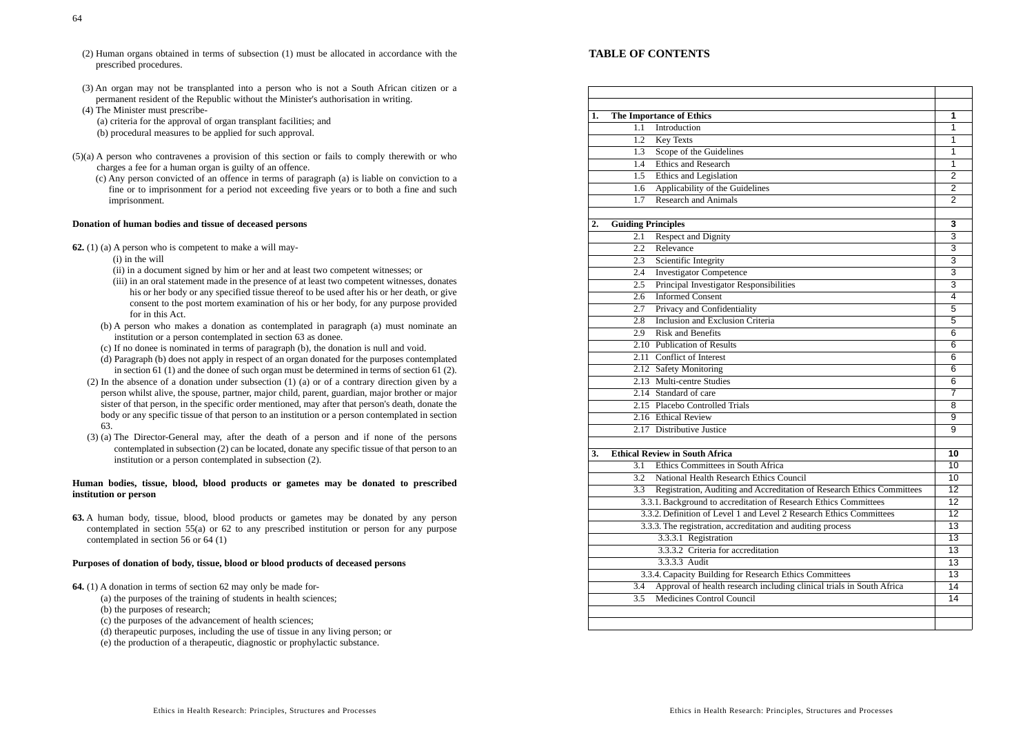(2) Human organs obtained in terms of subsection (1) must be allocated in accordance with the prescribed procedures.

(3) An organ may not be transplanted into a person who is not a South African citizen or a permanent resident of the Republic without the Minister's authorisation in writing.

(4) The Minister must prescribe-

(a) criteria for the approval of organ transplant facilities; and

(b) procedural measures to be applied for such approval.

(5)(a) A person who contravenes a provision of this section or fails to comply therewith or who charges a fee for a human organ is guilty of an offence.

(c) Any person convicted of an offence in terms of paragraph (a) is liable on conviction to a fine or to imprisonment for a period not exceeding five years or to both a fine and such imprisonment.

**Donation of human bodies and tissue of deceased persons**

**62.** (1) (a) A person who is competent to make a will may-

(i) in the will

(ii) in a document signed by him or her and at least two competent witnesses; or

(iii) in an oral statement made in the presence of at least two competent witnesses, donates his or her body or any specified tissue thereof to be used after his or her death, or give consent to the post mortem examination of his or her body, for any purpose provided for in this Act.

(b) A person who makes a donation as contemplated in paragraph (a) must nominate an institution or a person contemplated in section 63 as donee.

(c) If no donee is nominated in terms of paragraph (b), the donation is null and void.

(d) Paragraph (b) does not apply in respect of an organ donated for the purposes contemplated in section 61 (1) and the donee of such organ must be determined in terms of section 61 (2).

(2) In the absence of a donation under subsection (1) (a) or of a contrary direction given by a person whilst alive, the spouse, partner, major child, parent, guardian, major brother or major sister of that person, in the specific order mentioned, may after that person's death, donate the body or any specific tissue of that person to an institution or a person contemplated in section 63.

(3) (a) The Director-General may, after the death of a person and if none of the persons contemplated in subsection (2) can be located, donate any specific tissue of that person to an institution or a person contemplated in subsection (2).

**Human bodies, tissue, blood, blood products or gametes may be donated to prescribed institution or person**

**63.** A human body, tissue, blood, blood products or gametes may be donated by any person contemplated in section 55(a) or 62 to any prescribed institution or person for any purpose contemplated in section 56 or 64 (1)

**Purposes of donation of body, tissue, blood or blood products of deceased persons**

**64.** (1) A donation in terms of section 62 may only be made for-

(a) the purposes of the training of students in health sciences;

(b) the purposes of research;

(c) the purposes of the advancement of health sciences;

(d) therapeutic purposes, including the use of tissue in any living person; or

(e) the production of a therapeutic, diagnostic or prophylactic substance.

## TABLE OF CONTENTS

| | |
|---|---|
| **1. The Importance of Ethics** | **1** |
| 1.1 Introduction | 1 |
| 1.2 Key Texts | 1 |
| 1.3 Scope of the Guidelines | 1 |
| 1.4 Ethics and Research | 1 |
| 1.5 Ethics and Legislation | 2 |
| 1.6 Applicability of the Guidelines | 2 |
| 1.7 Research and Animals | 2 |
| | |
| **2. Guiding Principles** | **3** |
| 2.1 Respect and Dignity | 3 |
| 2.2 Relevance | 3 |
| 2.3 Scientific Integrity | 3 |
| 2.4 Investigator Competence | 3 |
| 2.5 Principal Investigator Responsibilities | 3 |
| 2.6 Informed Consent | 4 |
| 2.7 Privacy and Confidentiality | 5 |
| 2.8 Inclusion and Exclusion Criteria | 5 |
| 2.9 Risk and Benefits | 6 |
| 2.10 Publication of Results | 6 |
| 2.11 Conflict of Interest | 6 |
| 2.12 Safety Monitoring | 6 |
| 2.13 Multi-centre Studies | 6 |
| 2.14 Standard of care | 7 |
| 2.15 Placebo Controlled Trials | 8 |
| 2.16 Ethical Review | 9 |
| 2.17 Distributive Justice | 9 |
| | |
| **3. Ethical Review in South Africa** | **10** |
| 3.1 Ethics Committees in South Africa | 10 |
| 3.2 National Health Research Ethics Council | 10 |
| 3.3 Registration, Auditing and Accreditation of Research Ethics Committees | 12 |
| 3.3.1. Background to accreditation of Research Ethics Committees | 12 |
| 3.3.2. Definition of Level 1 and Level 2 Research Ethics Committees | 12 |
| 3.3.3. The registration, accreditation and auditing process | 13 |
| 3.3.3.1 Registration | 13 |
| 3.3.3.2 Criteria for accreditation | 13 |
| 3.3.3.3 Audit | 13 |
| 3.3.4. Capacity Building for Research Ethics Committees | 13 |
| 3.4 Approval of health research including clinical trials in South Africa | 14 |
| 3.5 Medicines Control Council | 14 |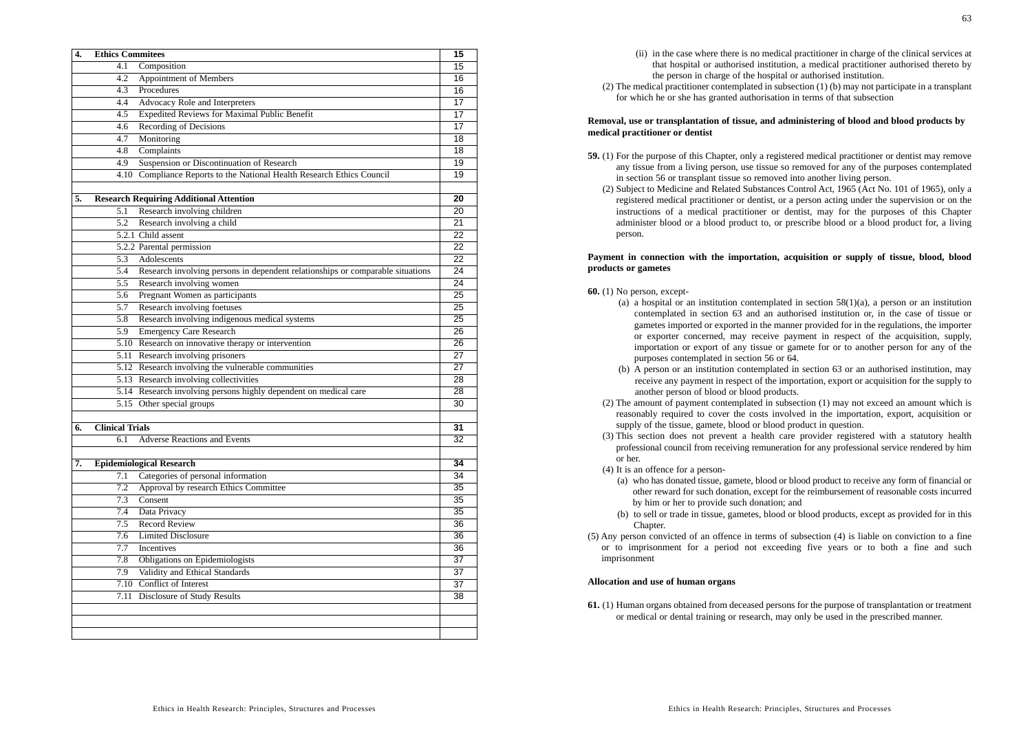| | | |
|---|---|---|
| **4.** | **Ethics Commitees** | **15** |
| | 4.1 Composition | 15 |
| | 4.2 Appointment of Members | 16 |
| | 4.3 Procedures | 16 |
| | 4.4 Advocacy Role and Interpreters | 17 |
| | 4.5 Expedited Reviews for Maximal Public Benefit | 17 |
| | 4.6 Recording of Decisions | 17 |
| | 4.7 Monitoring | 18 |
| | 4.8 Complaints | 18 |
| | 4.9 Suspension or Discontinuation of Research | 19 |
| | 4.10 Compliance Reports to the National Health Research Ethics Council | 19 |
| | | |
| **5.** | **Research Requiring Additional Attention** | **20** |
| | 5.1 Research involving children | 20 |
| | 5.2 Research involving a child | 21 |
| | 5.2.1 Child assent | 22 |
| | 5.2.2 Parental permission | 22 |
| | 5.3 Adolescents | 22 |
| | 5.4 Research involving persons in dependent relationships or comparable situations | 24 |
| | 5.5 Research involving women | 24 |
| | 5.6 Pregnant Women as participants | 25 |
| | 5.7 Research involving foetuses | 25 |
| | 5.8 Research involving indigenous medical systems | 25 |
| | 5.9 Emergency Care Research | 26 |
| | 5.10 Research on innovative therapy or intervention | 26 |
| | 5.11 Research involving prisoners | 27 |
| | 5.12 Research involving the vulnerable communities | 27 |
| | 5.13 Research involving collectivities | 28 |
| | 5.14 Research involving persons highly dependent on medical care | 28 |
| | 5.15 Other special groups | 30 |
| | | |
| **6.** | **Clinical Trials** | **31** |
| | 6.1 Adverse Reactions and Events | 32 |
| | | |
| **7.** | **Epidemiological Research** | **34** |
| | 7.1 Categories of personal information | 34 |
| | 7.2 Approval by research Ethics Committee | 35 |
| | 7.3 Consent | 35 |
| | 7.4 Data Privacy | 35 |
| | 7.5 Record Review | 36 |
| | 7.6 Limited Disclosure | 36 |
| | 7.7 Incentives | 36 |
| | 7.8 Obligations on Epidemiologists | 37 |
| | 7.9 Validity and Ethical Standards | 37 |
| | 7.10 Conflict of Interest | 37 |
| | 7.11 Disclosure of Study Results | 38 |

(ii) in the case where there is no medical practitioner in charge of the clinical services at that hospital or authorised institution, a medical practitioner authorised thereto by the person in charge of the hospital or authorised institution.

(2) The medical practitioner contemplated in subsection (1) (b) may not participate in a transplant for which he or she has granted authorisation in terms of that subsection

**Removal, use or transplantation of tissue, and administering of blood and blood products by medical practitioner or dentist**

**59.** (1) For the purpose of this Chapter, only a registered medical practitioner or dentist may remove any tissue from a living person, use tissue so removed for any of the purposes contemplated in section 56 or transplant tissue so removed into another living person.

(2) Subject to Medicine and Related Substances Control Act, 1965 (Act No. 101 of 1965), only a registered medical practitioner or dentist, or a person acting under the supervision or on the instructions of a medical practitioner or dentist, may for the purposes of this Chapter administer blood or a blood product to, or prescribe blood or a blood product for, a living person.

**Payment in connection with the importation, acquisition or supply of tissue, blood, blood products or gametes**

**60.** (1) No person, except-

(a) a hospital or an institution contemplated in section 58(1)(a), a person or an institution contemplated in section 63 and an authorised institution or, in the case of tissue or gametes imported or exported in the manner provided for in the regulations, the importer or exporter concerned, may receive payment in respect of the acquisition, supply, importation or export of any tissue or gamete for or to another person for any of the purposes contemplated in section 56 or 64.

(b) A person or an institution contemplated in section 63 or an authorised institution, may receive any payment in respect of the importation, export or acquisition for the supply to another person of blood or blood products.

(2) The amount of payment contemplated in subsection (1) may not exceed an amount which is reasonably required to cover the costs involved in the importation, export, acquisition or supply of the tissue, gamete, blood or blood product in question.

(3) This section does not prevent a health care provider registered with a statutory health professional council from receiving remuneration for any professional service rendered by him or her.

(4) It is an offence for a person-

(a) who has donated tissue, gamete, blood or blood product to receive any form of financial or other reward for such donation, except for the reimbursement of reasonable costs incurred by him or her to provide such donation; and

(b) to sell or trade in tissue, gametes, blood or blood products, except as provided for in this Chapter.

(5) Any person convicted of an offence in terms of subsection (4) is liable on conviction to a fine or to imprisonment for a period not exceeding five years or to both a fine and such imprisonment

**Allocation and use of human organs**

**61.** (1) Human organs obtained from deceased persons for the purpose of transplantation or treatment or medical or dental training or research, may only be used in the prescribed manner.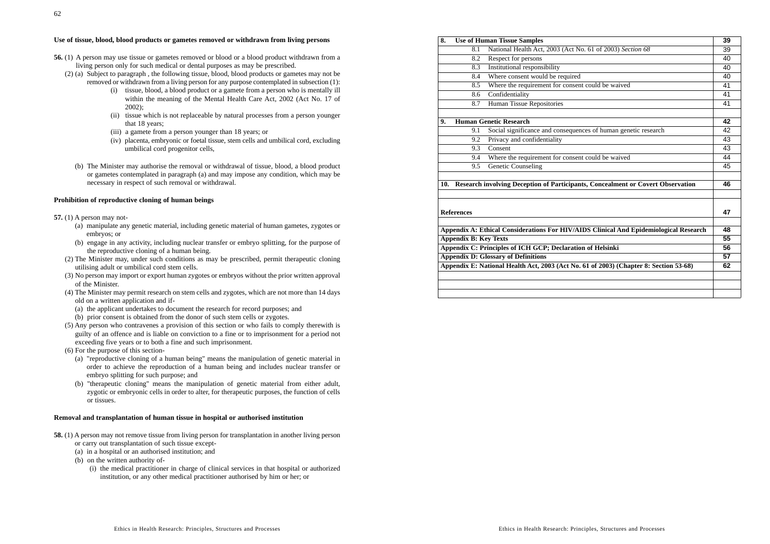### Use of tissue, blood, blood products or gametes removed or withdrawn from living persons

**56.** (1) A person may use tissue or gametes removed or blood or a blood product withdrawn from a living person only for such medical or dental purposes as may be prescribed.

(2) (a) Subject to paragraph , the following tissue, blood, blood products or gametes may not be removed or withdrawn from a living person for any purpose contemplated in subsection (1):

(i) tissue, blood, a blood product or a gamete from a person who is mentally ill within the meaning of the Mental Health Care Act, 2002 (Act No. 17 of 2002);

(ii) tissue which is not replaceable by natural processes from a person younger that 18 years;

(iii) a gamete from a person younger than 18 years; or

(iv) placenta, embryonic or foetal tissue, stem cells and umbilical cord, excluding umbilical cord progenitor cells,

(b) The Minister may authorise the removal or withdrawal of tissue, blood, a blood product or gametes contemplated in paragraph (a) and may impose any condition, which may be necessary in respect of such removal or withdrawal.

### Prohibition of reproductive cloning of human beings

**57.** (1) A person may not-

(a) manipulate any genetic material, including genetic material of human gametes, zygotes or embryos; or

(b) engage in any activity, including nuclear transfer or embryo splitting, for the purpose of the reproductive cloning of a human being.

(2) The Minister may, under such conditions as may be prescribed, permit therapeutic cloning utilising adult or umbilical cord stem cells.

(3) No person may import or export human zygotes or embryos without the prior written approval of the Minister.

(4) The Minister may permit research on stem cells and zygotes, which are not more than 14 days old on a written application and if-

(a) the applicant undertakes to document the research for record purposes; and

(b) prior consent is obtained from the donor of such stem cells or zygotes.

(5) Any person who contravenes a provision of this section or who fails to comply therewith is guilty of an offence and is liable on conviction to a fine or to imprisonment for a period not exceeding five years or to both a fine and such imprisonment.

(6) For the purpose of this section-

(a) "reproductive cloning of a human being" means the manipulation of genetic material in order to achieve the reproduction of a human being and includes nuclear transfer or embryo splitting for such purpose; and

(b) "therapeutic cloning" means the manipulation of genetic material from either adult, zygotic or embryonic cells in order to alter, for therapeutic purposes, the function of cells or tissues.

### Removal and transplantation of human tissue in hospital or authorised institution

**58.** (1) A person may not remove tissue from living person for transplantation in another living person or carry out transplantation of such tissue except-

(a) in a hospital or an authorised institution; and

(b) on the written authority of-

(i) the medical practitioner in charge of clinical services in that hospital or authorized institution, or any other medical practitioner authorised by him or her; or

| | |
|---|---|
| **8. Use of Human Tissue Samples** | **39** |
| 8.1 National Health Act, 2003 (Act No. 61 of 2003) *Section 68* | 39 |
| 8.2 Respect for persons | 40 |
| 8.3 Institutional responsibility | 40 |
| 8.4 Where consent would be required | 40 |
| 8.5 Where the requirement for consent could be waived | 41 |
| 8.6 Confidentiality | 41 |
| 8.7 Human Tissue Repositories | 41 |
| | |
| **9. Human Genetic Research** | **42** |
| 9.1 Social significance and consequences of human genetic research | 42 |
| 9.2 Privacy and confidentiality | 43 |
| 9.3 Consent | 43 |
| 9.4 Where the requirement for consent could be waived | 44 |
| 9.5 Genetic Counseling | 45 |
| | |
| **10. Research involving Deception of Participants, Concealment or Covert Observation** | **46** |
| | |
| **References** | **47** |
| | |
| **Appendix A: Ethical Considerations For HIV/AIDS Clinical And Epidemiological Research** | **48** |
| **Appendix B: Key Texts** | **55** |
| **Appendix C: Principles of ICH GCP; Declaration of Helsinki** | **56** |
| **Appendix D: Glossary of Definitions** | **57** |
| **Appendix E: National Health Act, 2003 (Act No. 61 of 2003) (Chapter 8: Section 53-68)** | **62** |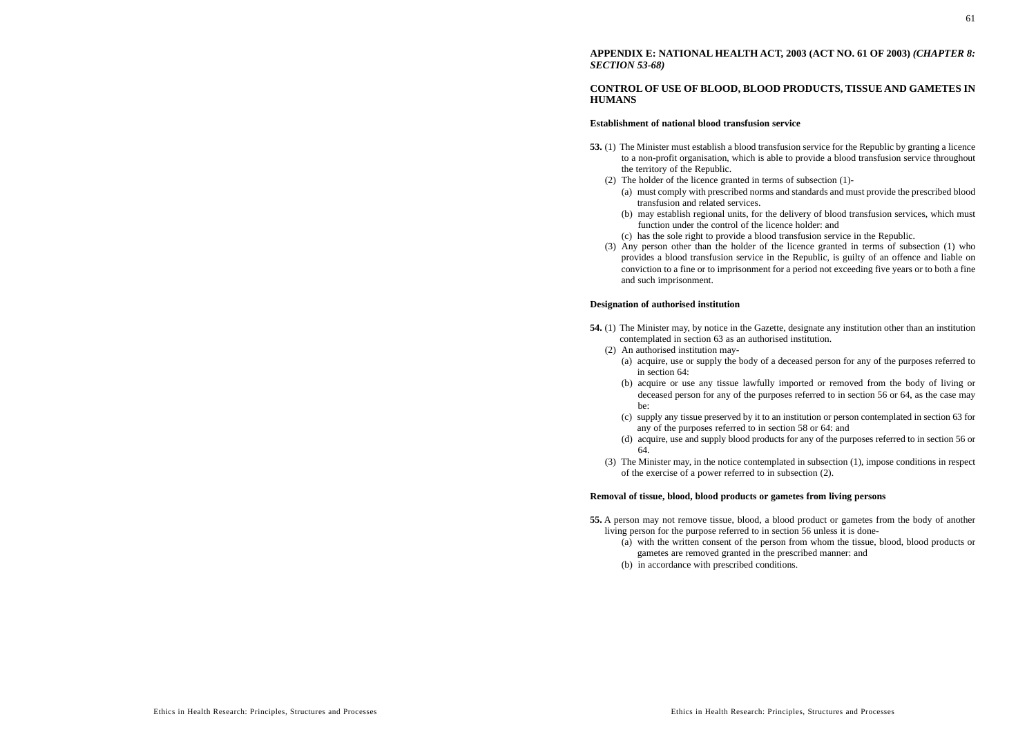## APPENDIX E: NATIONAL HEALTH ACT, 2003 (ACT NO. 61 OF 2003) *(CHAPTER 8: SECTION 53-68)*

## CONTROL OF USE OF BLOOD, BLOOD PRODUCTS, TISSUE AND GAMETES IN HUMANS

### Establishment of national blood transfusion service

**53.** (1) The Minister must establish a blood transfusion service for the Republic by granting a licence to a non-profit organisation, which is able to provide a blood transfusion service throughout the territory of the Republic.

(2) The holder of the licence granted in terms of subsection (1)-

(a) must comply with prescribed norms and standards and must provide the prescribed blood transfusion and related services.

(b) may establish regional units, for the delivery of blood transfusion services, which must function under the control of the licence holder: and

(c) has the sole right to provide a blood transfusion service in the Republic.

(3) Any person other than the holder of the licence granted in terms of subsection (1) who provides a blood transfusion service in the Republic, is guilty of an offence and liable on conviction to a fine or to imprisonment for a period not exceeding five years or to both a fine and such imprisonment.

### Designation of authorised institution

**54.** (1) The Minister may, by notice in the Gazette, designate any institution other than an institution contemplated in section 63 as an authorised institution.

(2) An authorised institution may-

(a) acquire, use or supply the body of a deceased person for any of the purposes referred to in section 64:

(b) acquire or use any tissue lawfully imported or removed from the body of living or deceased person for any of the purposes referred to in section 56 or 64, as the case may be:

(c) supply any tissue preserved by it to an institution or person contemplated in section 63 for any of the purposes referred to in section 58 or 64: and

(d) acquire, use and supply blood products for any of the purposes referred to in section 56 or 64.

(3) The Minister may, in the notice contemplated in subsection (1), impose conditions in respect of the exercise of a power referred to in subsection (2).

### Removal of tissue, blood, blood products or gametes from living persons

**55.** A person may not remove tissue, blood, a blood product or gametes from the body of another living person for the purpose referred to in section 56 unless it is done-

(a) with the written consent of the person from whom the tissue, blood, blood products or gametes are removed granted in the prescribed manner: and

(b) in accordance with prescribed conditions.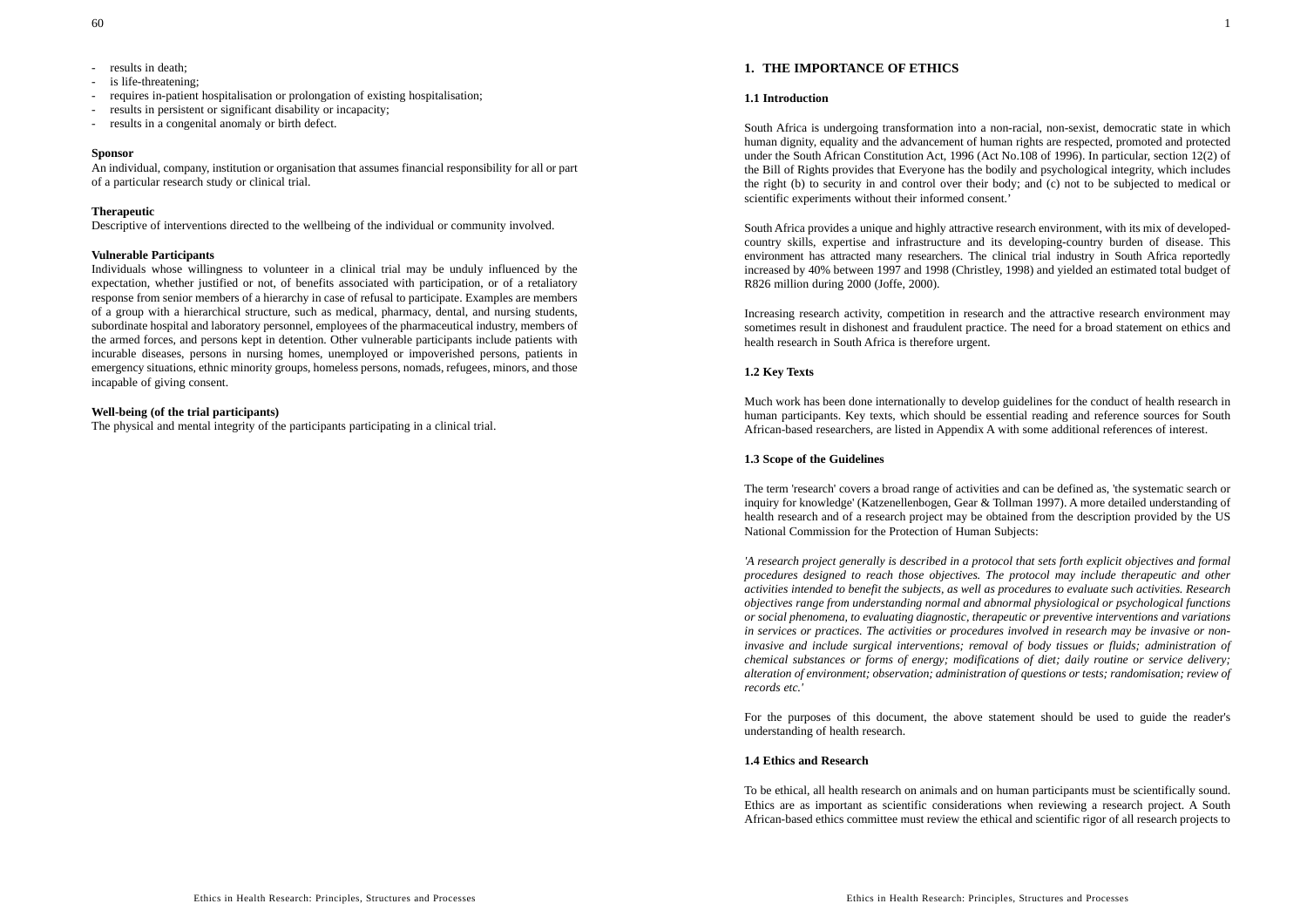- results in death;
- is life-threatening;
- requires in-patient hospitalisation or prolongation of existing hospitalisation;
- results in persistent or significant disability or incapacity;
- results in a congenital anomaly or birth defect.

**Sponsor**

An individual, company, institution or organisation that assumes financial responsibility for all or part of a particular research study or clinical trial.

**Therapeutic**

Descriptive of interventions directed to the wellbeing of the individual or community involved.

**Vulnerable Participants**

Individuals whose willingness to volunteer in a clinical trial may be unduly influenced by the expectation, whether justified or not, of benefits associated with participation, or of a retaliatory response from senior members of a hierarchy in case of refusal to participate. Examples are members of a group with a hierarchical structure, such as medical, pharmacy, dental, and nursing students, subordinate hospital and laboratory personnel, employees of the pharmaceutical industry, members of the armed forces, and persons kept in detention. Other vulnerable participants include patients with incurable diseases, persons in nursing homes, unemployed or impoverished persons, patients in emergency situations, ethnic minority groups, homeless persons, nomads, refugees, minors, and those incapable of giving consent.

**Well-being (of the trial participants)**

The physical and mental integrity of the participants participating in a clinical trial.

# 1. THE IMPORTANCE OF ETHICS

## 1.1 Introduction

South Africa is undergoing transformation into a non-racial, non-sexist, democratic state in which human dignity, equality and the advancement of human rights are respected, promoted and protected under the South African Constitution Act, 1996 (Act No.108 of 1996). In particular, section 12(2) of the Bill of Rights provides that Everyone has the bodily and psychological integrity, which includes the right (b) to security in and control over their body; and (c) not to be subjected to medical or scientific experiments without their informed consent.'

South Africa provides a unique and highly attractive research environment, with its mix of developed-country skills, expertise and infrastructure and its developing-country burden of disease. This environment has attracted many researchers. The clinical trial industry in South Africa reportedly increased by 40% between 1997 and 1998 (Christley, 1998) and yielded an estimated total budget of R826 million during 2000 (Joffe, 2000).

Increasing research activity, competition in research and the attractive research environment may sometimes result in dishonest and fraudulent practice. The need for a broad statement on ethics and health research in South Africa is therefore urgent.

## 1.2 Key Texts

Much work has been done internationally to develop guidelines for the conduct of health research in human participants. Key texts, which should be essential reading and reference sources for South African-based researchers, are listed in Appendix A with some additional references of interest.

## 1.3 Scope of the Guidelines

The term 'research' covers a broad range of activities and can be defined as, 'the systematic search or inquiry for knowledge' (Katzenellenbogen, Gear & Tollman 1997). A more detailed understanding of health research and of a research project may be obtained from the description provided by the US National Commission for the Protection of Human Subjects:

*'A research project generally is described in a protocol that sets forth explicit objectives and formal procedures designed to reach those objectives. The protocol may include therapeutic and other activities intended to benefit the subjects, as well as procedures to evaluate such activities. Research objectives range from understanding normal and abnormal physiological or psychological functions or social phenomena, to evaluating diagnostic, therapeutic or preventive interventions and variations in services or practices. The activities or procedures involved in research may be invasive or non-invasive and include surgical interventions; removal of body tissues or fluids; administration of chemical substances or forms of energy; modifications of diet; daily routine or service delivery; alteration of environment; observation; administration of questions or tests; randomisation; review of records etc.'*

For the purposes of this document, the above statement should be used to guide the reader's understanding of health research.

## 1.4 Ethics and Research

To be ethical, all health research on animals and on human participants must be scientifically sound. Ethics are as important as scientific considerations when reviewing a research project. A South African-based ethics committee must review the ethical and scientific rigor of all research projects to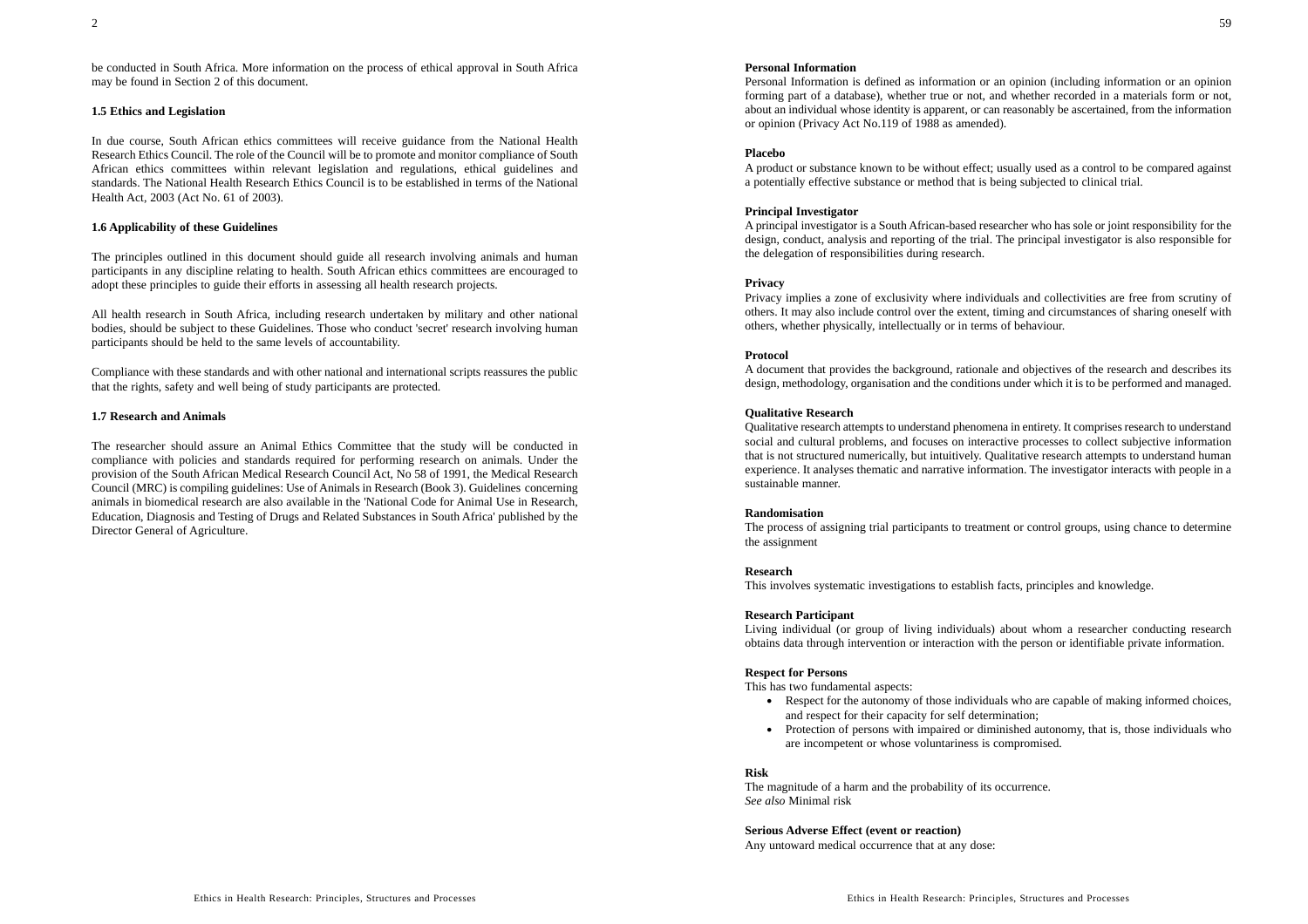be conducted in South Africa. More information on the process of ethical approval in South Africa may be found in Section 2 of this document.

### 1.5 Ethics and Legislation

In due course, South African ethics committees will receive guidance from the National Health Research Ethics Council. The role of the Council will be to promote and monitor compliance of South African ethics committees within relevant legislation and regulations, ethical guidelines and standards. The National Health Research Ethics Council is to be established in terms of the National Health Act, 2003 (Act No. 61 of 2003).

### 1.6 Applicability of these Guidelines

The principles outlined in this document should guide all research involving animals and human participants in any discipline relating to health. South African ethics committees are encouraged to adopt these principles to guide their efforts in assessing all health research projects.

All health research in South Africa, including research undertaken by military and other national bodies, should be subject to these Guidelines. Those who conduct 'secret' research involving human participants should be held to the same levels of accountability.

Compliance with these standards and with other national and international scripts reassures the public that the rights, safety and well being of study participants are protected.

### 1.7 Research and Animals

The researcher should assure an Animal Ethics Committee that the study will be conducted in compliance with policies and standards required for performing research on animals. Under the provision of the South African Medical Research Council Act, No 58 of 1991, the Medical Research Council (MRC) is compiling guidelines: Use of Animals in Research (Book 3). Guidelines concerning animals in biomedical research are also available in the 'National Code for Animal Use in Research, Education, Diagnosis and Testing of Drugs and Related Substances in South Africa' published by the Director General of Agriculture.

**Personal Information**
Personal Information is defined as information or an opinion (including information or an opinion forming part of a database), whether true or not, and whether recorded in a materials form or not, about an individual whose identity is apparent, or can reasonably be ascertained, from the information or opinion (Privacy Act No.119 of 1988 as amended).

**Placebo**
A product or substance known to be without effect; usually used as a control to be compared against a potentially effective substance or method that is being subjected to clinical trial.

**Principal Investigator**
A principal investigator is a South African-based researcher who has sole or joint responsibility for the design, conduct, analysis and reporting of the trial. The principal investigator is also responsible for the delegation of responsibilities during research.

**Privacy**
Privacy implies a zone of exclusivity where individuals and collectivities are free from scrutiny of others. It may also include control over the extent, timing and circumstances of sharing oneself with others, whether physically, intellectually or in terms of behaviour.

**Protocol**
A document that provides the background, rationale and objectives of the research and describes its design, methodology, organisation and the conditions under which it is to be performed and managed.

**Qualitative Research**
Qualitative research attempts to understand phenomena in entirety. It comprises research to understand social and cultural problems, and focuses on interactive processes to collect subjective information that is not structured numerically, but intuitively. Qualitative research attempts to understand human experience. It analyses thematic and narrative information. The investigator interacts with people in a sustainable manner.

**Randomisation**
The process of assigning trial participants to treatment or control groups, using chance to determine the assignment

**Research**
This involves systematic investigations to establish facts, principles and knowledge.

**Research Participant**
Living individual (or group of living individuals) about whom a researcher conducting research obtains data through intervention or interaction with the person or identifiable private information.

**Respect for Persons**
This has two fundamental aspects:

- Respect for the autonomy of those individuals who are capable of making informed choices, and respect for their capacity for self determination;
- Protection of persons with impaired or diminished autonomy, that is, those individuals who are incompetent or whose voluntariness is compromised.

**Risk**
The magnitude of a harm and the probability of its occurrence.
*See also* Minimal risk

**Serious Adverse Effect (event or reaction)**
Any untoward medical occurrence that at any dose: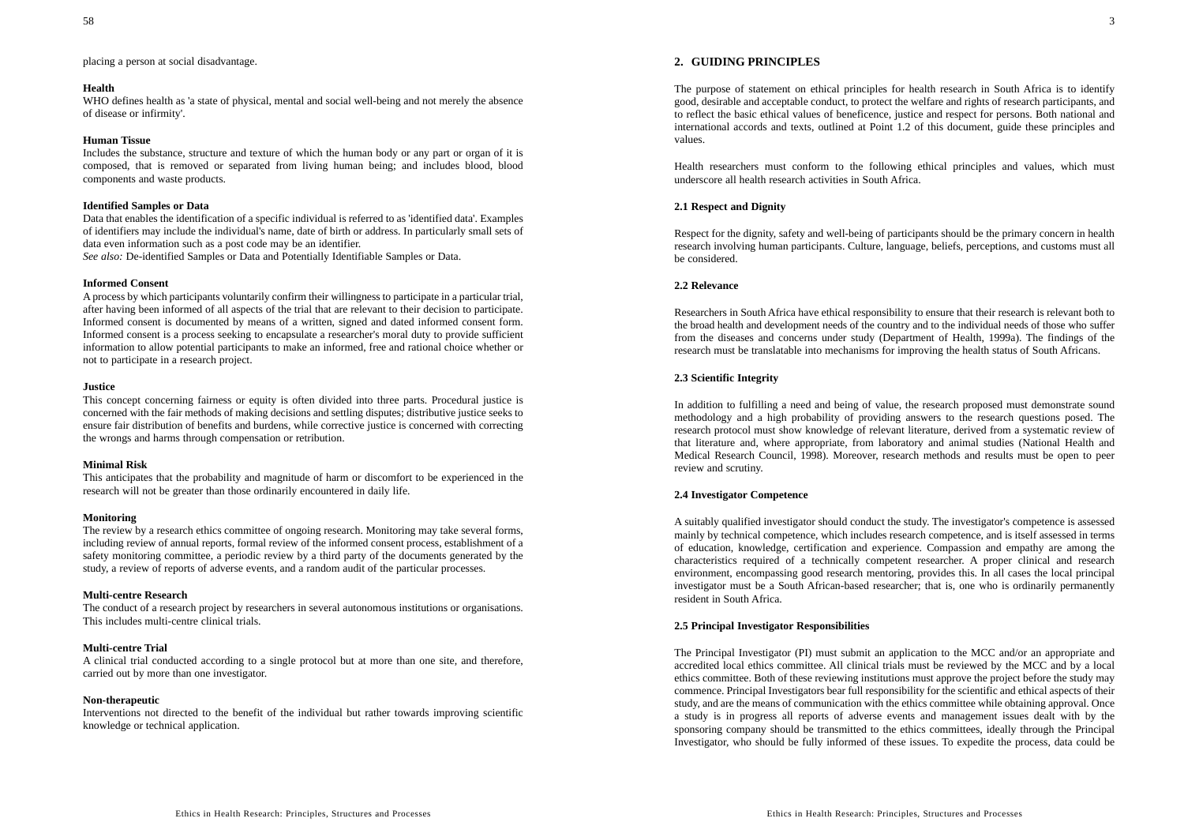placing a person at social disadvantage.

**Health**

WHO defines health as 'a state of physical, mental and social well-being and not merely the absence of disease or infirmity'.

**Human Tissue**

Includes the substance, structure and texture of which the human body or any part or organ of it is composed, that is removed or separated from living human being; and includes blood, blood components and waste products.

**Identified Samples or Data**

Data that enables the identification of a specific individual is referred to as 'identified data'. Examples of identifiers may include the individual's name, date of birth or address. In particularly small sets of data even information such as a post code may be an identifier.

*See also:* De-identified Samples or Data and Potentially Identifiable Samples or Data.

**Informed Consent**

A process by which participants voluntarily confirm their willingness to participate in a particular trial, after having been informed of all aspects of the trial that are relevant to their decision to participate. Informed consent is documented by means of a written, signed and dated informed consent form. Informed consent is a process seeking to encapsulate a researcher's moral duty to provide sufficient information to allow potential participants to make an informed, free and rational choice whether or not to participate in a research project.

**Justice**

This concept concerning fairness or equity is often divided into three parts. Procedural justice is concerned with the fair methods of making decisions and settling disputes; distributive justice seeks to ensure fair distribution of benefits and burdens, while corrective justice is concerned with correcting the wrongs and harms through compensation or retribution.

**Minimal Risk**

This anticipates that the probability and magnitude of harm or discomfort to be experienced in the research will not be greater than those ordinarily encountered in daily life.

**Monitoring**

The review by a research ethics committee of ongoing research. Monitoring may take several forms, including review of annual reports, formal review of the informed consent process, establishment of a safety monitoring committee, a periodic review by a third party of the documents generated by the study, a review of reports of adverse events, and a random audit of the particular processes.

**Multi-centre Research**

The conduct of a research project by researchers in several autonomous institutions or organisations. This includes multi-centre clinical trials.

**Multi-centre Trial**

A clinical trial conducted according to a single protocol but at more than one site, and therefore, carried out by more than one investigator.

**Non-therapeutic**

Interventions not directed to the benefit of the individual but rather towards improving scientific knowledge or technical application.

## 2. GUIDING PRINCIPLES

The purpose of statement on ethical principles for health research in South Africa is to identify good, desirable and acceptable conduct, to protect the welfare and rights of research participants, and to reflect the basic ethical values of beneficence, justice and respect for persons. Both national and international accords and texts, outlined at Point 1.2 of this document, guide these principles and values.

Health researchers must conform to the following ethical principles and values, which must underscore all health research activities in South Africa.

### 2.1 Respect and Dignity

Respect for the dignity, safety and well-being of participants should be the primary concern in health research involving human participants. Culture, language, beliefs, perceptions, and customs must all be considered.

### 2.2 Relevance

Researchers in South Africa have ethical responsibility to ensure that their research is relevant both to the broad health and development needs of the country and to the individual needs of those who suffer from the diseases and concerns under study (Department of Health, 1999a). The findings of the research must be translatable into mechanisms for improving the health status of South Africans.

### 2.3 Scientific Integrity

In addition to fulfilling a need and being of value, the research proposed must demonstrate sound methodology and a high probability of providing answers to the research questions posed. The research protocol must show knowledge of relevant literature, derived from a systematic review of that literature and, where appropriate, from laboratory and animal studies (National Health and Medical Research Council, 1998). Moreover, research methods and results must be open to peer review and scrutiny.

### 2.4 Investigator Competence

A suitably qualified investigator should conduct the study. The investigator's competence is assessed mainly by technical competence, which includes research competence, and is itself assessed in terms of education, knowledge, certification and experience. Compassion and empathy are among the characteristics required of a technically competent researcher. A proper clinical and research environment, encompassing good research mentoring, provides this. In all cases the local principal investigator must be a South African-based researcher; that is, one who is ordinarily permanently resident in South Africa.

### 2.5 Principal Investigator Responsibilities

The Principal Investigator (PI) must submit an application to the MCC and/or an appropriate and accredited local ethics committee. All clinical trials must be reviewed by the MCC and by a local ethics committee. Both of these reviewing institutions must approve the project before the study may commence. Principal Investigators bear full responsibility for the scientific and ethical aspects of their study, and are the means of communication with the ethics committee while obtaining approval. Once a study is in progress all reports of adverse events and management issues dealt with by the sponsoring company should be transmitted to the ethics committees, ideally through the Principal Investigator, who should be fully informed of these issues. To expedite the process, data could be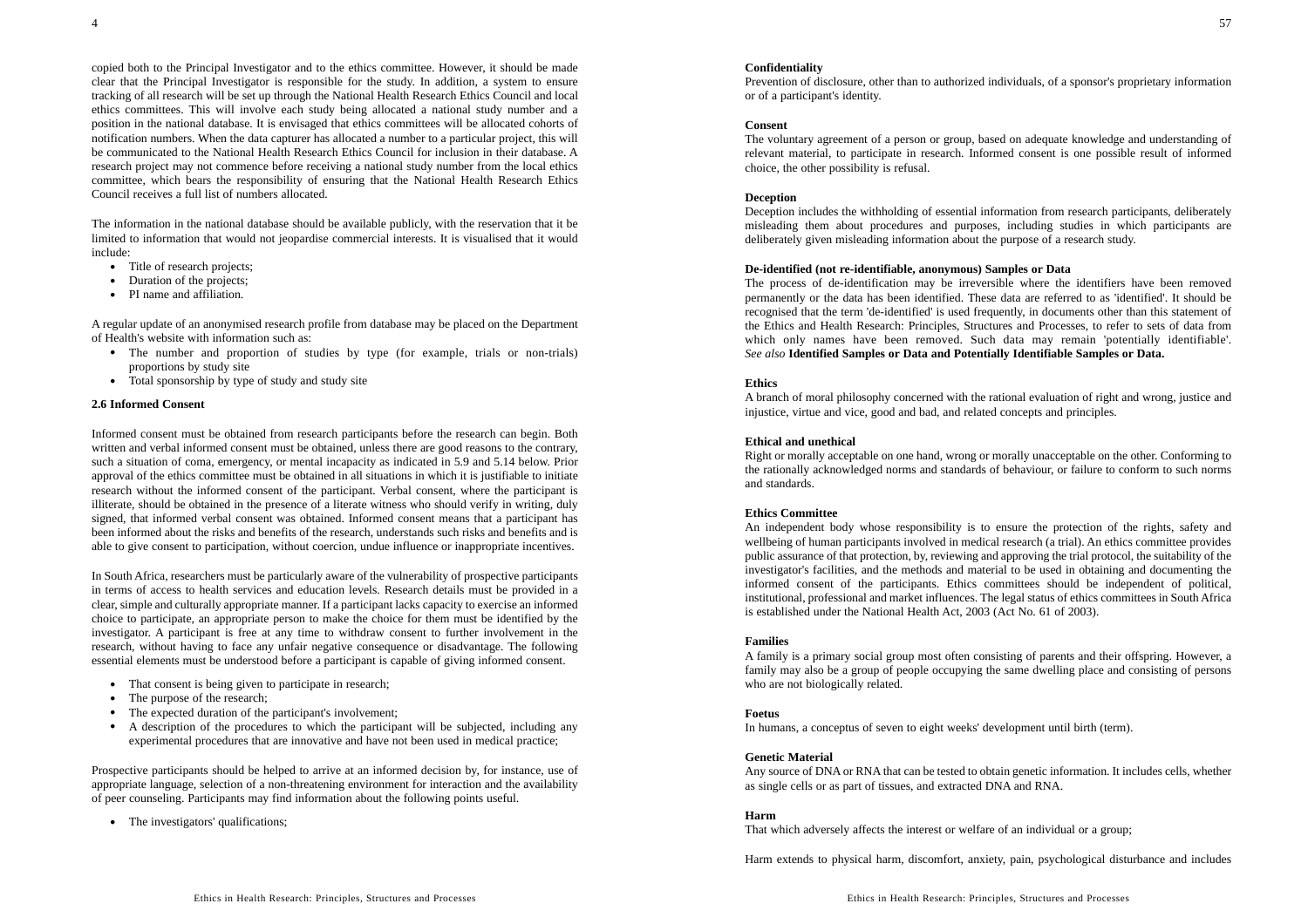copied both to the Principal Investigator and to the ethics committee. However, it should be made clear that the Principal Investigator is responsible for the study. In addition, a system to ensure tracking of all research will be set up through the National Health Research Ethics Council and local ethics committees. This will involve each study being allocated a national study number and a position in the national database. It is envisaged that ethics committees will be allocated cohorts of notification numbers. When the data capturer has allocated a number to a particular project, this will be communicated to the National Health Research Ethics Council for inclusion in their database. A research project may not commence before receiving a national study number from the local ethics committee, which bears the responsibility of ensuring that the National Health Research Ethics Council receives a full list of numbers allocated.

The information in the national database should be available publicly, with the reservation that it be limited to information that would not jeopardise commercial interests. It is visualised that it would include:

- Title of research projects;
- Duration of the projects;
- PI name and affiliation.

A regular update of an anonymised research profile from database may be placed on the Department of Health's website with information such as:

- The number and proportion of studies by type (for example, trials or non-trials) proportions by study site
- Total sponsorship by type of study and study site

### 2.6 Informed Consent

Informed consent must be obtained from research participants before the research can begin. Both written and verbal informed consent must be obtained, unless there are good reasons to the contrary, such a situation of coma, emergency, or mental incapacity as indicated in 5.9 and 5.14 below. Prior approval of the ethics committee must be obtained in all situations in which it is justifiable to initiate research without the informed consent of the participant. Verbal consent, where the participant is illiterate, should be obtained in the presence of a literate witness who should verify in writing, duly signed, that informed verbal consent was obtained. Informed consent means that a participant has been informed about the risks and benefits of the research, understands such risks and benefits and is able to give consent to participation, without coercion, undue influence or inappropriate incentives.

In South Africa, researchers must be particularly aware of the vulnerability of prospective participants in terms of access to health services and education levels. Research details must be provided in a clear, simple and culturally appropriate manner. If a participant lacks capacity to exercise an informed choice to participate, an appropriate person to make the choice for them must be identified by the investigator. A participant is free at any time to withdraw consent to further involvement in the research, without having to face any unfair negative consequence or disadvantage. The following essential elements must be understood before a participant is capable of giving informed consent.

- That consent is being given to participate in research;
- The purpose of the research;
- The expected duration of the participant's involvement;
- A description of the procedures to which the participant will be subjected, including any experimental procedures that are innovative and have not been used in medical practice;

Prospective participants should be helped to arrive at an informed decision by, for instance, use of appropriate language, selection of a non-threatening environment for interaction and the availability of peer counseling. Participants may find information about the following points useful.

- The investigators' qualifications;

**Confidentiality**
Prevention of disclosure, other than to authorized individuals, of a sponsor's proprietary information or of a participant's identity.

**Consent**
The voluntary agreement of a person or group, based on adequate knowledge and understanding of relevant material, to participate in research. Informed consent is one possible result of informed choice, the other possibility is refusal.

**Deception**
Deception includes the withholding of essential information from research participants, deliberately misleading them about procedures and purposes, including studies in which participants are deliberately given misleading information about the purpose of a research study.

**De-identified (not re-identifiable, anonymous) Samples or Data**
The process of de-identification may be irreversible where the identifiers have been removed permanently or the data has been identified. These data are referred to as 'identified'. It should be recognised that the term 'de-identified' is used frequently, in documents other than this statement of the Ethics and Health Research: Principles, Structures and Processes, to refer to sets of data from which only names have been removed. Such data may remain 'potentially identifiable'. *See also* **Identified Samples or Data and Potentially Identifiable Samples or Data.**

**Ethics**
A branch of moral philosophy concerned with the rational evaluation of right and wrong, justice and injustice, virtue and vice, good and bad, and related concepts and principles.

**Ethical and unethical**
Right or morally acceptable on one hand, wrong or morally unacceptable on the other. Conforming to the rationally acknowledged norms and standards of behaviour, or failure to conform to such norms and standards.

**Ethics Committee**
An independent body whose responsibility is to ensure the protection of the rights, safety and wellbeing of human participants involved in medical research (a trial). An ethics committee provides public assurance of that protection, by reviewing and approving the trial protocol, the suitability of the investigator's facilities, and the methods and material to be used in obtaining and documenting the informed consent of the participants. Ethics committees should be independent of political, institutional, professional and market influences. The legal status of ethics committees in South Africa is established under the National Health Act, 2003 (Act No. 61 of 2003).

**Families**
A family is a primary social group most often consisting of parents and their offspring. However, a family may also be a group of people occupying the same dwelling place and consisting of persons who are not biologically related.

**Foetus**
In humans, a conceptus of seven to eight weeks' development until birth (term).

**Genetic Material**
Any source of DNA or RNA that can be tested to obtain genetic information. It includes cells, whether as single cells or as part of tissues, and extracted DNA and RNA.

**Harm**
That which adversely affects the interest or welfare of an individual or a group;

Harm extends to physical harm, discomfort, anxiety, pain, psychological disturbance and includes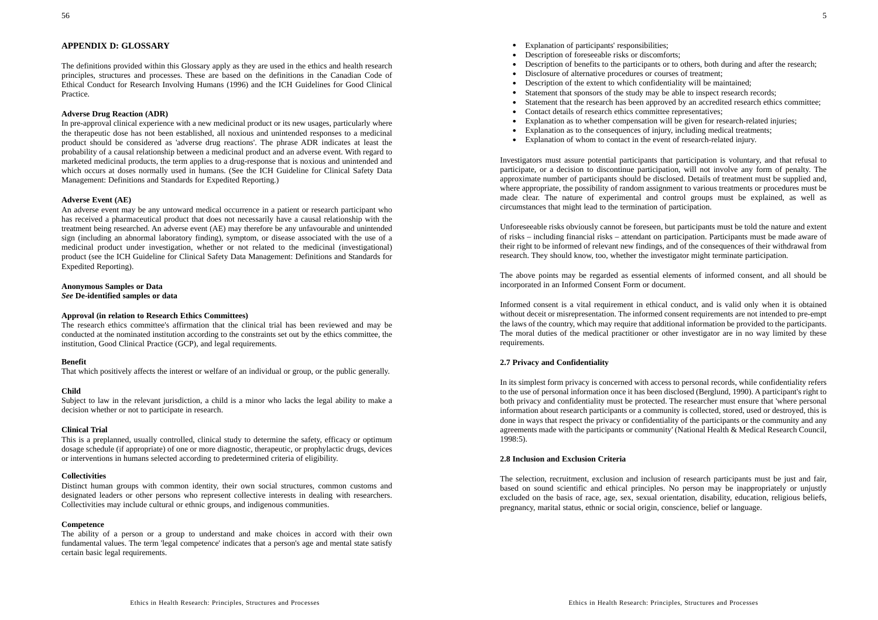## APPENDIX D: GLOSSARY

The definitions provided within this Glossary apply as they are used in the ethics and health research principles, structures and processes. These are based on the definitions in the Canadian Code of Ethical Conduct for Research Involving Humans (1996) and the ICH Guidelines for Good Clinical Practice.

**Adverse Drug Reaction (ADR)**

In pre-approval clinical experience with a new medicinal product or its new usages, particularly where the therapeutic dose has not been established, all noxious and unintended responses to a medicinal product should be considered as 'adverse drug reactions'. The phrase ADR indicates at least the probability of a causal relationship between a medicinal product and an adverse event. With regard to marketed medicinal products, the term applies to a drug-response that is noxious and unintended and which occurs at doses normally used in humans. (See the ICH Guideline for Clinical Safety Data Management: Definitions and Standards for Expedited Reporting.)

**Adverse Event (AE)**

An adverse event may be any untoward medical occurrence in a patient or research participant who has received a pharmaceutical product that does not necessarily have a causal relationship with the treatment being researched. An adverse event (AE) may therefore be any unfavourable and unintended sign (including an abnormal laboratory finding), symptom, or disease associated with the use of a medicinal product under investigation, whether or not related to the medicinal (investigational) product (see the ICH Guideline for Clinical Safety Data Management: Definitions and Standards for Expedited Reporting).

**Anonymous Samples or Data**
***See*** **De-identified samples or data**

**Approval (in relation to Research Ethics Committees)**

The research ethics committee's affirmation that the clinical trial has been reviewed and may be conducted at the nominated institution according to the constraints set out by the ethics committee, the institution, Good Clinical Practice (GCP), and legal requirements.

**Benefit**

That which positively affects the interest or welfare of an individual or group, or the public generally.

**Child**

Subject to law in the relevant jurisdiction, a child is a minor who lacks the legal ability to make a decision whether or not to participate in research.

**Clinical Trial**

This is a preplanned, usually controlled, clinical study to determine the safety, efficacy or optimum dosage schedule (if appropriate) of one or more diagnostic, therapeutic, or prophylactic drugs, devices or interventions in humans selected according to predetermined criteria of eligibility.

**Collectivities**

Distinct human groups with common identity, their own social structures, common customs and designated leaders or other persons who represent collective interests in dealing with researchers. Collectivities may include cultural or ethnic groups, and indigenous communities.

**Competence**

The ability of a person or a group to understand and make choices in accord with their own fundamental values. The term 'legal competence' indicates that a person's age and mental state satisfy certain basic legal requirements.

- Explanation of participants' responsibilities;
- Description of foreseeable risks or discomforts;
- Description of benefits to the participants or to others, both during and after the research;
- Disclosure of alternative procedures or courses of treatment;
- Description of the extent to which confidentiality will be maintained;
- Statement that sponsors of the study may be able to inspect research records;
- Statement that the research has been approved by an accredited research ethics committee;
- Contact details of research ethics committee representatives;
- Explanation as to whether compensation will be given for research-related injuries;
- Explanation as to the consequences of injury, including medical treatments;
- Explanation of whom to contact in the event of research-related injury.

Investigators must assure potential participants that participation is voluntary, and that refusal to participate, or a decision to discontinue participation, will not involve any form of penalty. The approximate number of participants should be disclosed. Details of treatment must be supplied and, where appropriate, the possibility of random assignment to various treatments or procedures must be made clear. The nature of experimental and control groups must be explained, as well as circumstances that might lead to the termination of participation.

Unforeseeable risks obviously cannot be foreseen, but participants must be told the nature and extent of risks – including financial risks – attendant on participation. Participants must be made aware of their right to be informed of relevant new findings, and of the consequences of their withdrawal from research. They should know, too, whether the investigator might terminate participation.

The above points may be regarded as essential elements of informed consent, and all should be incorporated in an Informed Consent Form or document.

Informed consent is a vital requirement in ethical conduct, and is valid only when it is obtained without deceit or misrepresentation. The informed consent requirements are not intended to pre-empt the laws of the country, which may require that additional information be provided to the participants. The moral duties of the medical practitioner or other investigator are in no way limited by these requirements.

### 2.7 Privacy and Confidentiality

In its simplest form privacy is concerned with access to personal records, while confidentiality refers to the use of personal information once it has been disclosed (Berglund, 1990). A participant's right to both privacy and confidentiality must be protected. The researcher must ensure that 'where personal information about research participants or a community is collected, stored, used or destroyed, this is done in ways that respect the privacy or confidentiality of the participants or the community and any agreements made with the participants or community' (National Health & Medical Research Council, 1998:5).

### 2.8 Inclusion and Exclusion Criteria

The selection, recruitment, exclusion and inclusion of research participants must be just and fair, based on sound scientific and ethical principles. No person may be inappropriately or unjustly excluded on the basis of race, age, sex, sexual orientation, disability, education, religious beliefs, pregnancy, marital status, ethnic or social origin, conscience, belief or language.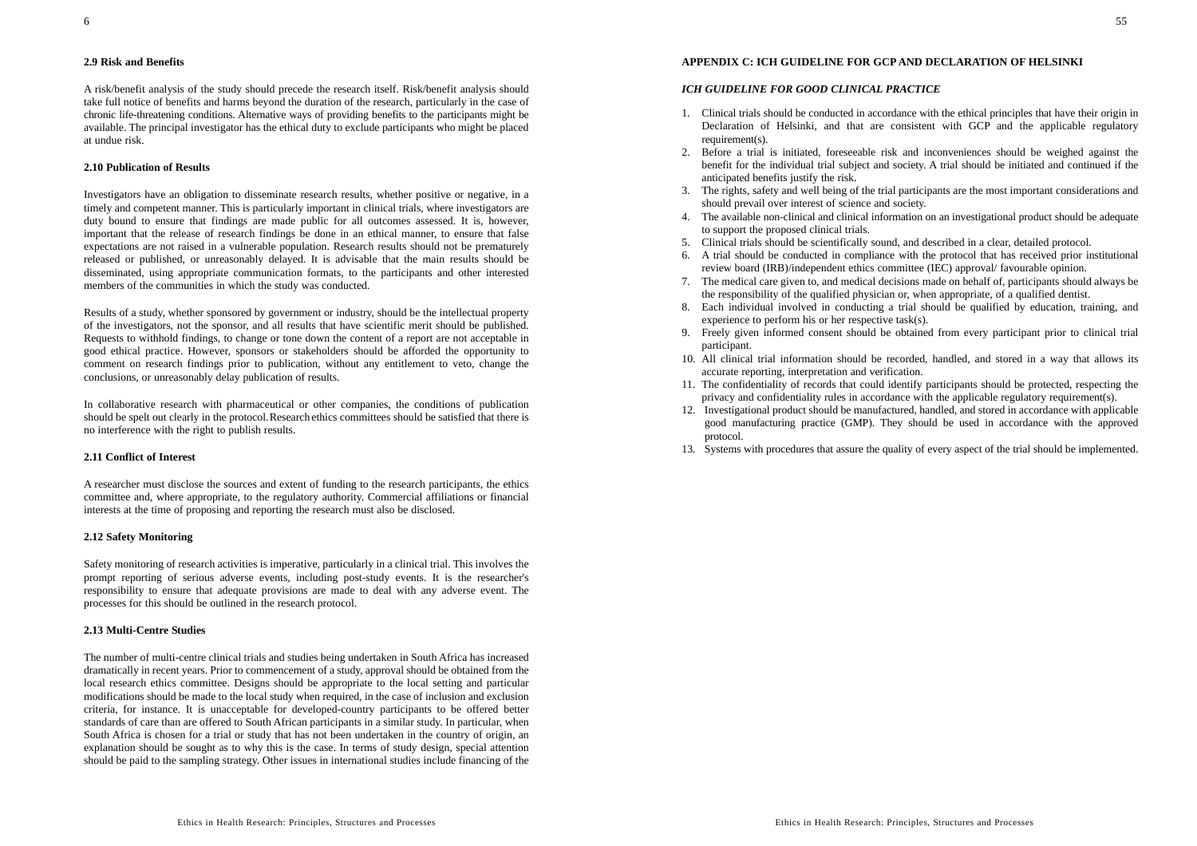### 2.9 Risk and Benefits

A risk/benefit analysis of the study should precede the research itself. Risk/benefit analysis should take full notice of benefits and harms beyond the duration of the research, particularly in the case of chronic life-threatening conditions. Alternative ways of providing benefits to the participants might be available. The principal investigator has the ethical duty to exclude participants who might be placed at undue risk.

### 2.10 Publication of Results

Investigators have an obligation to disseminate research results, whether positive or negative, in a timely and competent manner. This is particularly important in clinical trials, where investigators are duty bound to ensure that findings are made public for all outcomes assessed. It is, however, important that the release of research findings be done in an ethical manner, to ensure that false expectations are not raised in a vulnerable population. Research results should not be prematurely released or published, or unreasonably delayed. It is advisable that the main results should be disseminated, using appropriate communication formats, to the participants and other interested members of the communities in which the study was conducted.

Results of a study, whether sponsored by government or industry, should be the intellectual property of the investigators, not the sponsor, and all results that have scientific merit should be published. Requests to withhold findings, to change or tone down the content of a report are not acceptable in good ethical practice. However, sponsors or stakeholders should be afforded the opportunity to comment on research findings prior to publication, without any entitlement to veto, change the conclusions, or unreasonably delay publication of results.

In collaborative research with pharmaceutical or other companies, the conditions of publication should be spelt out clearly in the protocol. Research ethics committees should be satisfied that there is no interference with the right to publish results.

### 2.11 Conflict of Interest

A researcher must disclose the sources and extent of funding to the research participants, the ethics committee and, where appropriate, to the regulatory authority. Commercial affiliations or financial interests at the time of proposing and reporting the research must also be disclosed.

### 2.12 Safety Monitoring

Safety monitoring of research activities is imperative, particularly in a clinical trial. This involves the prompt reporting of serious adverse events, including post-study events. It is the researcher's responsibility to ensure that adequate provisions are made to deal with any adverse event. The processes for this should be outlined in the research protocol.

### 2.13 Multi-Centre Studies

The number of multi-centre clinical trials and studies being undertaken in South Africa has increased dramatically in recent years. Prior to commencement of a study, approval should be obtained from the local research ethics committee. Designs should be appropriate to the local setting and particular modifications should be made to the local study when required, in the case of inclusion and exclusion criteria, for instance. It is unacceptable for developed-country participants to be offered better standards of care than are offered to South African participants in a similar study. In particular, when South Africa is chosen for a trial or study that has not been undertaken in the country of origin, an explanation should be sought as to why this is the case. In terms of study design, special attention should be paid to the sampling strategy. Other issues in international studies include financing of the

## APPENDIX C: ICH GUIDELINE FOR GCP AND DECLARATION OF HELSINKI

### *ICH GUIDELINE FOR GOOD CLINICAL PRACTICE*

1. Clinical trials should be conducted in accordance with the ethical principles that have their origin in Declaration of Helsinki, and that are consistent with GCP and the applicable regulatory requirement(s).
2. Before a trial is initiated, foreseeable risk and inconveniences should be weighed against the benefit for the individual trial subject and society. A trial should be initiated and continued if the anticipated benefits justify the risk.
3. The rights, safety and well being of the trial participants are the most important considerations and should prevail over interest of science and society.
4. The available non-clinical and clinical information on an investigational product should be adequate to support the proposed clinical trials.
5. Clinical trials should be scientifically sound, and described in a clear, detailed protocol.
6. A trial should be conducted in compliance with the protocol that has received prior institutional review board (IRB)/independent ethics committee (IEC) approval/ favourable opinion.
7. The medical care given to, and medical decisions made on behalf of, participants should always be the responsibility of the qualified physician or, when appropriate, of a qualified dentist.
8. Each individual involved in conducting a trial should be qualified by education, training, and experience to perform his or her respective task(s).
9. Freely given informed consent should be obtained from every participant prior to clinical trial participant.
10. All clinical trial information should be recorded, handled, and stored in a way that allows its accurate reporting, interpretation and verification.
11. The confidentiality of records that could identify participants should be protected, respecting the privacy and confidentiality rules in accordance with the applicable regulatory requirement(s).
12. Investigational product should be manufactured, handled, and stored in accordance with applicable good manufacturing practice (GMP). They should be used in accordance with the approved protocol.
13. Systems with procedures that assure the quality of every aspect of the trial should be implemented.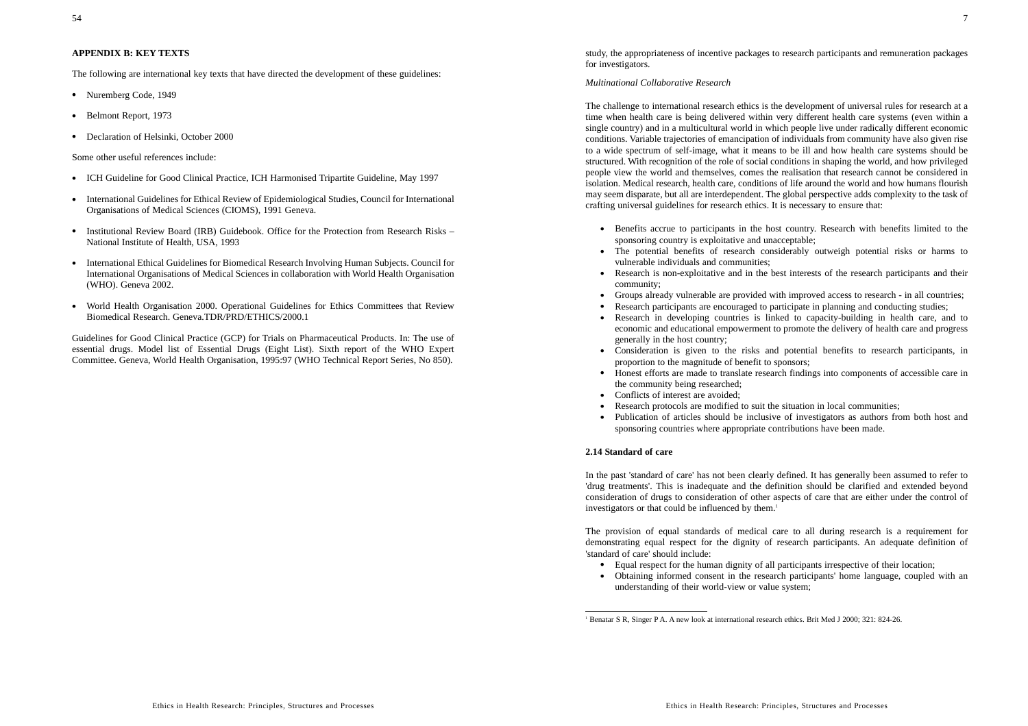## APPENDIX B: KEY TEXTS

The following are international key texts that have directed the development of these guidelines:

- Nuremberg Code, 1949
- Belmont Report, 1973
- Declaration of Helsinki, October 2000

Some other useful references include:

- ICH Guideline for Good Clinical Practice, ICH Harmonised Tripartite Guideline, May 1997
- International Guidelines for Ethical Review of Epidemiological Studies, Council for International Organisations of Medical Sciences (CIOMS), 1991 Geneva.
- Institutional Review Board (IRB) Guidebook. Office for the Protection from Research Risks – National Institute of Health, USA, 1993
- International Ethical Guidelines for Biomedical Research Involving Human Subjects. Council for International Organisations of Medical Sciences in collaboration with World Health Organisation (WHO). Geneva 2002.
- World Health Organisation 2000. Operational Guidelines for Ethics Committees that Review Biomedical Research. Geneva.TDR/PRD/ETHICS/2000.1

Guidelines for Good Clinical Practice (GCP) for Trials on Pharmaceutical Products. In: The use of essential drugs. Model list of Essential Drugs (Eight List). Sixth report of the WHO Expert Committee. Geneva, World Health Organisation, 1995:97 (WHO Technical Report Series, No 850).

study, the appropriateness of incentive packages to research participants and remuneration packages for investigators.

*Multinational Collaborative Research*

The challenge to international research ethics is the development of universal rules for research at a time when health care is being delivered within very different health care systems (even within a single country) and in a multicultural world in which people live under radically different economic conditions. Variable trajectories of emancipation of individuals from community have also given rise to a wide spectrum of self-image, what it means to be ill and how health care systems should be structured. With recognition of the role of social conditions in shaping the world, and how privileged people view the world and themselves, comes the realisation that research cannot be considered in isolation. Medical research, health care, conditions of life around the world and how humans flourish may seem disparate, but all are interdependent. The global perspective adds complexity to the task of crafting universal guidelines for research ethics. It is necessary to ensure that:

- Benefits accrue to participants in the host country. Research with benefits limited to the sponsoring country is exploitative and unacceptable;
- The potential benefits of research considerably outweigh potential risks or harms to vulnerable individuals and communities;
- Research is non-exploitative and in the best interests of the research participants and their community;
- Groups already vulnerable are provided with improved access to research - in all countries;
- Research participants are encouraged to participate in planning and conducting studies;
- Research in developing countries is linked to capacity-building in health care, and to economic and educational empowerment to promote the delivery of health care and progress generally in the host country;
- Consideration is given to the risks and potential benefits to research participants, in proportion to the magnitude of benefit to sponsors;
- Honest efforts are made to translate research findings into components of accessible care in the community being researched;
- Conflicts of interest are avoided;
- Research protocols are modified to suit the situation in local communities;
- Publication of articles should be inclusive of investigators as authors from both host and sponsoring countries where appropriate contributions have been made.

### 2.14 Standard of care

In the past 'standard of care' has not been clearly defined. It has generally been assumed to refer to 'drug treatments'. This is inadequate and the definition should be clarified and extended beyond consideration of drugs to consideration of other aspects of care that are either under the control of investigators or that could be influenced by them.[1]

The provision of equal standards of medical care to all during research is a requirement for demonstrating equal respect for the dignity of research participants. An adequate definition of 'standard of care' should include:

- Equal respect for the human dignity of all participants irrespective of their location;
- Obtaining informed consent in the research participants' home language, coupled with an understanding of their world-view or value system;

[1] Benatar S R, Singer P A. A new look at international research ethics. Brit Med J 2000; 321: 824-26.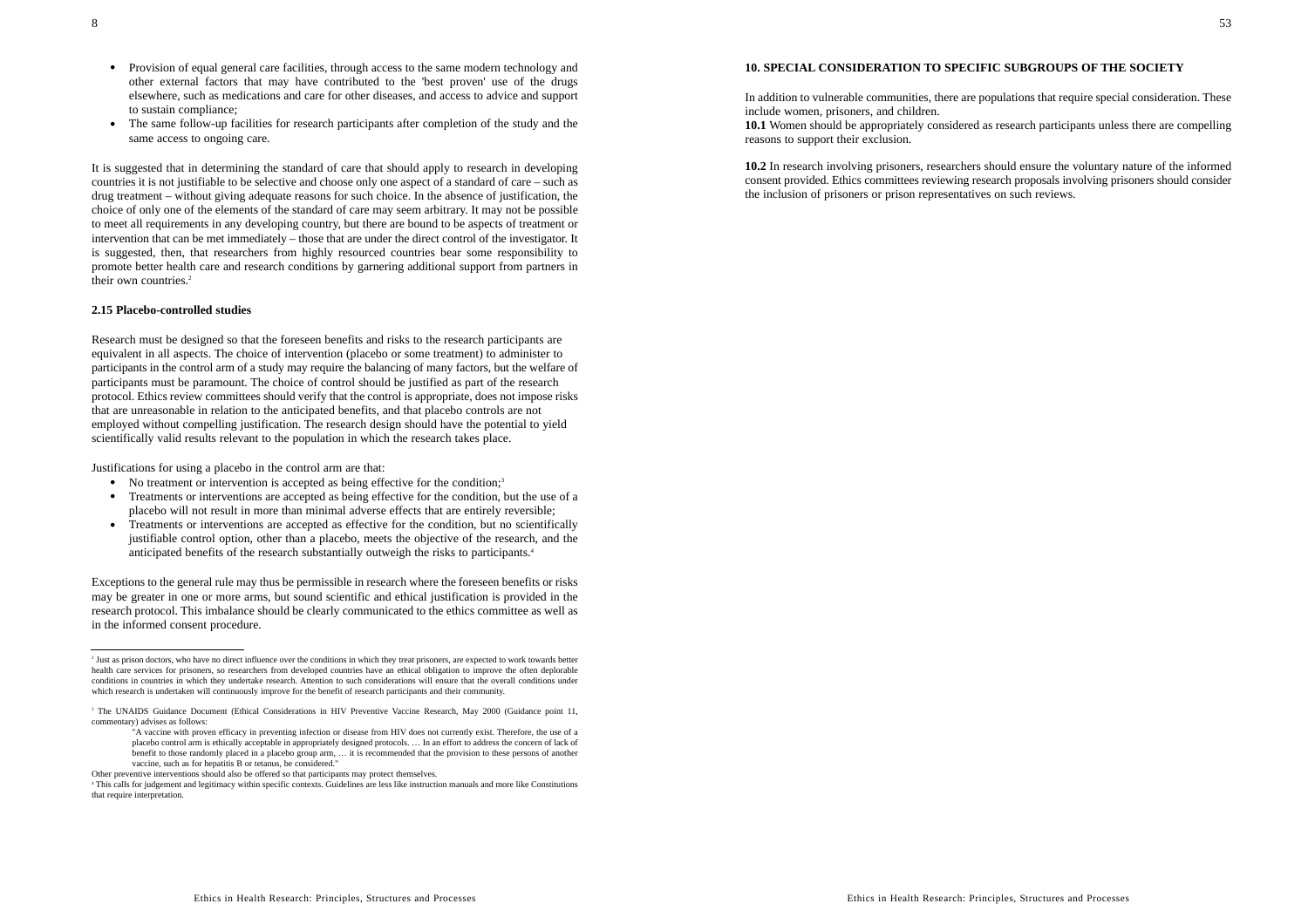- Provision of equal general care facilities, through access to the same modern technology and other external factors that may have contributed to the 'best proven' use of the drugs elsewhere, such as medications and care for other diseases, and access to advice and support to sustain compliance;
- The same follow-up facilities for research participants after completion of the study and the same access to ongoing care.

It is suggested that in determining the standard of care that should apply to research in developing countries it is not justifiable to be selective and choose only one aspect of a standard of care – such as drug treatment – without giving adequate reasons for such choice. In the absence of justification, the choice of only one of the elements of the standard of care may seem arbitrary. It may not be possible to meet all requirements in any developing country, but there are bound to be aspects of treatment or intervention that can be met immediately – those that are under the direct control of the investigator. It is suggested, then, that researchers from highly resourced countries bear some responsibility to promote better health care and research conditions by garnering additional support from partners in their own countries.[2]

### 2.15 Placebo-controlled studies

Research must be designed so that the foreseen benefits and risks to the research participants are equivalent in all aspects. The choice of intervention (placebo or some treatment) to administer to participants in the control arm of a study may require the balancing of many factors, but the welfare of participants must be paramount. The choice of control should be justified as part of the research protocol. Ethics review committees should verify that the control is appropriate, does not impose risks that are unreasonable in relation to the anticipated benefits, and that placebo controls are not employed without compelling justification. The research design should have the potential to yield scientifically valid results relevant to the population in which the research takes place.

Justifications for using a placebo in the control arm are that:

- No treatment or intervention is accepted as being effective for the condition;[3]
- Treatments or interventions are accepted as being effective for the condition, but the use of a placebo will not result in more than minimal adverse effects that are entirely reversible;
- Treatments or interventions are accepted as effective for the condition, but no scientifically justifiable control option, other than a placebo, meets the objective of the research, and the anticipated benefits of the research substantially outweigh the risks to participants.[4]

Exceptions to the general rule may thus be permissible in research where the foreseen benefits or risks may be greater in one or more arms, but sound scientific and ethical justification is provided in the research protocol. This imbalance should be clearly communicated to the ethics committee as well as in the informed consent procedure.

---

[2] Just as prison doctors, who have no direct influence over the conditions in which they treat prisoners, are expected to work towards better health care services for prisoners, so researchers from developed countries have an ethical obligation to improve the often deplorable conditions in countries in which they undertake research. Attention to such considerations will ensure that the overall conditions under which research is undertaken will continuously improve for the benefit of research participants and their community.

[3] The UNAIDS Guidance Document (Ethical Considerations in HIV Preventive Vaccine Research, May 2000 (Guidance point 11, commentary) advises as follows:

> "A vaccine with proven efficacy in preventing infection or disease from HIV does not currently exist. Therefore, the use of a placebo control arm is ethically acceptable in appropriately designed protocols. … In an effort to address the concern of lack of benefit to those randomly placed in a placebo group arm, … it is recommended that the provision to these persons of another vaccine, such as for hepatitis B or tetanus, be considered."

Other preventive interventions should also be offered so that participants may protect themselves.

[4] This calls for judgement and legitimacy within specific contexts. Guidelines are less like instruction manuals and more like Constitutions that require interpretation.

## 10. SPECIAL CONSIDERATION TO SPECIFIC SUBGROUPS OF THE SOCIETY

In addition to vulnerable communities, there are populations that require special consideration. These include women, prisoners, and children.

**10.1** Women should be appropriately considered as research participants unless there are compelling reasons to support their exclusion.

**10.2** In research involving prisoners, researchers should ensure the voluntary nature of the informed consent provided. Ethics committees reviewing research proposals involving prisoners should consider the inclusion of prisoners or prison representatives on such reviews.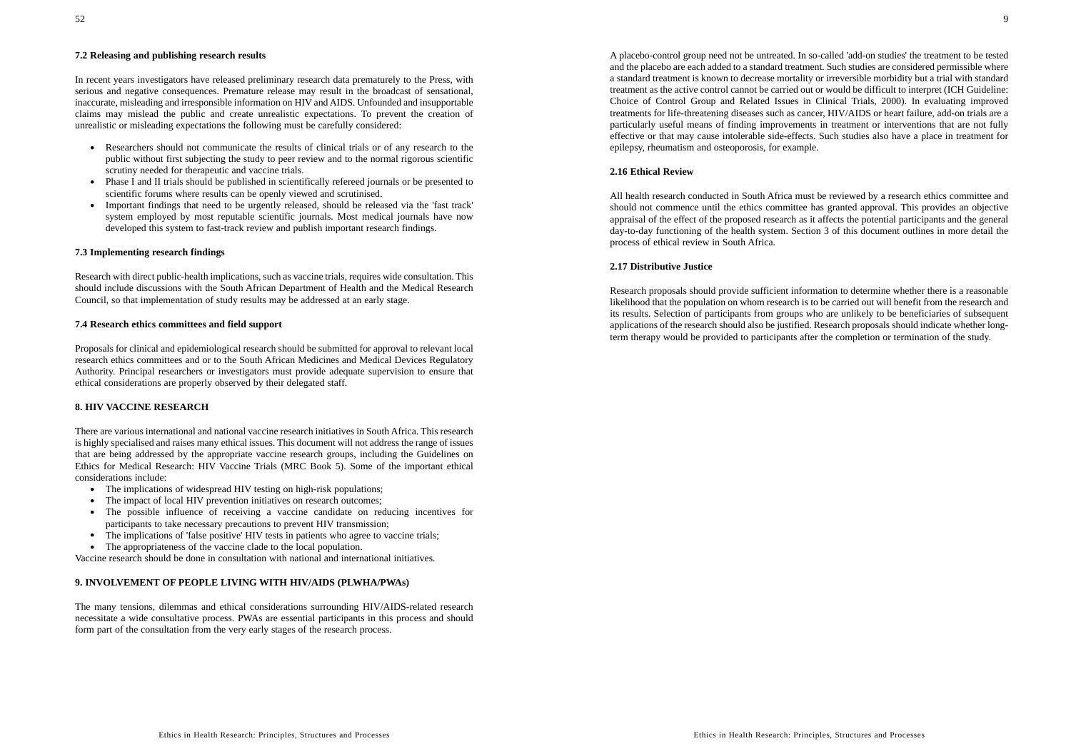#### 7.2 Releasing and publishing research results

In recent years investigators have released preliminary research data prematurely to the Press, with serious and negative consequences. Premature release may result in the broadcast of sensational, inaccurate, misleading and irresponsible information on HIV and AIDS. Unfounded and insupportable claims may mislead the public and create unrealistic expectations. To prevent the creation of unrealistic or misleading expectations the following must be carefully considered:

- Researchers should not communicate the results of clinical trials or of any research to the public without first subjecting the study to peer review and to the normal rigorous scientific scrutiny needed for therapeutic and vaccine trials.
- Phase I and II trials should be published in scientifically refereed journals or be presented to scientific forums where results can be openly viewed and scrutinised.
- Important findings that need to be urgently released, should be released via the 'fast track' system employed by most reputable scientific journals. Most medical journals have now developed this system to fast-track review and publish important research findings.

#### 7.3 Implementing research findings

Research with direct public-health implications, such as vaccine trials, requires wide consultation. This should include discussions with the South African Department of Health and the Medical Research Council, so that implementation of study results may be addressed at an early stage.

#### 7.4 Research ethics committees and field support

Proposals for clinical and epidemiological research should be submitted for approval to relevant local research ethics committees and or to the South African Medicines and Medical Devices Regulatory Authority. Principal researchers or investigators must provide adequate supervision to ensure that ethical considerations are properly observed by their delegated staff.

### 8. HIV VACCINE RESEARCH

There are various international and national vaccine research initiatives in South Africa. This research is highly specialised and raises many ethical issues. This document will not address the range of issues that are being addressed by the appropriate vaccine research groups, including the Guidelines on Ethics for Medical Research: HIV Vaccine Trials (MRC Book 5). Some of the important ethical considerations include:

- The implications of widespread HIV testing on high-risk populations;
- The impact of local HIV prevention initiatives on research outcomes;
- The possible influence of receiving a vaccine candidate on reducing incentives for participants to take necessary precautions to prevent HIV transmission;
- The implications of 'false positive' HIV tests in patients who agree to vaccine trials;
- The appropriateness of the vaccine clade to the local population.

Vaccine research should be done in consultation with national and international initiatives.

### 9. INVOLVEMENT OF PEOPLE LIVING WITH HIV/AIDS (PLWHA/PWAs)

The many tensions, dilemmas and ethical considerations surrounding HIV/AIDS-related research necessitate a wide consultative process. PWAs are essential participants in this process and should form part of the consultation from the very early stages of the research process.

A placebo-control group need not be untreated. In so-called 'add-on studies' the treatment to be tested and the placebo are each added to a standard treatment. Such studies are considered permissible where a standard treatment is known to decrease mortality or irreversible morbidity but a trial with standard treatment as the active control cannot be carried out or would be difficult to interpret (ICH Guideline: Choice of Control Group and Related Issues in Clinical Trials, 2000). In evaluating improved treatments for life-threatening diseases such as cancer, HIV/AIDS or heart failure, add-on trials are a particularly useful means of finding improvements in treatment or interventions that are not fully effective or that may cause intolerable side-effects. Such studies also have a place in treatment for epilepsy, rheumatism and osteoporosis, for example.

#### 2.16 Ethical Review

All health research conducted in South Africa must be reviewed by a research ethics committee and should not commence until the ethics committee has granted approval. This provides an objective appraisal of the effect of the proposed research as it affects the potential participants and the general day-to-day functioning of the health system. Section 3 of this document outlines in more detail the process of ethical review in South Africa.

#### 2.17 Distributive Justice

Research proposals should provide sufficient information to determine whether there is a reasonable likelihood that the population on whom research is to be carried out will benefit from the research and its results. Selection of participants from groups who are unlikely to be beneficiaries of subsequent applications of the research should also be justified. Research proposals should indicate whether long-term therapy would be provided to participants after the completion or termination of the study.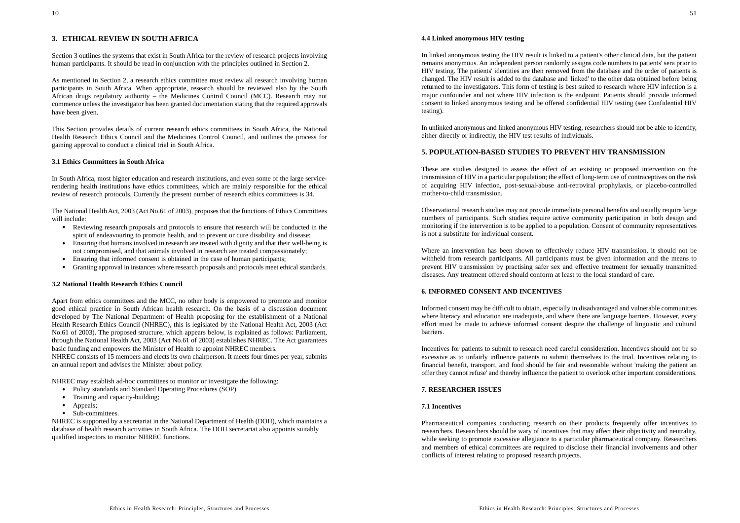## 3. ETHICAL REVIEW IN SOUTH AFRICA

Section 3 outlines the systems that exist in South Africa for the review of research projects involving human participants. It should be read in conjunction with the principles outlined in Section 2.

As mentioned in Section 2, a research ethics committee must review all research involving human participants in South Africa. When appropriate, research should be reviewed also by the South African drugs regulatory authority – the Medicines Control Council (MCC). Research may not commence unless the investigator has been granted documentation stating that the required approvals have been given.

This Section provides details of current research ethics committees in South Africa, the National Health Research Ethics Council and the Medicines Control Council, and outlines the process for gaining approval to conduct a clinical trial in South Africa.

### 3.1 Ethics Committees in South Africa

In South Africa, most higher education and research institutions, and even some of the large service-rendering health institutions have ethics committees, which are mainly responsible for the ethical review of research protocols. Currently the present number of research ethics committees is 34.

The National Health Act, 2003 (Act No.61 of 2003), proposes that the functions of Ethics Committees will include:

- Reviewing research proposals and protocols to ensure that research will be conducted in the spirit of endeavouring to promote health, and to prevent or cure disability and disease;
- Ensuring that humans involved in research are treated with dignity and that their well-being is not compromised, and that animals involved in research are treated compassionately;
- Ensuring that informed consent is obtained in the case of human participants;
- Granting approval in instances where research proposals and protocols meet ethical standards.

### 3.2 National Health Research Ethics Council

Apart from ethics committees and the MCC, no other body is empowered to promote and monitor good ethical practice in South African health research. On the basis of a discussion document developed by The National Department of Health proposing for the establishment of a National Health Research Ethics Council (NHREC), this is legislated by the National Health Act, 2003 (Act No.61 of 2003). The proposed structure, which appears below, is explained as follows: Parliament, through the National Health Act, 2003 (Act No.61 of 2003) establishes NHREC. The Act guarantees basic funding and empowers the Minister of Health to appoint NHREC members.
NHREC consists of 15 members and elects its own chairperson. It meets four times per year, submits an annual report and advises the Minister about policy.

NHREC may establish ad-hoc committees to monitor or investigate the following:

- Policy standards and Standard Operating Procedures (SOP)
- Training and capacity-building;
- Appeals;
- Sub-committees.

NHREC is supported by a secretariat in the National Department of Health (DOH), which maintains a database of health research activities in South Africa. The DOH secretariat also appoints suitably qualified inspectors to monitor NHREC functions.

### 4.4 Linked anonymous HIV testing

In linked anonymous testing the HIV result is linked to a patient's other clinical data, but the patient remains anonymous. An independent person randomly assigns code numbers to patients' sera prior to HIV testing. The patients' identities are then removed from the database and the order of patients is changed. The HIV result is added to the database and 'linked' to the other data obtained before being returned to the investigators. This form of testing is best suited to research where HIV infection is a major confounder and not where HIV infection is the endpoint. Patients should provide informed consent to linked anonymous testing and be offered confidential HIV testing (see Confidential HIV testing).

In unlinked anonymous and linked anonymous HIV testing, researchers should not be able to identify, either directly or indirectly, the HIV test results of individuals.

## 5. POPULATION-BASED STUDIES TO PREVENT HIV TRANSMISSION

These are studies designed to assess the effect of an existing or proposed intervention on the transmission of HIV in a particular population; the effect of long-term use of contraceptives on the risk of acquiring HIV infection, post-sexual-abuse anti-retroviral prophylaxis, or placebo-controlled mother-to-child transmission.

Observational research studies may not provide immediate personal benefits and usually require large numbers of participants. Such studies require active community participation in both design and monitoring if the intervention is to be applied to a population. Consent of community representatives is not a substitute for individual consent.

Where an intervention has been shown to effectively reduce HIV transmission, it should not be withheld from research participants. All participants must be given information and the means to prevent HIV transmission by practising safer sex and effective treatment for sexually transmitted diseases. Any treatment offered should conform at least to the local standard of care.

### 6. INFORMED CONSENT AND INCENTIVES

Informed consent may be difficult to obtain, especially in disadvantaged and vulnerable communities where literacy and education are inadequate, and where there are language barriers. However, every effort must be made to achieve informed consent despite the challenge of linguistic and cultural barriers.

Incentives for patients to submit to research need careful consideration. Incentives should not be so excessive as to unfairly influence patients to submit themselves to the trial. Incentives relating to financial benefit, transport, and food should be fair and reasonable without 'making the patient an offer they cannot refuse' and thereby influence the patient to overlook other important considerations.

### 7. RESEARCHER ISSUES

### 7.1 Incentives

Pharmaceutical companies conducting research on their products frequently offer incentives to researchers. Researchers should be wary of incentives that may affect their objectivity and neutrality, while seeking to promote excessive allegiance to a particular pharmaceutical company. Researchers and members of ethical committees are required to disclose their financial involvements and other conflicts of interest relating to proposed research projects.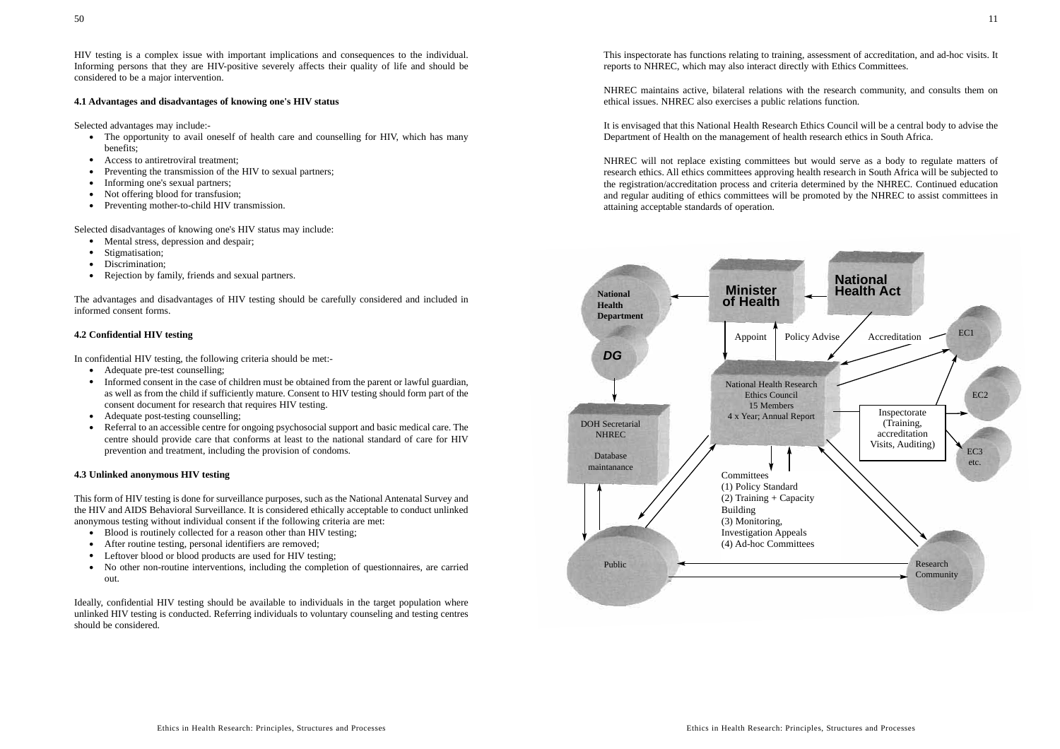HIV testing is a complex issue with important implications and consequences to the individual. Informing persons that they are HIV-positive severely affects their quality of life and should be considered to be a major intervention.

#### 4.1 Advantages and disadvantages of knowing one's HIV status

Selected advantages may include:-

- The opportunity to avail oneself of health care and counselling for HIV, which has many benefits;
- Access to antiretroviral treatment;
- Preventing the transmission of the HIV to sexual partners;
- Informing one's sexual partners;
- Not offering blood for transfusion;
- Preventing mother-to-child HIV transmission.

Selected disadvantages of knowing one's HIV status may include:

- Mental stress, depression and despair;
- Stigmatisation;
- Discrimination;
- Rejection by family, friends and sexual partners.

The advantages and disadvantages of HIV testing should be carefully considered and included in informed consent forms.

#### 4.2 Confidential HIV testing

In confidential HIV testing, the following criteria should be met:-

- Adequate pre-test counselling;
- Informed consent in the case of children must be obtained from the parent or lawful guardian, as well as from the child if sufficiently mature. Consent to HIV testing should form part of the consent document for research that requires HIV testing.
- Adequate post-testing counselling;
- Referral to an accessible centre for ongoing psychosocial support and basic medical care. The centre should provide care that conforms at least to the national standard of care for HIV prevention and treatment, including the provision of condoms.

#### 4.3 Unlinked anonymous HIV testing

This form of HIV testing is done for surveillance purposes, such as the National Antenatal Survey and the HIV and AIDS Behavioral Surveillance. It is considered ethically acceptable to conduct unlinked anonymous testing without individual consent if the following criteria are met:

- Blood is routinely collected for a reason other than HIV testing;
- After routine testing, personal identifiers are removed;
- Leftover blood or blood products are used for HIV testing;
- No other non-routine interventions, including the completion of questionnaires, are carried out.

Ideally, confidential HIV testing should be available to individuals in the target population where unlinked HIV testing is conducted. Referring individuals to voluntary counseling and testing centres should be considered.

This inspectorate has functions relating to training, assessment of accreditation, and ad-hoc visits. It reports to NHREC, which may also interact directly with Ethics Committees.

NHREC maintains active, bilateral relations with the research community, and consults them on ethical issues. NHREC also exercises a public relations function.

It is envisaged that this National Health Research Ethics Council will be a central body to advise the Department of Health on the management of health research ethics in South Africa.

NHREC will not replace existing committees but would serve as a body to regulate matters of research ethics. All ethics committees approving health research in South Africa will be subjected to the registration/accreditation process and criteria determined by the NHREC. Continued education and regular auditing of ethics committees will be promoted by the NHREC to assist committees in attaining acceptable standards of operation.

National Health Department

DG

Minister of Health

National Health Act

Appoint | Policy Advise | Accreditation

EC1

EC2

EC3 etc.

National Health Research Ethics Council
15 Members
4 x Year; Annual Report

Inspectorate (Training, accreditation Visits, Auditing)

DOH Secretarial NHREC

Database maintanance

Committees
(1) Policy Standard
(2) Training + Capacity Building
(3) Monitoring, Investigation Appeals
(4) Ad-hoc Committees

Public

Research Community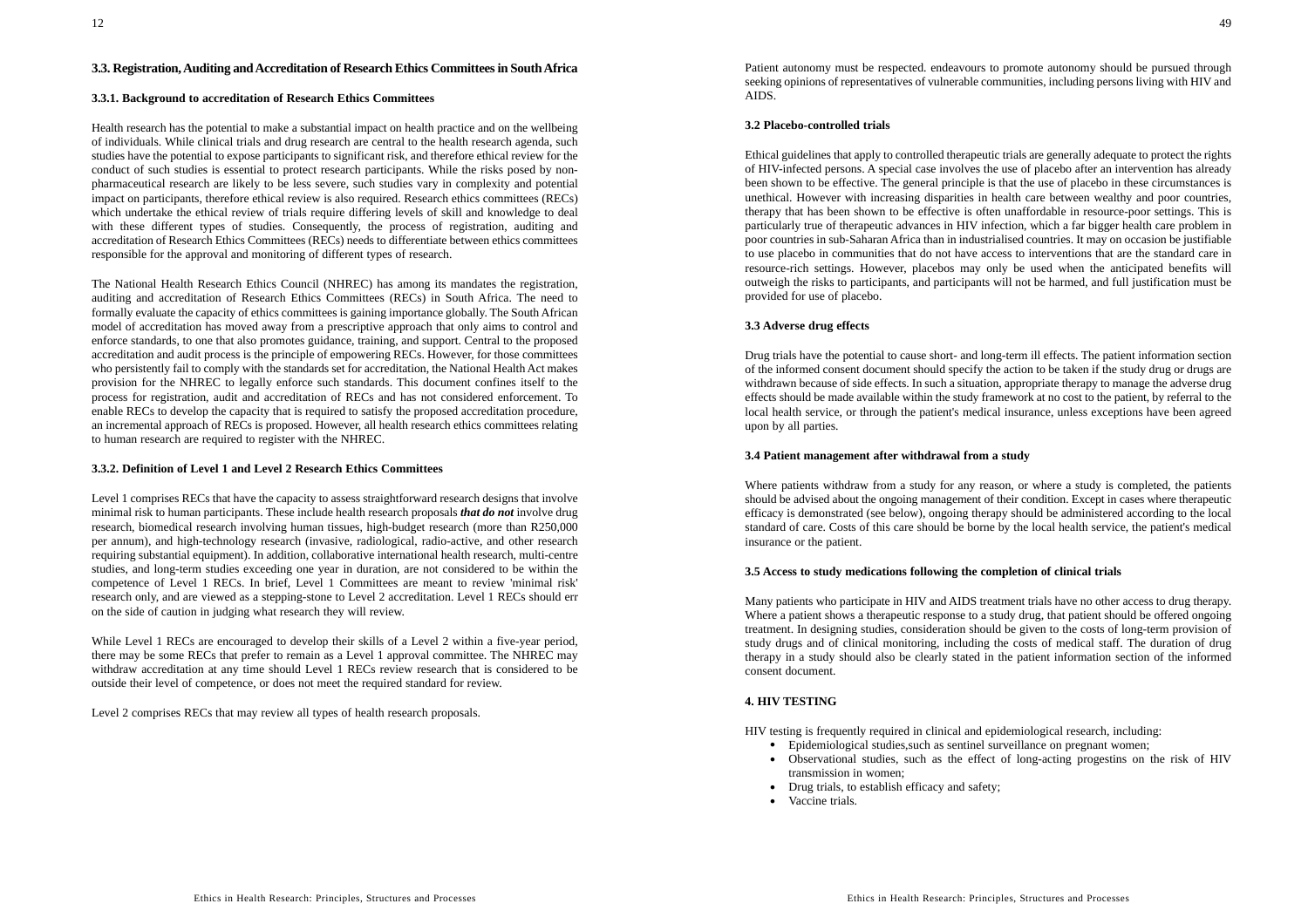### 3.3. Registration, Auditing and Accreditation of Research Ethics Committees in South Africa

#### 3.3.1. Background to accreditation of Research Ethics Committees

Health research has the potential to make a substantial impact on health practice and on the wellbeing of individuals. While clinical trials and drug research are central to the health research agenda, such studies have the potential to expose participants to significant risk, and therefore ethical review for the conduct of such studies is essential to protect research participants. While the risks posed by non-pharmaceutical research are likely to be less severe, such studies vary in complexity and potential impact on participants, therefore ethical review is also required. Research ethics committees (RECs) which undertake the ethical review of trials require differing levels of skill and knowledge to deal with these different types of studies. Consequently, the process of registration, auditing and accreditation of Research Ethics Committees (RECs) needs to differentiate between ethics committees responsible for the approval and monitoring of different types of research.

The National Health Research Ethics Council (NHREC) has among its mandates the registration, auditing and accreditation of Research Ethics Committees (RECs) in South Africa. The need to formally evaluate the capacity of ethics committees is gaining importance globally. The South African model of accreditation has moved away from a prescriptive approach that only aims to control and enforce standards, to one that also promotes guidance, training, and support. Central to the proposed accreditation and audit process is the principle of empowering RECs. However, for those committees who persistently fail to comply with the standards set for accreditation, the National Health Act makes provision for the NHREC to legally enforce such standards. This document confines itself to the process for registration, audit and accreditation of RECs and has not considered enforcement. To enable RECs to develop the capacity that is required to satisfy the proposed accreditation procedure, an incremental approach of RECs is proposed. However, all health research ethics committees relating to human research are required to register with the NHREC.

#### 3.3.2. Definition of Level 1 and Level 2 Research Ethics Committees

Level 1 comprises RECs that have the capacity to assess straightforward research designs that involve minimal risk to human participants. These include health research proposals ***that do not*** involve drug research, biomedical research involving human tissues, high-budget research (more than R250,000 per annum), and high-technology research (invasive, radiological, radio-active, and other research requiring substantial equipment). In addition, collaborative international health research, multi-centre studies, and long-term studies exceeding one year in duration, are not considered to be within the competence of Level 1 RECs. In brief, Level 1 Committees are meant to review 'minimal risk' research only, and are viewed as a stepping-stone to Level 2 accreditation. Level 1 RECs should err on the side of caution in judging what research they will review.

While Level 1 RECs are encouraged to develop their skills of a Level 2 within a five-year period, there may be some RECs that prefer to remain as a Level 1 approval committee. The NHREC may withdraw accreditation at any time should Level 1 RECs review research that is considered to be outside their level of competence, or does not meet the required standard for review.

Level 2 comprises RECs that may review all types of health research proposals.

Patient autonomy must be respected. endeavours to promote autonomy should be pursued through seeking opinions of representatives of vulnerable communities, including persons living with HIV and AIDS.

#### 3.2 Placebo-controlled trials

Ethical guidelines that apply to controlled therapeutic trials are generally adequate to protect the rights of HIV-infected persons. A special case involves the use of placebo after an intervention has already been shown to be effective. The general principle is that the use of placebo in these circumstances is unethical. However with increasing disparities in health care between wealthy and poor countries, therapy that has been shown to be effective is often unaffordable in resource-poor settings. This is particularly true of therapeutic advances in HIV infection, which a far bigger health care problem in poor countries in sub-Saharan Africa than in industrialised countries. It may on occasion be justifiable to use placebo in communities that do not have access to interventions that are the standard care in resource-rich settings. However, placebos may only be used when the anticipated benefits will outweigh the risks to participants, and participants will not be harmed, and full justification must be provided for use of placebo.

#### 3.3 Adverse drug effects

Drug trials have the potential to cause short- and long-term ill effects. The patient information section of the informed consent document should specify the action to be taken if the study drug or drugs are withdrawn because of side effects. In such a situation, appropriate therapy to manage the adverse drug effects should be made available within the study framework at no cost to the patient, by referral to the local health service, or through the patient's medical insurance, unless exceptions have been agreed upon by all parties.

#### 3.4 Patient management after withdrawal from a study

Where patients withdraw from a study for any reason, or where a study is completed, the patients should be advised about the ongoing management of their condition. Except in cases where therapeutic efficacy is demonstrated (see below), ongoing therapy should be administered according to the local standard of care. Costs of this care should be borne by the local health service, the patient's medical insurance or the patient.

#### 3.5 Access to study medications following the completion of clinical trials

Many patients who participate in HIV and AIDS treatment trials have no other access to drug therapy. Where a patient shows a therapeutic response to a study drug, that patient should be offered ongoing treatment. In designing studies, consideration should be given to the costs of long-term provision of study drugs and of clinical monitoring, including the costs of medical staff. The duration of drug therapy in a study should also be clearly stated in the patient information section of the informed consent document.

### 4. HIV TESTING

HIV testing is frequently required in clinical and epidemiological research, including:

- Epidemiological studies,such as sentinel surveillance on pregnant women;
- Observational studies, such as the effect of long-acting progestins on the risk of HIV transmission in women;
- Drug trials, to establish efficacy and safety;
- Vaccine trials.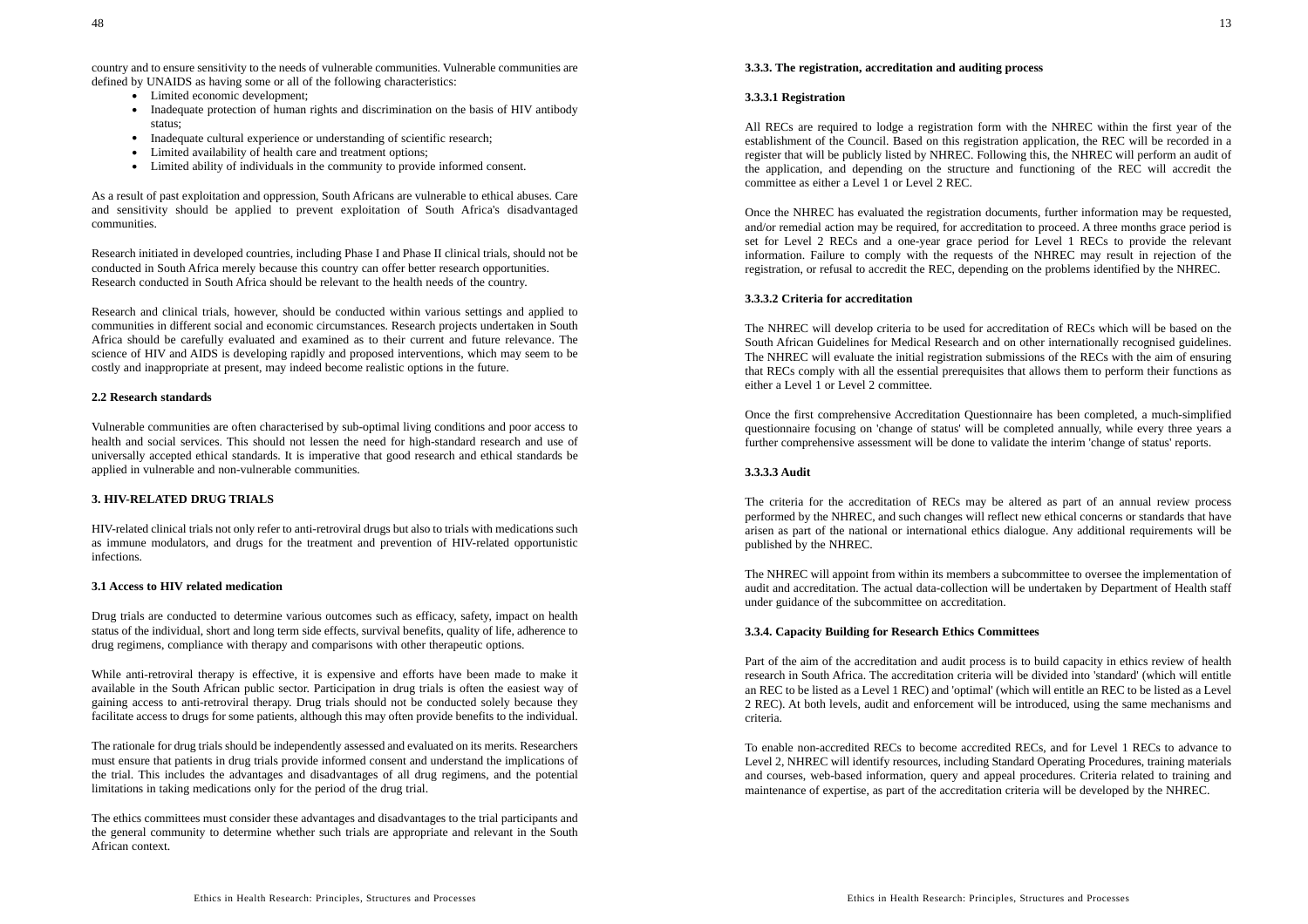country and to ensure sensitivity to the needs of vulnerable communities. Vulnerable communities are defined by UNAIDS as having some or all of the following characteristics:

- Limited economic development;
- Inadequate protection of human rights and discrimination on the basis of HIV antibody status;
- Inadequate cultural experience or understanding of scientific research;
- Limited availability of health care and treatment options;
- Limited ability of individuals in the community to provide informed consent.

As a result of past exploitation and oppression, South Africans are vulnerable to ethical abuses. Care and sensitivity should be applied to prevent exploitation of South Africa's disadvantaged communities.

Research initiated in developed countries, including Phase I and Phase II clinical trials, should not be conducted in South Africa merely because this country can offer better research opportunities. Research conducted in South Africa should be relevant to the health needs of the country.

Research and clinical trials, however, should be conducted within various settings and applied to communities in different social and economic circumstances. Research projects undertaken in South Africa should be carefully evaluated and examined as to their current and future relevance. The science of HIV and AIDS is developing rapidly and proposed interventions, which may seem to be costly and inappropriate at present, may indeed become realistic options in the future.

**2.2 Research standards**

Vulnerable communities are often characterised by sub-optimal living conditions and poor access to health and social services. This should not lessen the need for high-standard research and use of universally accepted ethical standards. It is imperative that good research and ethical standards be applied in vulnerable and non-vulnerable communities.

**3. HIV-RELATED DRUG TRIALS**

HIV-related clinical trials not only refer to anti-retroviral drugs but also to trials with medications such as immune modulators, and drugs for the treatment and prevention of HIV-related opportunistic infections.

**3.1 Access to HIV related medication**

Drug trials are conducted to determine various outcomes such as efficacy, safety, impact on health status of the individual, short and long term side effects, survival benefits, quality of life, adherence to drug regimens, compliance with therapy and comparisons with other therapeutic options.

While anti-retroviral therapy is effective, it is expensive and efforts have been made to make it available in the South African public sector. Participation in drug trials is often the easiest way of gaining access to anti-retroviral therapy. Drug trials should not be conducted solely because they facilitate access to drugs for some patients, although this may often provide benefits to the individual.

The rationale for drug trials should be independently assessed and evaluated on its merits. Researchers must ensure that patients in drug trials provide informed consent and understand the implications of the trial. This includes the advantages and disadvantages of all drug regimens, and the potential limitations in taking medications only for the period of the drug trial.

The ethics committees must consider these advantages and disadvantages to the trial participants and the general community to determine whether such trials are appropriate and relevant in the South African context.

**3.3.3. The registration, accreditation and auditing process**

**3.3.3.1 Registration**

All RECs are required to lodge a registration form with the NHREC within the first year of the establishment of the Council. Based on this registration application, the REC will be recorded in a register that will be publicly listed by NHREC. Following this, the NHREC will perform an audit of the application, and depending on the structure and functioning of the REC will accredit the committee as either a Level 1 or Level 2 REC.

Once the NHREC has evaluated the registration documents, further information may be requested, and/or remedial action may be required, for accreditation to proceed. A three months grace period is set for Level 2 RECs and a one-year grace period for Level 1 RECs to provide the relevant information. Failure to comply with the requests of the NHREC may result in rejection of the registration, or refusal to accredit the REC, depending on the problems identified by the NHREC.

**3.3.3.2 Criteria for accreditation**

The NHREC will develop criteria to be used for accreditation of RECs which will be based on the South African Guidelines for Medical Research and on other internationally recognised guidelines. The NHREC will evaluate the initial registration submissions of the RECs with the aim of ensuring that RECs comply with all the essential prerequisites that allows them to perform their functions as either a Level 1 or Level 2 committee.

Once the first comprehensive Accreditation Questionnaire has been completed, a much-simplified questionnaire focusing on 'change of status' will be completed annually, while every three years a further comprehensive assessment will be done to validate the interim 'change of status' reports.

**3.3.3.3 Audit**

The criteria for the accreditation of RECs may be altered as part of an annual review process performed by the NHREC, and such changes will reflect new ethical concerns or standards that have arisen as part of the national or international ethics dialogue. Any additional requirements will be published by the NHREC.

The NHREC will appoint from within its members a subcommittee to oversee the implementation of audit and accreditation. The actual data-collection will be undertaken by Department of Health staff under guidance of the subcommittee on accreditation.

**3.3.4. Capacity Building for Research Ethics Committees**

Part of the aim of the accreditation and audit process is to build capacity in ethics review of health research in South Africa. The accreditation criteria will be divided into 'standard' (which will entitle an REC to be listed as a Level 1 REC) and 'optimal' (which will entitle an REC to be listed as a Level 2 REC). At both levels, audit and enforcement will be introduced, using the same mechanisms and criteria.

To enable non-accredited RECs to become accredited RECs, and for Level 1 RECs to advance to Level 2, NHREC will identify resources, including Standard Operating Procedures, training materials and courses, web-based information, query and appeal procedures. Criteria related to training and maintenance of expertise, as part of the accreditation criteria will be developed by the NHREC.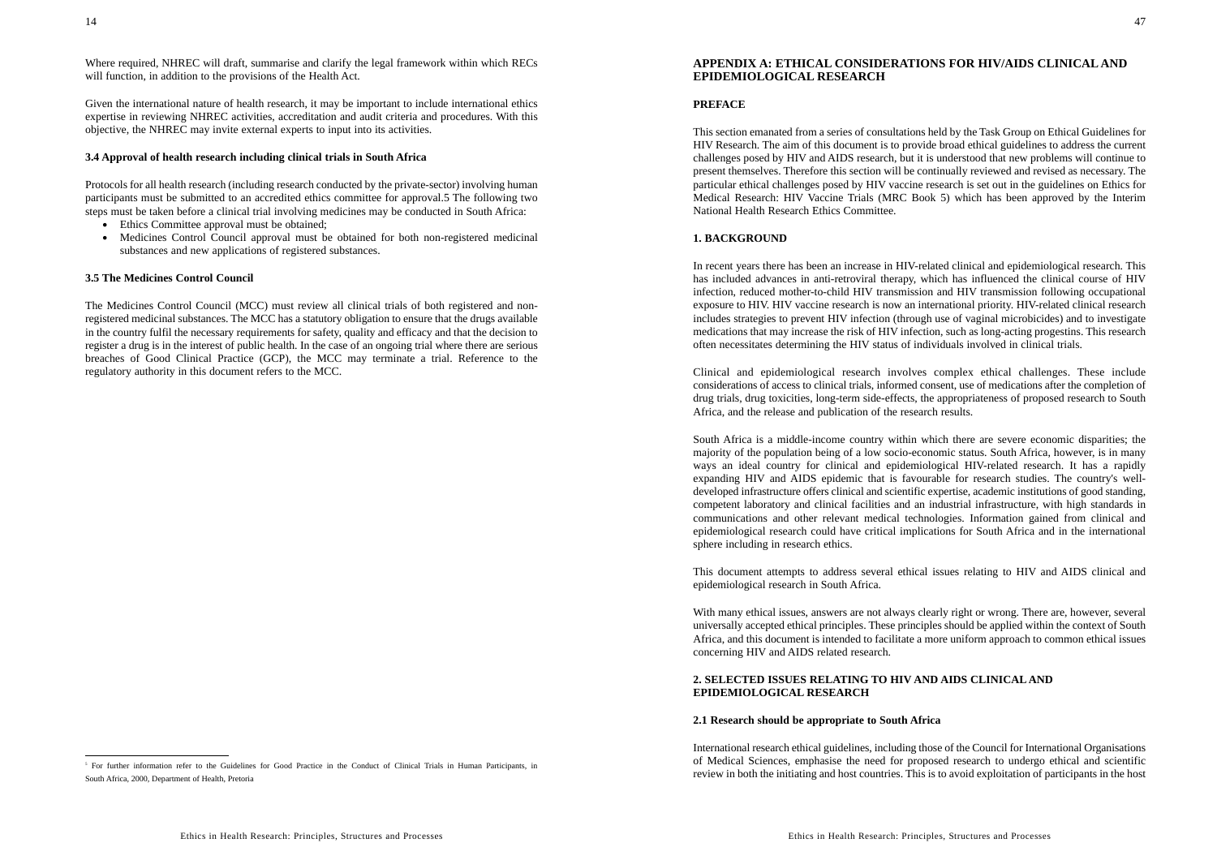Where required, NHREC will draft, summarise and clarify the legal framework within which RECs will function, in addition to the provisions of the Health Act.

Given the international nature of health research, it may be important to include international ethics expertise in reviewing NHREC activities, accreditation and audit criteria and procedures. With this objective, the NHREC may invite external experts to input into its activities.

### 3.4 Approval of health research including clinical trials in South Africa

Protocols for all health research (including research conducted by the private-sector) involving human participants must be submitted to an accredited ethics committee for approval.5 The following two steps must be taken before a clinical trial involving medicines may be conducted in South Africa:

- Ethics Committee approval must be obtained;
- Medicines Control Council approval must be obtained for both non-registered medicinal substances and new applications of registered substances.

### 3.5 The Medicines Control Council

The Medicines Control Council (MCC) must review all clinical trials of both registered and non-registered medicinal substances. The MCC has a statutory obligation to ensure that the drugs available in the country fulfil the necessary requirements for safety, quality and efficacy and that the decision to register a drug is in the interest of public health. In the case of an ongoing trial where there are serious breaches of Good Clinical Practice (GCP), the MCC may terminate a trial. Reference to the regulatory authority in this document refers to the MCC.

[5] For further information refer to the Guidelines for Good Practice in the Conduct of Clinical Trials in Human Participants, in South Africa, 2000, Department of Health, Pretoria

## APPENDIX A: ETHICAL CONSIDERATIONS FOR HIV/AIDS CLINICAL AND EPIDEMIOLOGICAL RESEARCH

### PREFACE

This section emanated from a series of consultations held by the Task Group on Ethical Guidelines for HIV Research. The aim of this document is to provide broad ethical guidelines to address the current challenges posed by HIV and AIDS research, but it is understood that new problems will continue to present themselves. Therefore this section will be continually reviewed and revised as necessary. The particular ethical challenges posed by HIV vaccine research is set out in the guidelines on Ethics for Medical Research: HIV Vaccine Trials (MRC Book 5) which has been approved by the Interim National Health Research Ethics Committee.

### 1. BACKGROUND

In recent years there has been an increase in HIV-related clinical and epidemiological research. This has included advances in anti-retroviral therapy, which has influenced the clinical course of HIV infection, reduced mother-to-child HIV transmission and HIV transmission following occupational exposure to HIV. HIV vaccine research is now an international priority. HIV-related clinical research includes strategies to prevent HIV infection (through use of vaginal microbicides) and to investigate medications that may increase the risk of HIV infection, such as long-acting progestins. This research often necessitates determining the HIV status of individuals involved in clinical trials.

Clinical and epidemiological research involves complex ethical challenges. These include considerations of access to clinical trials, informed consent, use of medications after the completion of drug trials, drug toxicities, long-term side-effects, the appropriateness of proposed research to South Africa, and the release and publication of the research results.

South Africa is a middle-income country within which there are severe economic disparities; the majority of the population being of a low socio-economic status. South Africa, however, is in many ways an ideal country for clinical and epidemiological HIV-related research. It has a rapidly expanding HIV and AIDS epidemic that is favourable for research studies. The country's well-developed infrastructure offers clinical and scientific expertise, academic institutions of good standing, competent laboratory and clinical facilities and an industrial infrastructure, with high standards in communications and other relevant medical technologies. Information gained from clinical and epidemiological research could have critical implications for South Africa and in the international sphere including in research ethics.

This document attempts to address several ethical issues relating to HIV and AIDS clinical and epidemiological research in South Africa.

With many ethical issues, answers are not always clearly right or wrong. There are, however, several universally accepted ethical principles. These principles should be applied within the context of South Africa, and this document is intended to facilitate a more uniform approach to common ethical issues concerning HIV and AIDS related research.

### 2. SELECTED ISSUES RELATING TO HIV AND AIDS CLINICAL AND EPIDEMIOLOGICAL RESEARCH

#### 2.1 Research should be appropriate to South Africa

International research ethical guidelines, including those of the Council for International Organisations of Medical Sciences, emphasise the need for proposed research to undergo ethical and scientific review in both the initiating and host countries. This is to avoid exploitation of participants in the host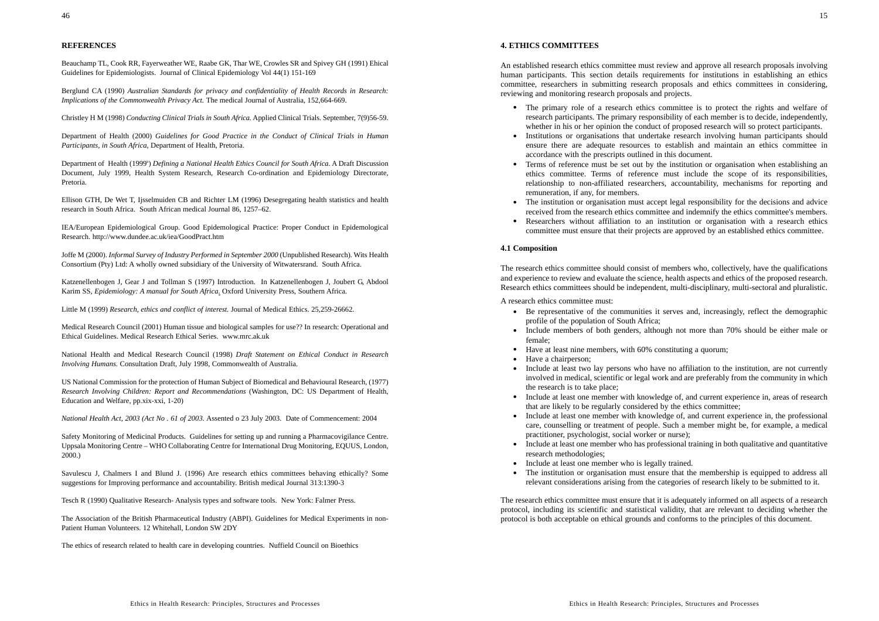## REFERENCES

Beauchamp TL, Cook RR, Fayerweather WE, Raabe GK, Thar WE, Crowles SR and Spivey GH (1991) Ehical Guidelines for Epidemiologists. Journal of Clinical Epidemiology Vol 44(1) 151-169

Berglund CA (1990) *Australian Standards for privacy and confidentiality of Health Records in Research: Implications of the Commonwealth Privacy Act.* The medical Journal of Australia, 152,664-669.

Christley H M (1998) *Conducting Clinical Trials in South Africa.* Applied Clinical Trials. September, 7(9)56-59.

Department of Health (2000) *Guidelines for Good Practice in the Conduct of Clinical Trials in Human Participants, in South Africa,* Department of Health, Pretoria.

Department of Health (1999a) *Defining a National Health Ethics Council for South Africa.* A Draft Discussion Document, July 1999, Health System Research, Research Co-ordination and Epidemiology Directorate, Pretoria.

Ellison GTH, De Wet T, Ijsselmuiden CB and Richter LM (1996) Desegregating health statistics and health research in South Africa. South African medical Journal 86, 1257–62.

IEA/European Epidemiological Group. Good Epidemological Practice: Proper Conduct in Epidemological Research. http://www.dundee.ac.uk/iea/GoodPract.htm

Joffe M (2000). *Informal Survey of Industry Performed in September 2000* (Unpublished Research). Wits Health Consortium (Pty) Ltd: A wholly owned subsidiary of the University of Witwatersrand. South Africa.

Katzenellenbogen J, Gear J and Tollman S (1997) Introduction. In Katzenellenbogen J, Joubert G, Abdool Karim SS, *Epidemiology: A manual for South Africa*. Oxford University Press, Southern Africa.

Little M (1999) *Research, ethics and conflict of interest.* Journal of Medical Ethics. 25,259-26662.

Medical Research Council (2001) Human tissue and biological samples for use?? In research: Operational and Ethical Guidelines. Medical Research Ethical Series. www.mrc.ak.uk

National Health and Medical Research Council (1998) *Draft Statement on Ethical Conduct in Research Involving Humans.* Consultation Draft, July 1998, Commonwealth of Australia.

US National Commission for the protection of Human Subject of Biomedical and Behavioural Research, (1977) *Research Involving Children: Report and Recommendations* (Washington, DC: US Department of Health, Education and Welfare, pp.xix-xxi, 1-20)

*National Health Act, 2003 (Act No . 61 of 2003.* Assented o 23 July 2003. Date of Commencement: 2004

Safety Monitoring of Medicinal Products. Guidelines for setting up and running a Pharmacovigilance Centre. Uppsala Monitoring Centre – WHO Collaborating Centre for International Drug Monitoring, EQUUS, London, 2000.)

Savulescu J, Chalmers I and Blund J. (1996) Are research ethics committees behaving ethically? Some suggestions for Improving performance and accountability. British medical Journal 313:1390-3

Tesch R (1990) Qualitative Research- Analysis types and software tools. New York: Falmer Press.

The Association of the British Pharmaceutical Industry (ABPI). Guidelines for Medical Experiments in non-Patient Human Volunteers. 12 Whitehall, London SW 2DY

The ethics of research related to health care in developing countries. Nuffield Council on Bioethics

## 4. ETHICS COMMITTEES

An established research ethics committee must review and approve all research proposals involving human participants. This section details requirements for institutions in establishing an ethics committee, researchers in submitting research proposals and ethics committees in considering, reviewing and monitoring research proposals and projects.

- The primary role of a research ethics committee is to protect the rights and welfare of research participants. The primary responsibility of each member is to decide, independently, whether in his or her opinion the conduct of proposed research will so protect participants.
- Institutions or organisations that undertake research involving human participants should ensure there are adequate resources to establish and maintain an ethics committee in accordance with the prescripts outlined in this document.
- Terms of reference must be set out by the institution or organisation when establishing an ethics committee. Terms of reference must include the scope of its responsibilities, relationship to non-affiliated researchers, accountability, mechanisms for reporting and remuneration, if any, for members.
- The institution or organisation must accept legal responsibility for the decisions and advice received from the research ethics committee and indemnify the ethics committee's members.
- Researchers without affiliation to an institution or organisation with a research ethics committee must ensure that their projects are approved by an established ethics committee.

### 4.1 Composition

The research ethics committee should consist of members who, collectively, have the qualifications and experience to review and evaluate the science, health aspects and ethics of the proposed research. Research ethics committees should be independent, multi-disciplinary, multi-sectoral and pluralistic.

A research ethics committee must:

- Be representative of the communities it serves and, increasingly, reflect the demographic profile of the population of South Africa;
- Include members of both genders, although not more than 70% should be either male or female;
- Have at least nine members, with 60% constituting a quorum;
- Have a chairperson;
- Include at least two lay persons who have no affiliation to the institution, are not currently involved in medical, scientific or legal work and are preferably from the community in which the research is to take place;
- Include at least one member with knowledge of, and current experience in, areas of research that are likely to be regularly considered by the ethics committee;
- Include at least one member with knowledge of, and current experience in, the professional care, counselling or treatment of people. Such a member might be, for example, a medical practitioner, psychologist, social worker or nurse);
- Include at least one member who has professional training in both qualitative and quantitative research methodologies;
- Include at least one member who is legally trained.
- The institution or organisation must ensure that the membership is equipped to address all relevant considerations arising from the categories of research likely to be submitted to it.

The research ethics committee must ensure that it is adequately informed on all aspects of a research protocol, including its scientific and statistical validity, that are relevant to deciding whether the protocol is both acceptable on ethical grounds and conforms to the principles of this document.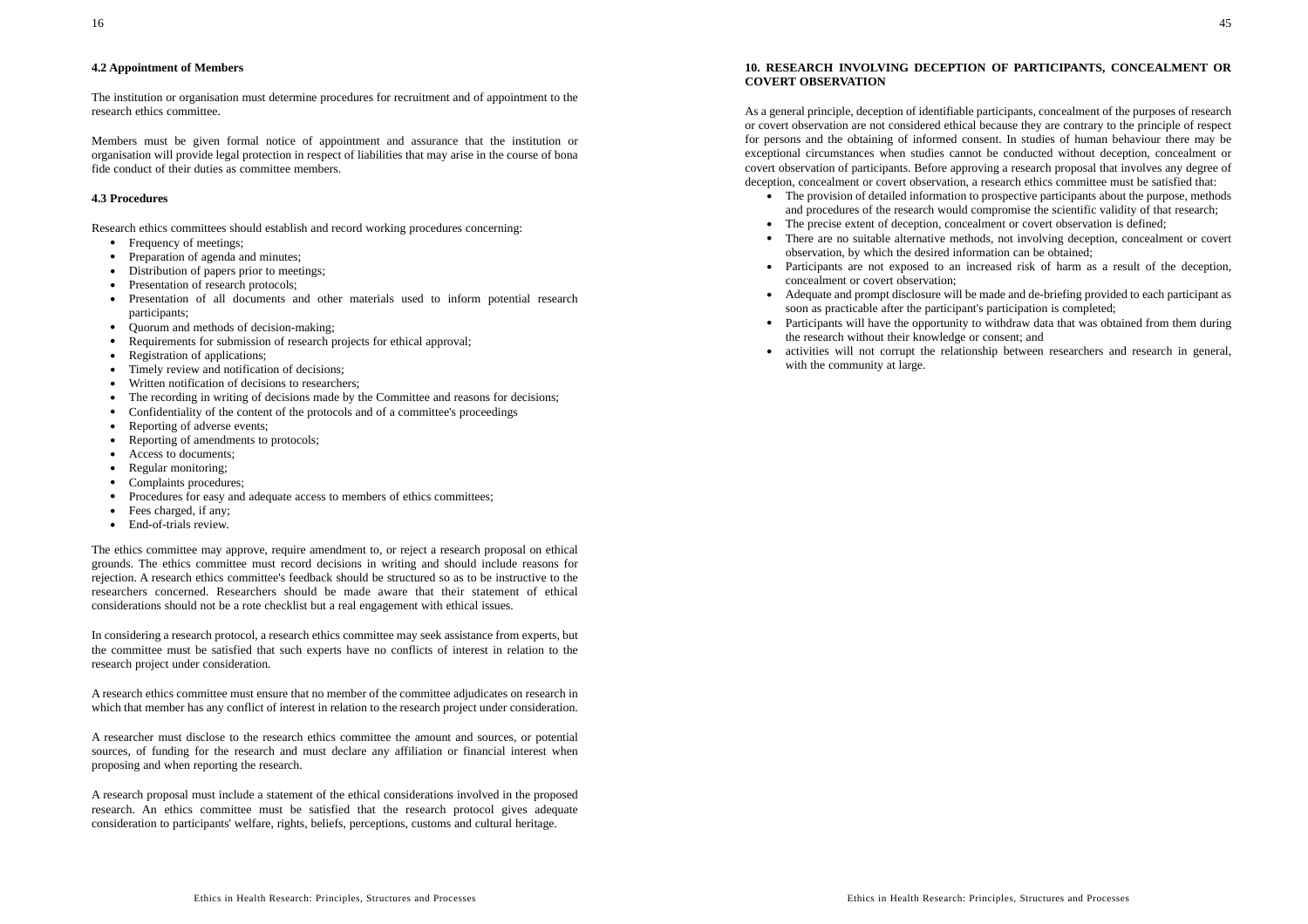### 4.2 Appointment of Members

The institution or organisation must determine procedures for recruitment and of appointment to the research ethics committee.

Members must be given formal notice of appointment and assurance that the institution or organisation will provide legal protection in respect of liabilities that may arise in the course of bona fide conduct of their duties as committee members.

### 4.3 Procedures

Research ethics committees should establish and record working procedures concerning:

- Frequency of meetings;
- Preparation of agenda and minutes;
- Distribution of papers prior to meetings;
- Presentation of research protocols;
- Presentation of all documents and other materials used to inform potential research participants;
- Quorum and methods of decision-making;
- Requirements for submission of research projects for ethical approval;
- Registration of applications;
- Timely review and notification of decisions;
- Written notification of decisions to researchers;
- The recording in writing of decisions made by the Committee and reasons for decisions;
- Confidentiality of the content of the protocols and of a committee's proceedings
- Reporting of adverse events;
- Reporting of amendments to protocols;
- Access to documents;
- Regular monitoring;
- Complaints procedures;
- Procedures for easy and adequate access to members of ethics committees;
- Fees charged, if any;
- End-of-trials review.

The ethics committee may approve, require amendment to, or reject a research proposal on ethical grounds. The ethics committee must record decisions in writing and should include reasons for rejection. A research ethics committee's feedback should be structured so as to be instructive to the researchers concerned. Researchers should be made aware that their statement of ethical considerations should not be a rote checklist but a real engagement with ethical issues.

In considering a research protocol, a research ethics committee may seek assistance from experts, but the committee must be satisfied that such experts have no conflicts of interest in relation to the research project under consideration.

A research ethics committee must ensure that no member of the committee adjudicates on research in which that member has any conflict of interest in relation to the research project under consideration.

A researcher must disclose to the research ethics committee the amount and sources, or potential sources, of funding for the research and must declare any affiliation or financial interest when proposing and when reporting the research.

A research proposal must include a statement of the ethical considerations involved in the proposed research. An ethics committee must be satisfied that the research protocol gives adequate consideration to participants' welfare, rights, beliefs, perceptions, customs and cultural heritage.

## 10. RESEARCH INVOLVING DECEPTION OF PARTICIPANTS, CONCEALMENT OR COVERT OBSERVATION

As a general principle, deception of identifiable participants, concealment of the purposes of research or covert observation are not considered ethical because they are contrary to the principle of respect for persons and the obtaining of informed consent. In studies of human behaviour there may be exceptional circumstances when studies cannot be conducted without deception, concealment or covert observation of participants. Before approving a research proposal that involves any degree of deception, concealment or covert observation, a research ethics committee must be satisfied that:

- The provision of detailed information to prospective participants about the purpose, methods and procedures of the research would compromise the scientific validity of that research;
- The precise extent of deception, concealment or covert observation is defined;
- There are no suitable alternative methods, not involving deception, concealment or covert observation, by which the desired information can be obtained;
- Participants are not exposed to an increased risk of harm as a result of the deception, concealment or covert observation;
- Adequate and prompt disclosure will be made and de-briefing provided to each participant as soon as practicable after the participant's participation is completed;
- Participants will have the opportunity to withdraw data that was obtained from them during the research without their knowledge or consent; and
- activities will not corrupt the relationship between researchers and research in general, with the community at large.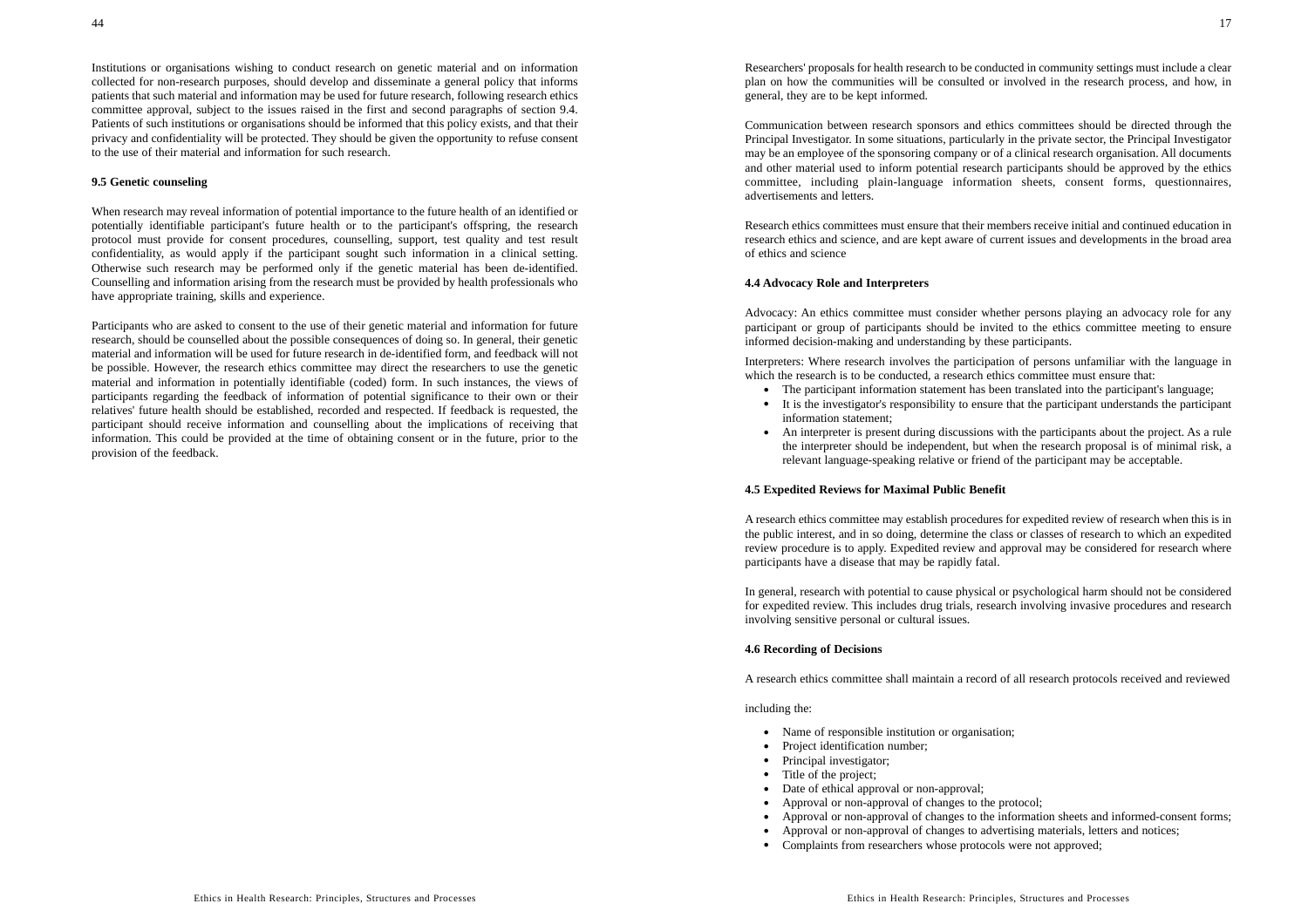Institutions or organisations wishing to conduct research on genetic material and on information collected for non-research purposes, should develop and disseminate a general policy that informs patients that such material and information may be used for future research, following research ethics committee approval, subject to the issues raised in the first and second paragraphs of section 9.4. Patients of such institutions or organisations should be informed that this policy exists, and that their privacy and confidentiality will be protected. They should be given the opportunity to refuse consent to the use of their material and information for such research.

### 9.5 Genetic counseling

When research may reveal information of potential importance to the future health of an identified or potentially identifiable participant's future health or to the participant's offspring, the research protocol must provide for consent procedures, counselling, support, test quality and test result confidentiality, as would apply if the participant sought such information in a clinical setting. Otherwise such research may be performed only if the genetic material has been de-identified. Counselling and information arising from the research must be provided by health professionals who have appropriate training, skills and experience.

Participants who are asked to consent to the use of their genetic material and information for future research, should be counselled about the possible consequences of doing so. In general, their genetic material and information will be used for future research in de-identified form, and feedback will not be possible. However, the research ethics committee may direct the researchers to use the genetic material and information in potentially identifiable (coded) form. In such instances, the views of participants regarding the feedback of information of potential significance to their own or their relatives' future health should be established, recorded and respected. If feedback is requested, the participant should receive information and counselling about the implications of receiving that information. This could be provided at the time of obtaining consent or in the future, prior to the provision of the feedback.

Researchers' proposals for health research to be conducted in community settings must include a clear plan on how the communities will be consulted or involved in the research process, and how, in general, they are to be kept informed.

Communication between research sponsors and ethics committees should be directed through the Principal Investigator. In some situations, particularly in the private sector, the Principal Investigator may be an employee of the sponsoring company or of a clinical research organisation. All documents and other material used to inform potential research participants should be approved by the ethics committee, including plain-language information sheets, consent forms, questionnaires, advertisements and letters.

Research ethics committees must ensure that their members receive initial and continued education in research ethics and science, and are kept aware of current issues and developments in the broad area of ethics and science

### 4.4 Advocacy Role and Interpreters

Advocacy: An ethics committee must consider whether persons playing an advocacy role for any participant or group of participants should be invited to the ethics committee meeting to ensure informed decision-making and understanding by these participants.

Interpreters: Where research involves the participation of persons unfamiliar with the language in which the research is to be conducted, a research ethics committee must ensure that:

- The participant information statement has been translated into the participant's language;
- It is the investigator's responsibility to ensure that the participant understands the participant information statement;
- An interpreter is present during discussions with the participants about the project. As a rule the interpreter should be independent, but when the research proposal is of minimal risk, a relevant language-speaking relative or friend of the participant may be acceptable.

### 4.5 Expedited Reviews for Maximal Public Benefit

A research ethics committee may establish procedures for expedited review of research when this is in the public interest, and in so doing, determine the class or classes of research to which an expedited review procedure is to apply. Expedited review and approval may be considered for research where participants have a disease that may be rapidly fatal.

In general, research with potential to cause physical or psychological harm should not be considered for expedited review. This includes drug trials, research involving invasive procedures and research involving sensitive personal or cultural issues.

### 4.6 Recording of Decisions

A research ethics committee shall maintain a record of all research protocols received and reviewed

including the:

- Name of responsible institution or organisation;
- Project identification number;
- Principal investigator;
- Title of the project;
- Date of ethical approval or non-approval;
- Approval or non-approval of changes to the protocol;
- Approval or non-approval of changes to the information sheets and informed-consent forms;
- Approval or non-approval of changes to advertising materials, letters and notices;
- Complaints from researchers whose protocols were not approved;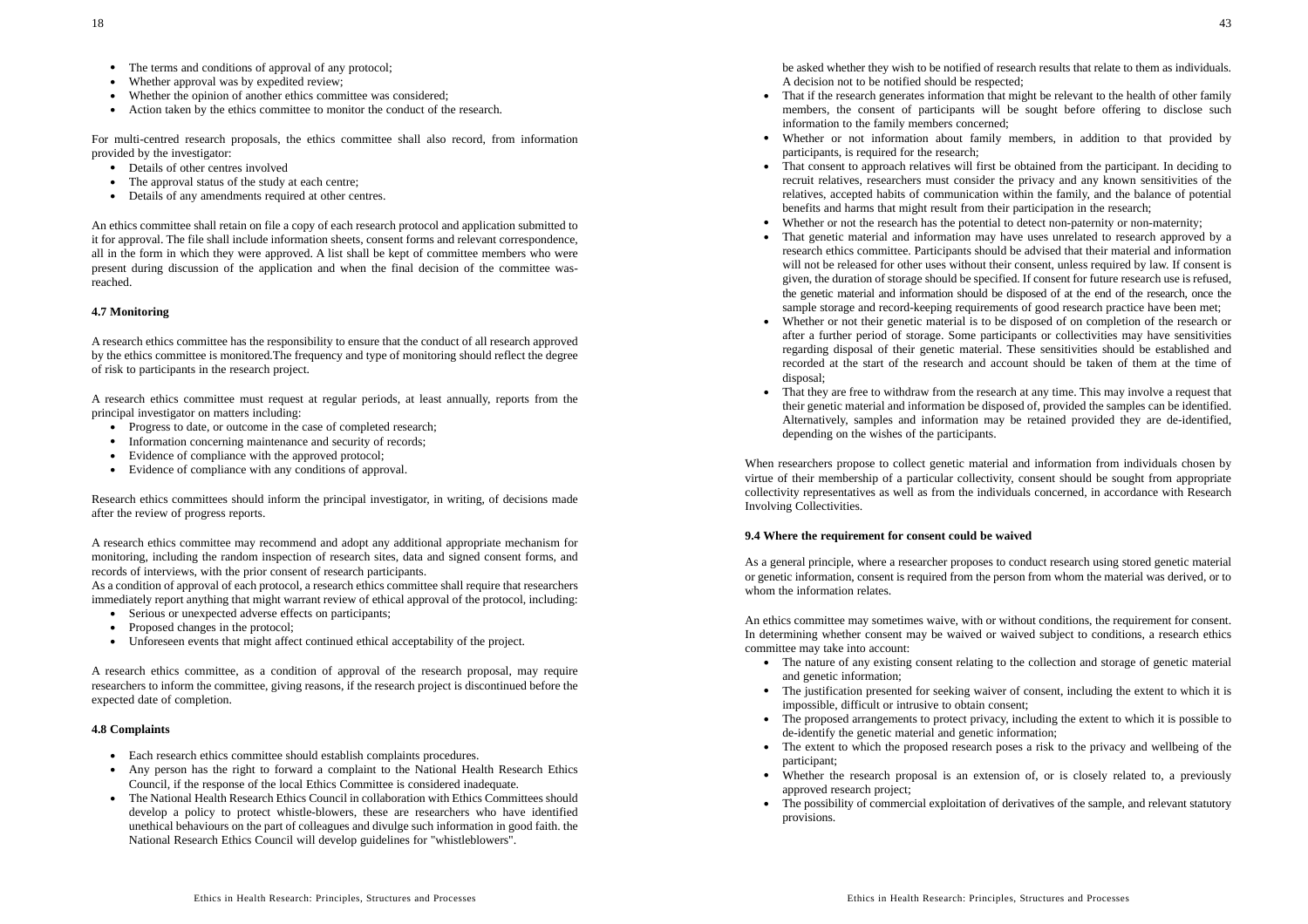- The terms and conditions of approval of any protocol;
- Whether approval was by expedited review;
- Whether the opinion of another ethics committee was considered;
- Action taken by the ethics committee to monitor the conduct of the research.

For multi-centred research proposals, the ethics committee shall also record, from information provided by the investigator:

- Details of other centres involved
- The approval status of the study at each centre;
- Details of any amendments required at other centres.

An ethics committee shall retain on file a copy of each research protocol and application submitted to it for approval. The file shall include information sheets, consent forms and relevant correspondence, all in the form in which they were approved. A list shall be kept of committee members who were present during discussion of the application and when the final decision of the committee was reached.

#### 4.7 Monitoring

A research ethics committee has the responsibility to ensure that the conduct of all research approved by the ethics committee is monitored.The frequency and type of monitoring should reflect the degree of risk to participants in the research project.

A research ethics committee must request at regular periods, at least annually, reports from the principal investigator on matters including:

- Progress to date, or outcome in the case of completed research;
- Information concerning maintenance and security of records;
- Evidence of compliance with the approved protocol;
- Evidence of compliance with any conditions of approval.

Research ethics committees should inform the principal investigator, in writing, of decisions made after the review of progress reports.

A research ethics committee may recommend and adopt any additional appropriate mechanism for monitoring, including the random inspection of research sites, data and signed consent forms, and records of interviews, with the prior consent of research participants.
As a condition of approval of each protocol, a research ethics committee shall require that researchers immediately report anything that might warrant review of ethical approval of the protocol, including:

- Serious or unexpected adverse effects on participants;
- Proposed changes in the protocol;
- Unforeseen events that might affect continued ethical acceptability of the project.

A research ethics committee, as a condition of approval of the research proposal, may require researchers to inform the committee, giving reasons, if the research project is discontinued before the expected date of completion.

#### 4.8 Complaints

- Each research ethics committee should establish complaints procedures.
- Any person has the right to forward a complaint to the National Health Research Ethics Council, if the response of the local Ethics Committee is considered inadequate.
- The National Health Research Ethics Council in collaboration with Ethics Committees should develop a policy to protect whistle-blowers, these are researchers who have identified unethical behaviours on the part of colleagues and divulge such information in good faith. the National Research Ethics Council will develop guidelines for "whistleblowers".

be asked whether they wish to be notified of research results that relate to them as individuals. A decision not to be notified should be respected;

- That if the research generates information that might be relevant to the health of other family members, the consent of participants will be sought before offering to disclose such information to the family members concerned;
- Whether or not information about family members, in addition to that provided by participants, is required for the research;
- That consent to approach relatives will first be obtained from the participant. In deciding to recruit relatives, researchers must consider the privacy and any known sensitivities of the relatives, accepted habits of communication within the family, and the balance of potential benefits and harms that might result from their participation in the research;
- Whether or not the research has the potential to detect non-paternity or non-maternity;
- That genetic material and information may have uses unrelated to research approved by a research ethics committee. Participants should be advised that their material and information will not be released for other uses without their consent, unless required by law. If consent is given, the duration of storage should be specified. If consent for future research use is refused, the genetic material and information should be disposed of at the end of the research, once the sample storage and record-keeping requirements of good research practice have been met;
- Whether or not their genetic material is to be disposed of on completion of the research or after a further period of storage. Some participants or collectivities may have sensitivities regarding disposal of their genetic material. These sensitivities should be established and recorded at the start of the research and account should be taken of them at the time of disposal;
- That they are free to withdraw from the research at any time. This may involve a request that their genetic material and information be disposed of, provided the samples can be identified. Alternatively, samples and information may be retained provided they are de-identified, depending on the wishes of the participants.

When researchers propose to collect genetic material and information from individuals chosen by virtue of their membership of a particular collectivity, consent should be sought from appropriate collectivity representatives as well as from the individuals concerned, in accordance with Research Involving Collectivities.

#### 9.4 Where the requirement for consent could be waived

As a general principle, where a researcher proposes to conduct research using stored genetic material or genetic information, consent is required from the person from whom the material was derived, or to whom the information relates.

An ethics committee may sometimes waive, with or without conditions, the requirement for consent. In determining whether consent may be waived or waived subject to conditions, a research ethics committee may take into account:

- The nature of any existing consent relating to the collection and storage of genetic material and genetic information;
- The justification presented for seeking waiver of consent, including the extent to which it is impossible, difficult or intrusive to obtain consent;
- The proposed arrangements to protect privacy, including the extent to which it is possible to de-identify the genetic material and genetic information;
- The extent to which the proposed research poses a risk to the privacy and wellbeing of the participant;
- Whether the research proposal is an extension of, or is closely related to, a previously approved research project;
- The possibility of commercial exploitation of derivatives of the sample, and relevant statutory provisions.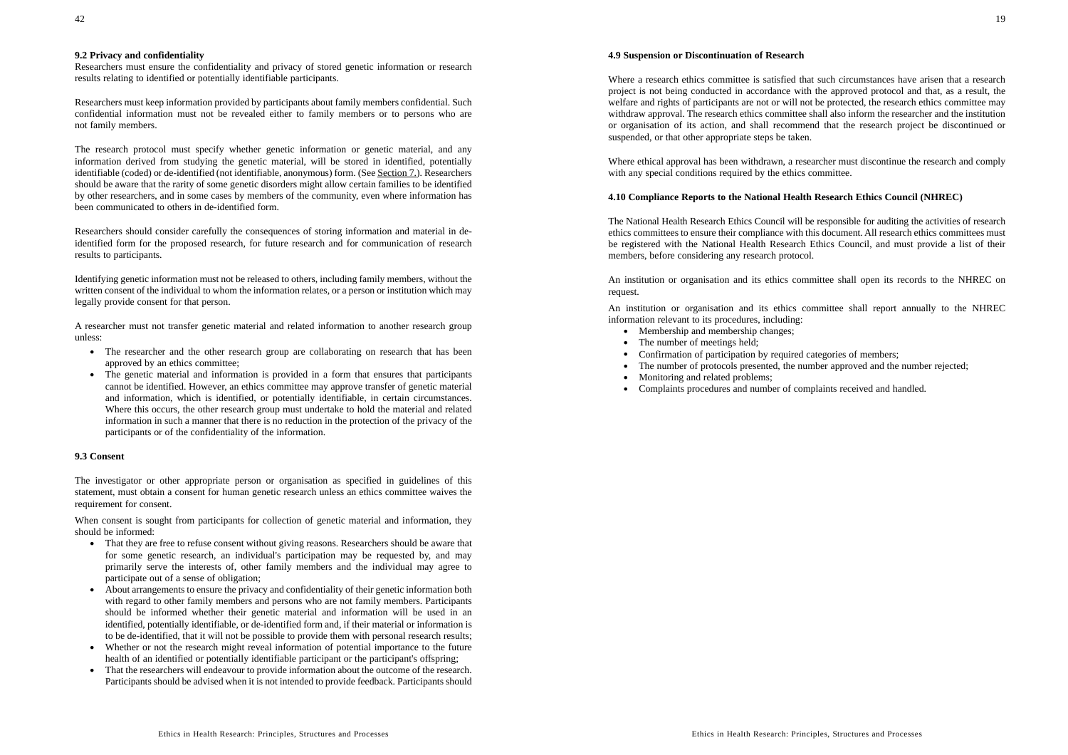### 9.2 Privacy and confidentiality

Researchers must ensure the confidentiality and privacy of stored genetic information or research results relating to identified or potentially identifiable participants.

Researchers must keep information provided by participants about family members confidential. Such confidential information must not be revealed either to family members or to persons who are not family members.

The research protocol must specify whether genetic information or genetic material, and any information derived from studying the genetic material, will be stored in identified, potentially identifiable (coded) or de-identified (not identifiable, anonymous) form. (See Section 7.). Researchers should be aware that the rarity of some genetic disorders might allow certain families to be identified by other researchers, and in some cases by members of the community, even where information has been communicated to others in de-identified form.

Researchers should consider carefully the consequences of storing information and material in de-identified form for the proposed research, for future research and for communication of research results to participants.

Identifying genetic information must not be released to others, including family members, without the written consent of the individual to whom the information relates, or a person or institution which may legally provide consent for that person.

A researcher must not transfer genetic material and related information to another research group unless:

- The researcher and the other research group are collaborating on research that has been approved by an ethics committee;
- The genetic material and information is provided in a form that ensures that participants cannot be identified. However, an ethics committee may approve transfer of genetic material and information, which is identified, or potentially identifiable, in certain circumstances. Where this occurs, the other research group must undertake to hold the material and related information in such a manner that there is no reduction in the protection of the privacy of the participants or of the confidentiality of the information.

### 9.3 Consent

The investigator or other appropriate person or organisation as specified in guidelines of this statement, must obtain a consent for human genetic research unless an ethics committee waives the requirement for consent.

When consent is sought from participants for collection of genetic material and information, they should be informed:

- That they are free to refuse consent without giving reasons. Researchers should be aware that for some genetic research, an individual's participation may be requested by, and may primarily serve the interests of, other family members and the individual may agree to participate out of a sense of obligation;
- About arrangements to ensure the privacy and confidentiality of their genetic information both with regard to other family members and persons who are not family members. Participants should be informed whether their genetic material and information will be used in an identified, potentially identifiable, or de-identified form and, if their material or information is to be de-identified, that it will not be possible to provide them with personal research results;
- Whether or not the research might reveal information of potential importance to the future health of an identified or potentially identifiable participant or the participant's offspring;
- That the researchers will endeavour to provide information about the outcome of the research. Participants should be advised when it is not intended to provide feedback. Participants should

### 4.9 Suspension or Discontinuation of Research

Where a research ethics committee is satisfied that such circumstances have arisen that a research project is not being conducted in accordance with the approved protocol and that, as a result, the welfare and rights of participants are not or will not be protected, the research ethics committee may withdraw approval. The research ethics committee shall also inform the researcher and the institution or organisation of its action, and shall recommend that the research project be discontinued or suspended, or that other appropriate steps be taken.

Where ethical approval has been withdrawn, a researcher must discontinue the research and comply with any special conditions required by the ethics committee.

### 4.10 Compliance Reports to the National Health Research Ethics Council (NHREC)

The National Health Research Ethics Council will be responsible for auditing the activities of research ethics committees to ensure their compliance with this document. All research ethics committees must be registered with the National Health Research Ethics Council, and must provide a list of their members, before considering any research protocol.

An institution or organisation and its ethics committee shall open its records to the NHREC on request.

An institution or organisation and its ethics committee shall report annually to the NHREC information relevant to its procedures, including:

- Membership and membership changes;
- The number of meetings held;
- Confirmation of participation by required categories of members;
- The number of protocols presented, the number approved and the number rejected;
- Monitoring and related problems;
- Complaints procedures and number of complaints received and handled.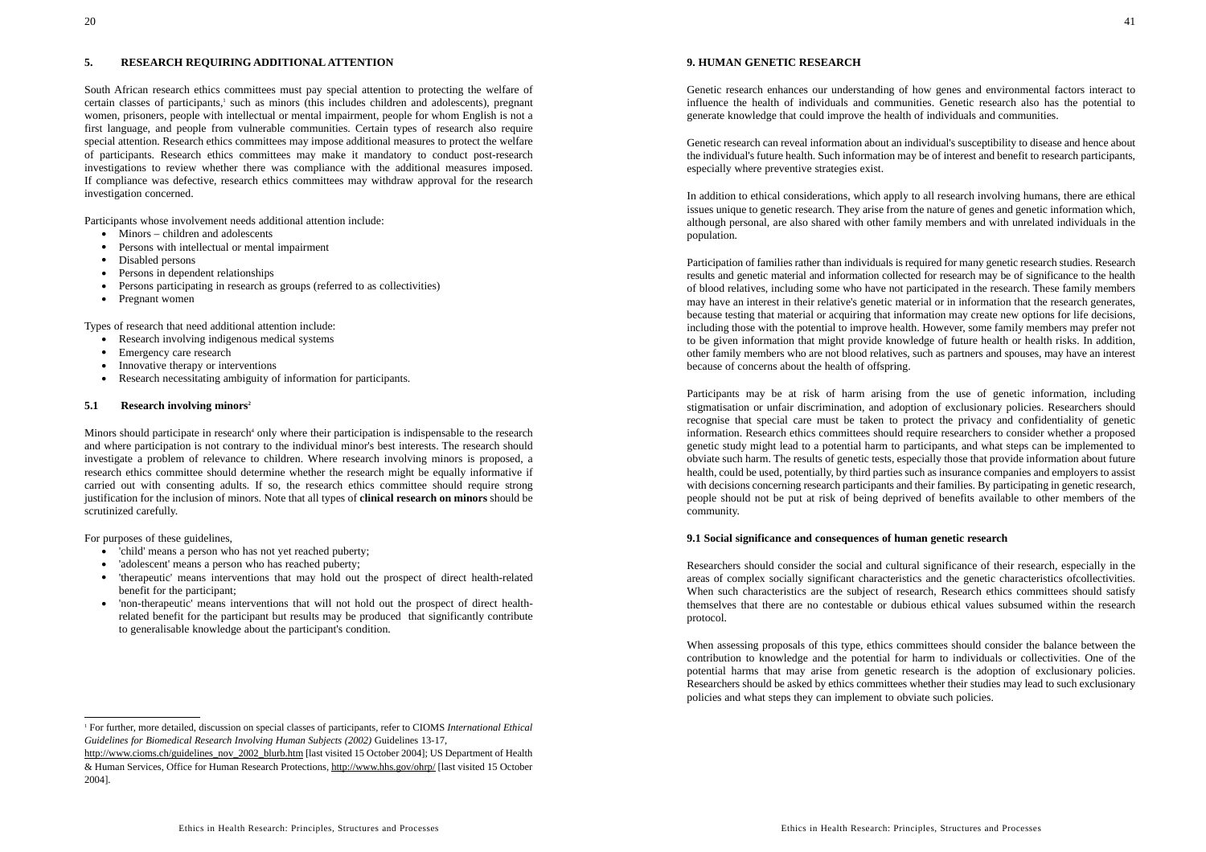## 5. RESEARCH REQUIRING ADDITIONAL ATTENTION

South African research ethics committees must pay special attention to protecting the welfare of certain classes of participants,[1] such as minors (this includes children and adolescents), pregnant women, prisoners, people with intellectual or mental impairment, people for whom English is not a first language, and people from vulnerable communities. Certain types of research also require special attention. Research ethics committees may impose additional measures to protect the welfare of participants. Research ethics committees may make it mandatory to conduct post-research investigations to review whether there was compliance with the additional measures imposed. If compliance was defective, research ethics committees may withdraw approval for the research investigation concerned.

Participants whose involvement needs additional attention include:

- Minors – children and adolescents
- Persons with intellectual or mental impairment
- Disabled persons
- Persons in dependent relationships
- Persons participating in research as groups (referred to as collectivities)
- Pregnant women

Types of research that need additional attention include:

- Research involving indigenous medical systems
- Emergency care research
- Innovative therapy or interventions
- Research necessitating ambiguity of information for participants.

### 5.1 Research involving minors[2]

Minors should participate in research[4] only where their participation is indispensable to the research and where participation is not contrary to the individual minor's best interests. The research should investigate a problem of relevance to children. Where research involving minors is proposed, a research ethics committee should determine whether the research might be equally informative if carried out with consenting adults. If so, the research ethics committee should require strong justification for the inclusion of minors. Note that all types of **clinical research on minors** should be scrutinized carefully.

For purposes of these guidelines,

- 'child' means a person who has not yet reached puberty;
- 'adolescent' means a person who has reached puberty;
- 'therapeutic' means interventions that may hold out the prospect of direct health-related benefit for the participant;
- 'non-therapeutic' means interventions that will not hold out the prospect of direct health-related benefit for the participant but results may be produced that significantly contribute to generalisable knowledge about the participant's condition.

[1] For further, more detailed, discussion on special classes of participants, refer to CIOMS *International Ethical Guidelines for Biomedical Research Involving Human Subjects (2002)* Guidelines 13-17, http://www.cioms.ch/guidelines_nov_2002_blurb.htm [last visited 15 October 2004]; US Department of Health & Human Services, Office for Human Research Protections, http://www.hhs.gov/ohrp/ [last visited 15 October 2004].

## 9. HUMAN GENETIC RESEARCH

Genetic research enhances our understanding of how genes and environmental factors interact to influence the health of individuals and communities. Genetic research also has the potential to generate knowledge that could improve the health of individuals and communities.

Genetic research can reveal information about an individual's susceptibility to disease and hence about the individual's future health. Such information may be of interest and benefit to research participants, especially where preventive strategies exist.

In addition to ethical considerations, which apply to all research involving humans, there are ethical issues unique to genetic research. They arise from the nature of genes and genetic information which, although personal, are also shared with other family members and with unrelated individuals in the population.

Participation of families rather than individuals is required for many genetic research studies. Research results and genetic material and information collected for research may be of significance to the health of blood relatives, including some who have not participated in the research. These family members may have an interest in their relative's genetic material or in information that the research generates, because testing that material or acquiring that information may create new options for life decisions, including those with the potential to improve health. However, some family members may prefer not to be given information that might provide knowledge of future health or health risks. In addition, other family members who are not blood relatives, such as partners and spouses, may have an interest because of concerns about the health of offspring.

Participants may be at risk of harm arising from the use of genetic information, including stigmatisation or unfair discrimination, and adoption of exclusionary policies. Researchers should recognise that special care must be taken to protect the privacy and confidentiality of genetic information. Research ethics committees should require researchers to consider whether a proposed genetic study might lead to a potential harm to participants, and what steps can be implemented to obviate such harm. The results of genetic tests, especially those that provide information about future health, could be used, potentially, by third parties such as insurance companies and employers to assist with decisions concerning research participants and their families. By participating in genetic research, people should not be put at risk of being deprived of benefits available to other members of the community.

### 9.1 Social significance and consequences of human genetic research

Researchers should consider the social and cultural significance of their research, especially in the areas of complex socially significant characteristics and the genetic characteristics ofcollectivities. When such characteristics are the subject of research, Research ethics committees should satisfy themselves that there are no contestable or dubious ethical values subsumed within the research protocol.

When assessing proposals of this type, ethics committees should consider the balance between the contribution to knowledge and the potential for harm to individuals or collectivities. One of the potential harms that may arise from genetic research is the adoption of exclusionary policies. Researchers should be asked by ethics committees whether their studies may lead to such exclusionary policies and what steps they can implement to obviate such policies.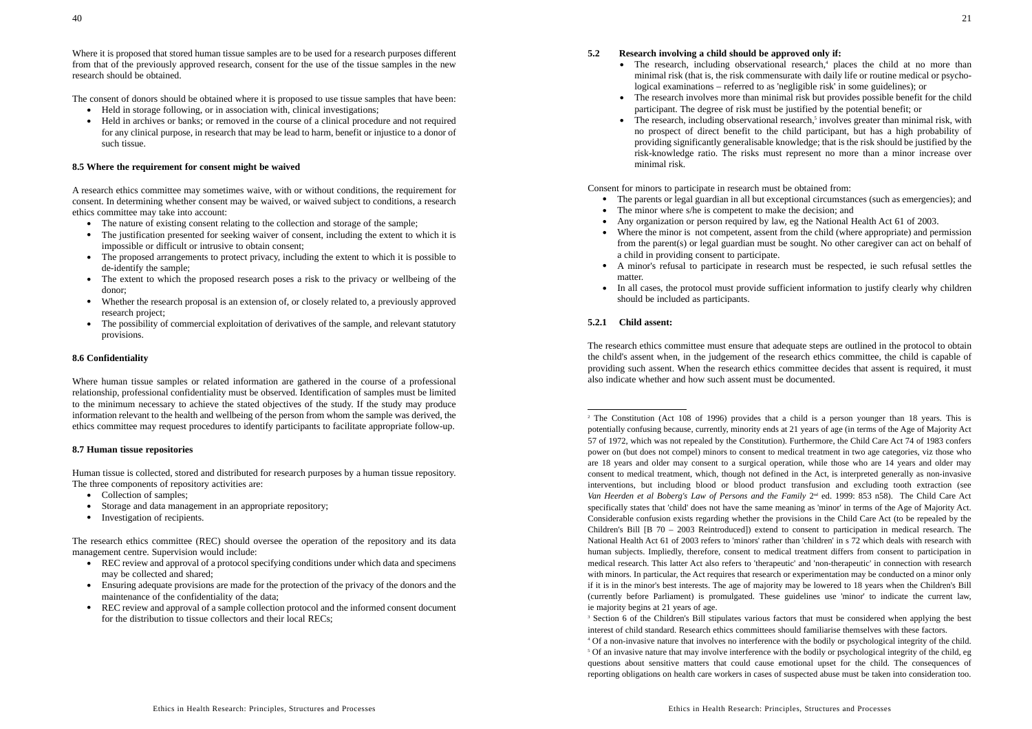Where it is proposed that stored human tissue samples are to be used for a research purposes different from that of the previously approved research, consent for the use of the tissue samples in the new research should be obtained.

The consent of donors should be obtained where it is proposed to use tissue samples that have been:

- Held in storage following, or in association with, clinical investigations;
- Held in archives or banks; or removed in the course of a clinical procedure and not required for any clinical purpose, in research that may be lead to harm, benefit or injustice to a donor of such tissue.

#### 8.5 Where the requirement for consent might be waived

A research ethics committee may sometimes waive, with or without conditions, the requirement for consent. In determining whether consent may be waived, or waived subject to conditions, a research ethics committee may take into account:

- The nature of existing consent relating to the collection and storage of the sample;
- The justification presented for seeking waiver of consent, including the extent to which it is impossible or difficult or intrusive to obtain consent;
- The proposed arrangements to protect privacy, including the extent to which it is possible to de-identify the sample;
- The extent to which the proposed research poses a risk to the privacy or wellbeing of the donor;
- Whether the research proposal is an extension of, or closely related to, a previously approved research project;
- The possibility of commercial exploitation of derivatives of the sample, and relevant statutory provisions.

#### 8.6 Confidentiality

Where human tissue samples or related information are gathered in the course of a professional relationship, professional confidentiality must be observed. Identification of samples must be limited to the minimum necessary to achieve the stated objectives of the study. If the study may produce information relevant to the health and wellbeing of the person from whom the sample was derived, the ethics committee may request procedures to identify participants to facilitate appropriate follow-up.

#### 8.7 Human tissue repositories

Human tissue is collected, stored and distributed for research purposes by a human tissue repository. The three components of repository activities are:

- Collection of samples;
- Storage and data management in an appropriate repository;
- Investigation of recipients.

The research ethics committee (REC) should oversee the operation of the repository and its data management centre. Supervision would include:

- REC review and approval of a protocol specifying conditions under which data and specimens may be collected and shared;
- Ensuring adequate provisions are made for the protection of the privacy of the donors and the maintenance of the confidentiality of the data;
- REC review and approval of a sample collection protocol and the informed consent document for the distribution to tissue collectors and their local RECs;

#### 5.2 Research involving a child should be approved only if:

- The research, including observational research,[4] places the child at no more than minimal risk (that is, the risk commensurate with daily life or routine medical or psychological examinations – referred to as 'negligible risk' in some guidelines); or
- The research involves more than minimal risk but provides possible benefit for the child participant. The degree of risk must be justified by the potential benefit; or
- The research, including observational research,[5] involves greater than minimal risk, with no prospect of direct benefit to the child participant, but has a high probability of providing significantly generalisable knowledge; that is the risk should be justified by the risk-knowledge ratio. The risks must represent no more than a minor increase over minimal risk.

Consent for minors to participate in research must be obtained from:

- The parents or legal guardian in all but exceptional circumstances (such as emergencies); and
- The minor where s/he is competent to make the decision; and
- Any organization or person required by law, eg the National Health Act 61 of 2003.
- Where the minor is not competent, assent from the child (where appropriate) and permission from the parent(s) or legal guardian must be sought. No other caregiver can act on behalf of a child in providing consent to participate.
- A minor's refusal to participate in research must be respected, ie such refusal settles the matter.
- In all cases, the protocol must provide sufficient information to justify clearly why children should be included as participants.

#### 5.2.1 Child assent:

The research ethics committee must ensure that adequate steps are outlined in the protocol to obtain the child's assent when, in the judgement of the research ethics committee, the child is capable of providing such assent. When the research ethics committee decides that assent is required, it must also indicate whether and how such assent must be documented.

---

[2] The Constitution (Act 108 of 1996) provides that a child is a person younger than 18 years. This is potentially confusing because, currently, minority ends at 21 years of age (in terms of the Age of Majority Act 57 of 1972, which was not repealed by the Constitution). Furthermore, the Child Care Act 74 of 1983 confers power on (but does not compel) minors to consent to medical treatment in two age categories, viz those who are 18 years and older may consent to a surgical operation, while those who are 14 years and older may consent to medical treatment, which, though not defined in the Act, is interpreted generally as non-invasive interventions, but including blood or blood product transfusion and excluding tooth extraction (see *Van Heerden et al Boberg's Law of Persons and the Family* 2nd ed. 1999: 853 n58). The Child Care Act specifically states that 'child' does not have the same meaning as 'minor' in terms of the Age of Majority Act. Considerable confusion exists regarding whether the provisions in the Child Care Act (to be repealed by the Children's Bill [B 70 – 2003 Reintroduced]) extend to consent to participation in medical research. The National Health Act 61 of 2003 refers to 'minors' rather than 'children' in s 72 which deals with research with human subjects. Impliedly, therefore, consent to medical treatment differs from consent to participation in medical research. This latter Act also refers to 'therapeutic' and 'non-therapeutic' in connection with research with minors. In particular, the Act requires that research or experimentation may be conducted on a minor only if it is in the minor's best interests. The age of majority may be lowered to 18 years when the Children's Bill (currently before Parliament) is promulgated. These guidelines use 'minor' to indicate the current law, ie majority begins at 21 years of age.

[3] Section 6 of the Children's Bill stipulates various factors that must be considered when applying the best interest of child standard. Research ethics committees should familiarise themselves with these factors.

[4] Of a non-invasive nature that involves no interference with the bodily or psychological integrity of the child.

[5] Of an invasive nature that may involve interference with the bodily or psychological integrity of the child, eg questions about sensitive matters that could cause emotional upset for the child. The consequences of reporting obligations on health care workers in cases of suspected abuse must be taken into consideration too.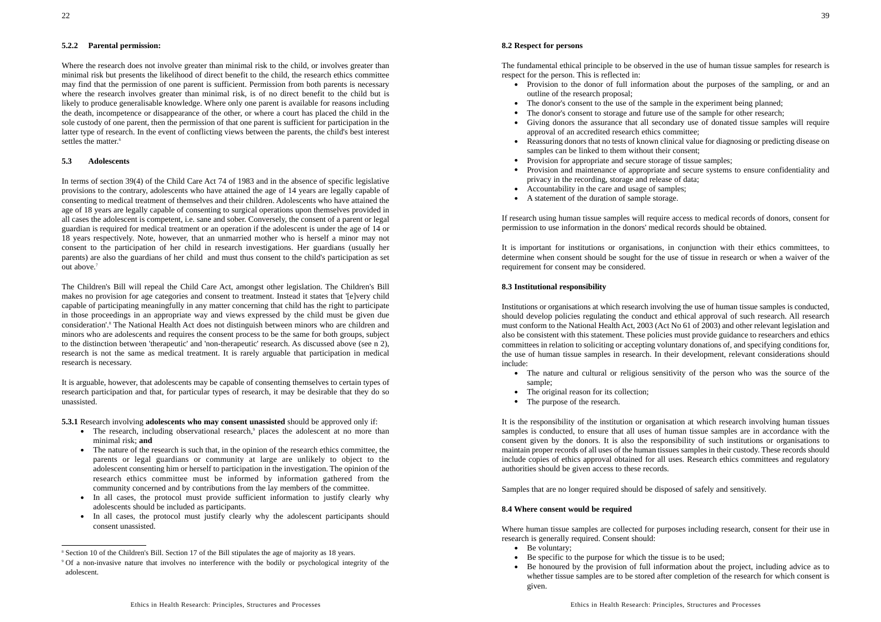#### 5.2.2 Parental permission:

Where the research does not involve greater than minimal risk to the child, or involves greater than minimal risk but presents the likelihood of direct benefit to the child, the research ethics committee may find that the permission of one parent is sufficient. Permission from both parents is necessary where the research involves greater than minimal risk, is of no direct benefit to the child but is likely to produce generalisable knowledge. Where only one parent is available for reasons including the death, incompetence or disappearance of the other, or where a court has placed the child in the sole custody of one parent, then the permission of that one parent is sufficient for participation in the latter type of research. In the event of conflicting views between the parents, the child's best interest settles the matter.[6]

### 5.3 Adolescents

In terms of section 39(4) of the Child Care Act 74 of 1983 and in the absence of specific legislative provisions to the contrary, adolescents who have attained the age of 14 years are legally capable of consenting to medical treatment of themselves and their children. Adolescents who have attained the age of 18 years are legally capable of consenting to surgical operations upon themselves provided in all cases the adolescent is competent, i.e. sane and sober. Conversely, the consent of a parent or legal guardian is required for medical treatment or an operation if the adolescent is under the age of 14 or 18 years respectively. Note, however, that an unmarried mother who is herself a minor may not consent to the participation of her child in research investigations. Her guardians (usually her parents) are also the guardians of her child and must thus consent to the child's participation as set out above.[7]

The Children's Bill will repeal the Child Care Act, amongst other legislation. The Children's Bill makes no provision for age categories and consent to treatment. Instead it states that '[e]very child capable of participating meaningfully in any matter concerning that child has the right to participate in those proceedings in an appropriate way and views expressed by the child must be given due consideration'.[8] The National Health Act does not distinguish between minors who are children and minors who are adolescents and requires the consent process to be the same for both groups, subject to the distinction between 'therapeutic' and 'non-therapeutic' research. As discussed above (see n 2), research is not the same as medical treatment. It is rarely arguable that participation in medical research is necessary.

It is arguable, however, that adolescents may be capable of consenting themselves to certain types of research participation and that, for particular types of research, it may be desirable that they do so unassisted.

**5.3.1** Research involving **adolescents who may consent unassisted** should be approved only if:

- The research, including observational research,[9] places the adolescent at no more than minimal risk; **and**
- The nature of the research is such that, in the opinion of the research ethics committee, the parents or legal guardians or community at large are unlikely to object to the adolescent consenting him or herself to participation in the investigation. The opinion of the research ethics committee must be informed by information gathered from the community concerned and by contributions from the lay members of the committee.
- In all cases, the protocol must provide sufficient information to justify clearly why adolescents should be included as participants.
- In all cases, the protocol must justify clearly why the adolescent participants should consent unassisted.

[8] Section 10 of the Children's Bill. Section 17 of the Bill stipulates the age of majority as 18 years.

[9] Of a non-invasive nature that involves no interference with the bodily or psychological integrity of the adolescent.

### 8.2 Respect for persons

The fundamental ethical principle to be observed in the use of human tissue samples for research is respect for the person. This is reflected in:

- Provision to the donor of full information about the purposes of the sampling, or and an outline of the research proposal;
- The donor's consent to the use of the sample in the experiment being planned;
- The donor's consent to storage and future use of the sample for other research;
- Giving donors the assurance that all secondary use of donated tissue samples will require approval of an accredited research ethics committee;
- Reassuring donors that no tests of known clinical value for diagnosing or predicting disease on samples can be linked to them without their consent;
- Provision for appropriate and secure storage of tissue samples;
- Provision and maintenance of appropriate and secure systems to ensure confidentiality and privacy in the recording, storage and release of data;
- Accountability in the care and usage of samples;
- A statement of the duration of sample storage.

If research using human tissue samples will require access to medical records of donors, consent for permission to use information in the donors' medical records should be obtained.

It is important for institutions or organisations, in conjunction with their ethics committees, to determine when consent should be sought for the use of tissue in research or when a waiver of the requirement for consent may be considered.

### 8.3 Institutional responsibility

Institutions or organisations at which research involving the use of human tissue samples is conducted, should develop policies regulating the conduct and ethical approval of such research. All research must conform to the National Health Act, 2003 (Act No 61 of 2003) and other relevant legislation and also be consistent with this statement. These policies must provide guidance to researchers and ethics committees in relation to soliciting or accepting voluntary donations of, and specifying conditions for, the use of human tissue samples in research. In their development, relevant considerations should include:

- The nature and cultural or religious sensitivity of the person who was the source of the sample;
- The original reason for its collection;
- The purpose of the research.

It is the responsibility of the institution or organisation at which research involving human tissues samples is conducted, to ensure that all uses of human tissue samples are in accordance with the consent given by the donors. It is also the responsibility of such institutions or organisations to maintain proper records of all uses of the human tissues samples in their custody. These records should include copies of ethics approval obtained for all uses. Research ethics committees and regulatory authorities should be given access to these records.

Samples that are no longer required should be disposed of safely and sensitively.

### 8.4 Where consent would be required

Where human tissue samples are collected for purposes including research, consent for their use in research is generally required. Consent should:

- Be voluntary;
- Be specific to the purpose for which the tissue is to be used;
- Be honoured by the provision of full information about the project, including advice as to whether tissue samples are to be stored after completion of the research for which consent is given.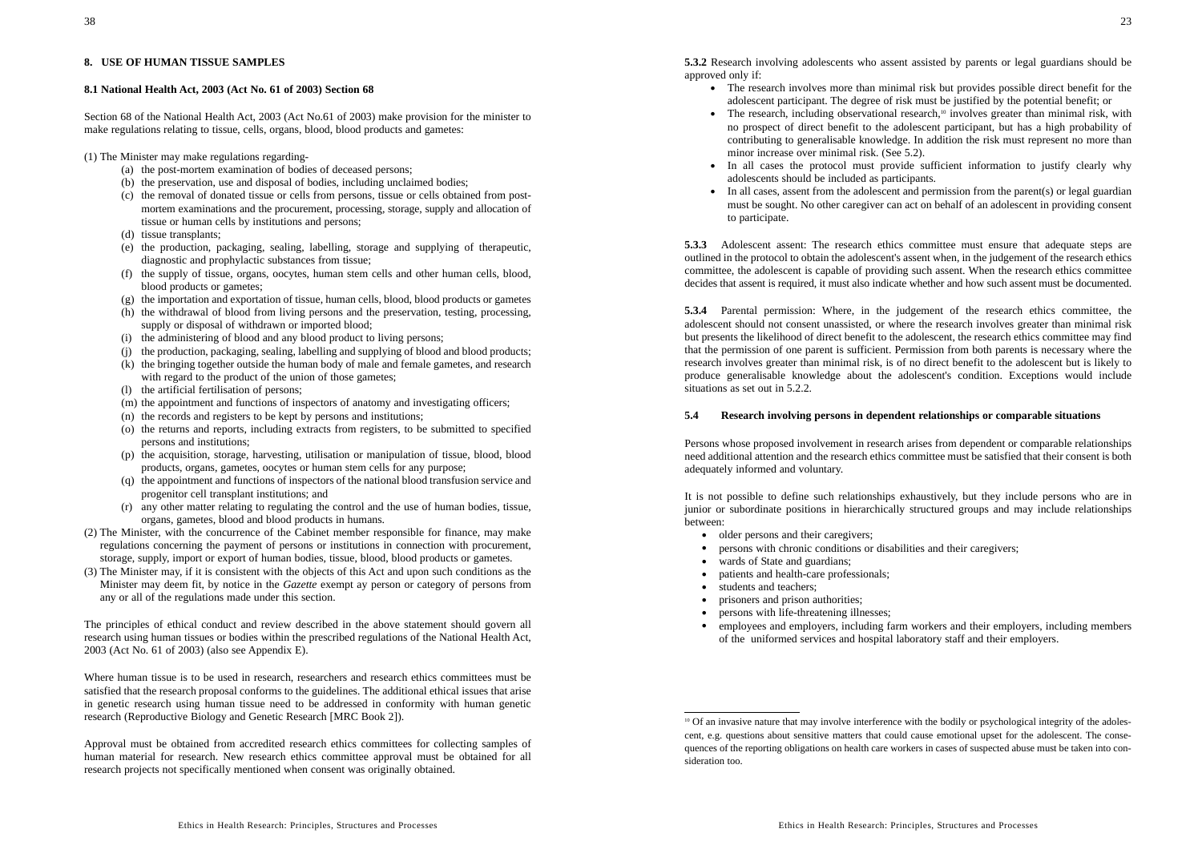## 8. USE OF HUMAN TISSUE SAMPLES

### 8.1 National Health Act, 2003 (Act No. 61 of 2003) Section 68

Section 68 of the National Health Act, 2003 (Act No.61 of 2003) make provision for the minister to make regulations relating to tissue, cells, organs, blood, blood products and gametes:

(1) The Minister may make regulations regarding-

- (a) the post-mortem examination of bodies of deceased persons;
- (b) the preservation, use and disposal of bodies, including unclaimed bodies;
- (c) the removal of donated tissue or cells from persons, tissue or cells obtained from post-mortem examinations and the procurement, processing, storage, supply and allocation of tissue or human cells by institutions and persons;
- (d) tissue transplants;
- (e) the production, packaging, sealing, labelling, storage and supplying of therapeutic, diagnostic and prophylactic substances from tissue;
- (f) the supply of tissue, organs, oocytes, human stem cells and other human cells, blood, blood products or gametes;
- (g) the importation and exportation of tissue, human cells, blood, blood products or gametes
- (h) the withdrawal of blood from living persons and the preservation, testing, processing, supply or disposal of withdrawn or imported blood;
- (i) the administering of blood and any blood product to living persons;
- (j) the production, packaging, sealing, labelling and supplying of blood and blood products;
- (k) the bringing together outside the human body of male and female gametes, and research with regard to the product of the union of those gametes;
- (l) the artificial fertilisation of persons;
- (m) the appointment and functions of inspectors of anatomy and investigating officers;
- (n) the records and registers to be kept by persons and institutions;
- (o) the returns and reports, including extracts from registers, to be submitted to specified persons and institutions;
- (p) the acquisition, storage, harvesting, utilisation or manipulation of tissue, blood, blood products, organs, gametes, oocytes or human stem cells for any purpose;
- (q) the appointment and functions of inspectors of the national blood transfusion service and progenitor cell transplant institutions; and
- (r) any other matter relating to regulating the control and the use of human bodies, tissue, organs, gametes, blood and blood products in humans.

(2) The Minister, with the concurrence of the Cabinet member responsible for finance, may make regulations concerning the payment of persons or institutions in connection with procurement, storage, supply, import or export of human bodies, tissue, blood, blood products or gametes.

(3) The Minister may, if it is consistent with the objects of this Act and upon such conditions as the Minister may deem fit, by notice in the *Gazette* exempt ay person or category of persons from any or all of the regulations made under this section.

The principles of ethical conduct and review described in the above statement should govern all research using human tissues or bodies within the prescribed regulations of the National Health Act, 2003 (Act No. 61 of 2003) (also see Appendix E).

Where human tissue is to be used in research, researchers and research ethics committees must be satisfied that the research proposal conforms to the guidelines. The additional ethical issues that arise in genetic research using human tissue need to be addressed in conformity with human genetic research (Reproductive Biology and Genetic Research [MRC Book 2]).

Approval must be obtained from accredited research ethics committees for collecting samples of human material for research. New research ethics committee approval must be obtained for all research projects not specifically mentioned when consent was originally obtained.

**5.3.2** Research involving adolescents who assent assisted by parents or legal guardians should be approved only if:

- The research involves more than minimal risk but provides possible direct benefit for the adolescent participant. The degree of risk must be justified by the potential benefit; or
- The research, including observational research,[10] involves greater than minimal risk, with no prospect of direct benefit to the adolescent participant, but has a high probability of contributing to generalisable knowledge. In addition the risk must represent no more than minor increase over minimal risk. (See 5.2).
- In all cases the protocol must provide sufficient information to justify clearly why adolescents should be included as participants.
- In all cases, assent from the adolescent and permission from the parent(s) or legal guardian must be sought. No other caregiver can act on behalf of an adolescent in providing consent to participate.

**5.3.3** Adolescent assent: The research ethics committee must ensure that adequate steps are outlined in the protocol to obtain the adolescent's assent when, in the judgement of the research ethics committee, the adolescent is capable of providing such assent. When the research ethics committee decides that assent is required, it must also indicate whether and how such assent must be documented.

**5.3.4** Parental permission: Where, in the judgement of the research ethics committee, the adolescent should not consent unassisted, or where the research involves greater than minimal risk but presents the likelihood of direct benefit to the adolescent, the research ethics committee may find that the permission of one parent is sufficient. Permission from both parents is necessary where the research involves greater than minimal risk, is of no direct benefit to the adolescent but is likely to produce generalisable knowledge about the adolescent's condition. Exceptions would include situations as set out in 5.2.2.

### 5.4 Research involving persons in dependent relationships or comparable situations

Persons whose proposed involvement in research arises from dependent or comparable relationships need additional attention and the research ethics committee must be satisfied that their consent is both adequately informed and voluntary.

It is not possible to define such relationships exhaustively, but they include persons who are in junior or subordinate positions in hierarchically structured groups and may include relationships between:

- older persons and their caregivers;
- persons with chronic conditions or disabilities and their caregivers;
- wards of State and guardians;
- patients and health-care professionals;
- students and teachers;
- prisoners and prison authorities;
- persons with life-threatening illnesses;
- employees and employers, including farm workers and their employers, including members of the uniformed services and hospital laboratory staff and their employers.

[10] Of an invasive nature that may involve interference with the bodily or psychological integrity of the adolescent, e.g. questions about sensitive matters that could cause emotional upset for the adolescent. The consequences of the reporting obligations on health care workers in cases of suspected abuse must be taken into consideration too.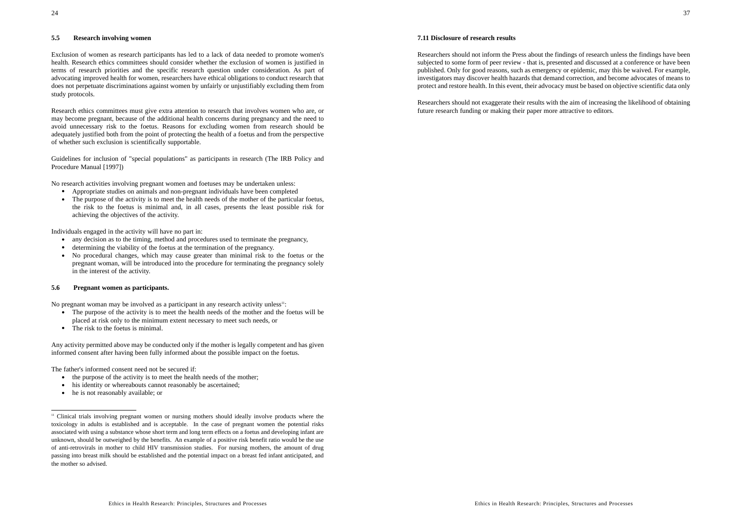### 5.5 Research involving women

Exclusion of women as research participants has led to a lack of data needed to promote women's health. Research ethics committees should consider whether the exclusion of women is justified in terms of research priorities and the specific research question under consideration. As part of advocating improved health for women, researchers have ethical obligations to conduct research that does not perpetuate discriminations against women by unfairly or unjustifiably excluding them from study protocols.

Research ethics committees must give extra attention to research that involves women who are, or may become pregnant, because of the additional health concerns during pregnancy and the need to avoid unnecessary risk to the foetus. Reasons for excluding women from research should be adequately justified both from the point of protecting the health of a foetus and from the perspective of whether such exclusion is scientifically supportable.

Guidelines for inclusion of "special populations" as participants in research (The IRB Policy and Procedure Manual [1997])

No research activities involving pregnant women and foetuses may be undertaken unless:

- Appropriate studies on animals and non-pregnant individuals have been completed
- The purpose of the activity is to meet the health needs of the mother of the particular foetus, the risk to the foetus is minimal and, in all cases, presents the least possible risk for achieving the objectives of the activity.

Individuals engaged in the activity will have no part in:

- any decision as to the timing, method and procedures used to terminate the pregnancy,
- determining the viability of the foetus at the termination of the pregnancy.
- No procedural changes, which may cause greater than minimal risk to the foetus or the pregnant woman, will be introduced into the procedure for terminating the pregnancy solely in the interest of the activity.

### 5.6 Pregnant women as participants.

No pregnant woman may be involved as a participant in any research activity unless[11]:

- The purpose of the activity is to meet the health needs of the mother and the foetus will be placed at risk only to the minimum extent necessary to meet such needs, or
- The risk to the foetus is minimal.

Any activity permitted above may be conducted only if the mother is legally competent and has given informed consent after having been fully informed about the possible impact on the foetus.

The father's informed consent need not be secured if:

- the purpose of the activity is to meet the health needs of the mother;
- his identity or whereabouts cannot reasonably be ascertained;
- he is not reasonably available; or

[11] Clinical trials involving pregnant women or nursing mothers should ideally involve products where the toxicology in adults is established and is acceptable. In the case of pregnant women the potential risks associated with using a substance whose short term and long term effects on a foetus and developing infant are unknown, should be outweighed by the benefits. An example of a positive risk benefit ratio would be the use of anti-retrovirals in mother to child HIV transmission studies. For nursing mothers, the amount of drug passing into breast milk should be established and the potential impact on a breast fed infant anticipated, and the mother so advised.

### 7.11 Disclosure of research results

Researchers should not inform the Press about the findings of research unless the findings have been subjected to some form of peer review - that is, presented and discussed at a conference or have been published. Only for good reasons, such as emergency or epidemic, may this be waived. For example, investigators may discover health hazards that demand correction, and become advocates of means to protect and restore health. In this event, their advocacy must be based on objective scientific data only

Researchers should not exaggerate their results with the aim of increasing the likelihood of obtaining future research funding or making their paper more attractive to editors.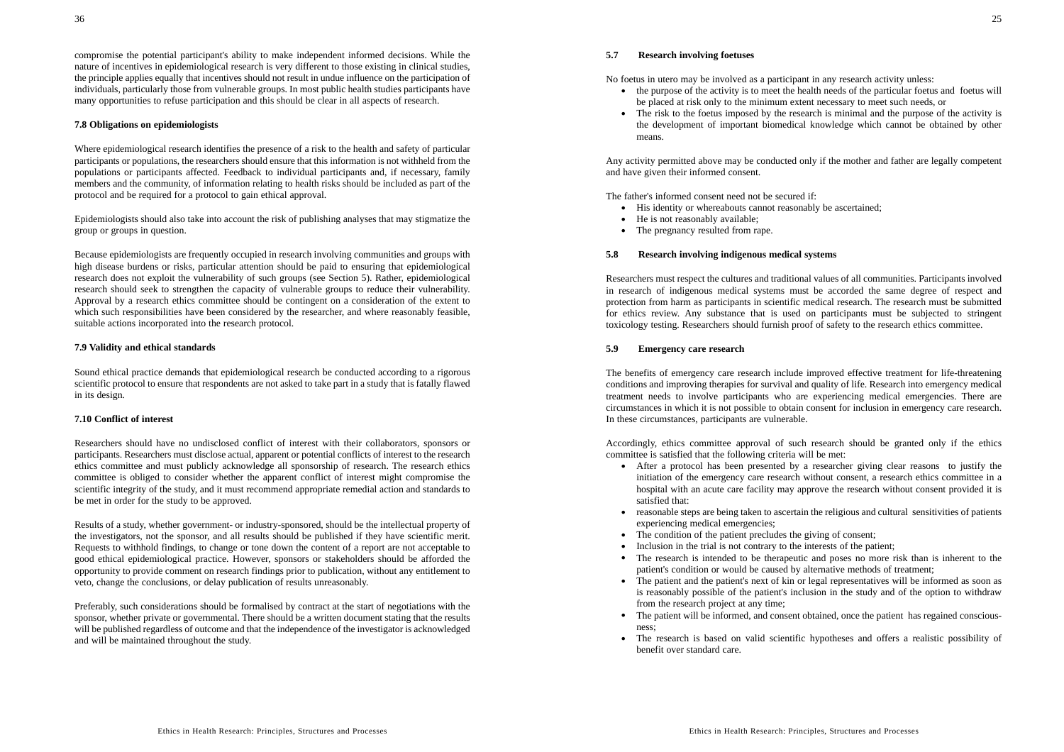compromise the potential participant's ability to make independent informed decisions. While the nature of incentives in epidemiological research is very different to those existing in clinical studies, the principle applies equally that incentives should not result in undue influence on the participation of individuals, particularly those from vulnerable groups. In most public health studies participants have many opportunities to refuse participation and this should be clear in all aspects of research.

### 7.8 Obligations on epidemiologists

Where epidemiological research identifies the presence of a risk to the health and safety of particular participants or populations, the researchers should ensure that this information is not withheld from the populations or participants affected. Feedback to individual participants and, if necessary, family members and the community, of information relating to health risks should be included as part of the protocol and be required for a protocol to gain ethical approval.

Epidemiologists should also take into account the risk of publishing analyses that may stigmatize the group or groups in question.

Because epidemiologists are frequently occupied in research involving communities and groups with high disease burdens or risks, particular attention should be paid to ensuring that epidemiological research does not exploit the vulnerability of such groups (see Section 5). Rather, epidemiological research should seek to strengthen the capacity of vulnerable groups to reduce their vulnerability. Approval by a research ethics committee should be contingent on a consideration of the extent to which such responsibilities have been considered by the researcher, and where reasonably feasible, suitable actions incorporated into the research protocol.

### 7.9 Validity and ethical standards

Sound ethical practice demands that epidemiological research be conducted according to a rigorous scientific protocol to ensure that respondents are not asked to take part in a study that is fatally flawed in its design.

### 7.10 Conflict of interest

Researchers should have no undisclosed conflict of interest with their collaborators, sponsors or participants. Researchers must disclose actual, apparent or potential conflicts of interest to the research ethics committee and must publicly acknowledge all sponsorship of research. The research ethics committee is obliged to consider whether the apparent conflict of interest might compromise the scientific integrity of the study, and it must recommend appropriate remedial action and standards to be met in order for the study to be approved.

Results of a study, whether government- or industry-sponsored, should be the intellectual property of the investigators, not the sponsor, and all results should be published if they have scientific merit. Requests to withhold findings, to change or tone down the content of a report are not acceptable to good ethical epidemiological practice. However, sponsors or stakeholders should be afforded the opportunity to provide comment on research findings prior to publication, without any entitlement to veto, change the conclusions, or delay publication of results unreasonably.

Preferably, such considerations should be formalised by contract at the start of negotiations with the sponsor, whether private or governmental. There should be a written document stating that the results will be published regardless of outcome and that the independence of the investigator is acknowledged and will be maintained throughout the study.

### 5.7 Research involving foetuses

No foetus in utero may be involved as a participant in any research activity unless:

- the purpose of the activity is to meet the health needs of the particular foetus and foetus will be placed at risk only to the minimum extent necessary to meet such needs, or
- The risk to the foetus imposed by the research is minimal and the purpose of the activity is the development of important biomedical knowledge which cannot be obtained by other means.

Any activity permitted above may be conducted only if the mother and father are legally competent and have given their informed consent.

The father's informed consent need not be secured if:

- His identity or whereabouts cannot reasonably be ascertained;
- He is not reasonably available;
- The pregnancy resulted from rape.

### 5.8 Research involving indigenous medical systems

Researchers must respect the cultures and traditional values of all communities. Participants involved in research of indigenous medical systems must be accorded the same degree of respect and protection from harm as participants in scientific medical research. The research must be submitted for ethics review. Any substance that is used on participants must be subjected to stringent toxicology testing. Researchers should furnish proof of safety to the research ethics committee.

### 5.9 Emergency care research

The benefits of emergency care research include improved effective treatment for life-threatening conditions and improving therapies for survival and quality of life. Research into emergency medical treatment needs to involve participants who are experiencing medical emergencies. There are circumstances in which it is not possible to obtain consent for inclusion in emergency care research. In these circumstances, participants are vulnerable.

Accordingly, ethics committee approval of such research should be granted only if the ethics committee is satisfied that the following criteria will be met:

- After a protocol has been presented by a researcher giving clear reasons to justify the initiation of the emergency care research without consent, a research ethics committee in a hospital with an acute care facility may approve the research without consent provided it is satisfied that:
- reasonable steps are being taken to ascertain the religious and cultural sensitivities of patients experiencing medical emergencies;
- The condition of the patient precludes the giving of consent;
- Inclusion in the trial is not contrary to the interests of the patient;
- The research is intended to be therapeutic and poses no more risk than is inherent to the patient's condition or would be caused by alternative methods of treatment;
- The patient and the patient's next of kin or legal representatives will be informed as soon as is reasonably possible of the patient's inclusion in the study and of the option to withdraw from the research project at any time;
- The patient will be informed, and consent obtained, once the patient has regained consciousness;
- The research is based on valid scientific hypotheses and offers a realistic possibility of benefit over standard care.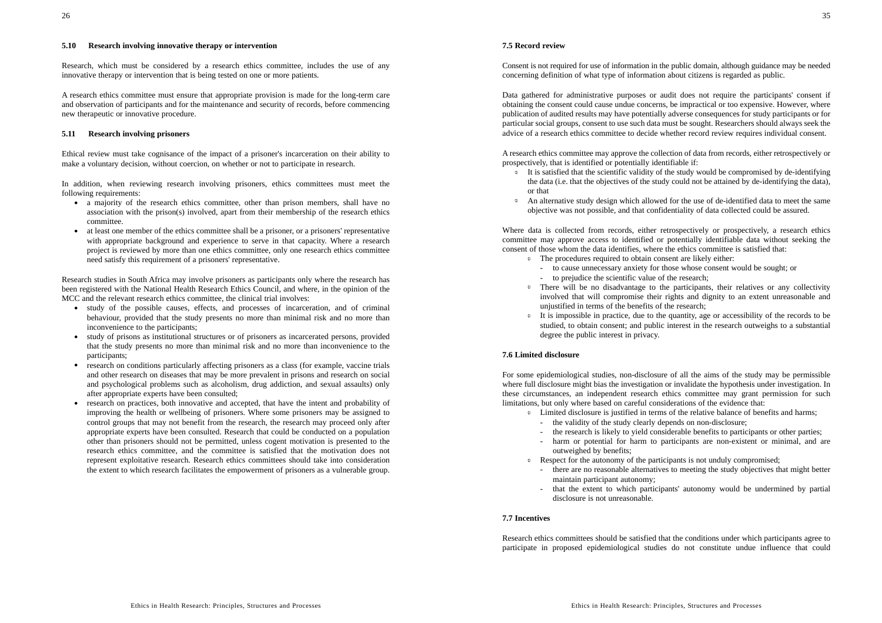### 5.10 Research involving innovative therapy or intervention

Research, which must be considered by a research ethics committee, includes the use of any innovative therapy or intervention that is being tested on one or more patients.

A research ethics committee must ensure that appropriate provision is made for the long-term care and observation of participants and for the maintenance and security of records, before commencing new therapeutic or innovative procedure.

### 5.11 Research involving prisoners

Ethical review must take cognisance of the impact of a prisoner's incarceration on their ability to make a voluntary decision, without coercion, on whether or not to participate in research.

In addition, when reviewing research involving prisoners, ethics committees must meet the following requirements:

- a majority of the research ethics committee, other than prison members, shall have no association with the prison(s) involved, apart from their membership of the research ethics committee.
- at least one member of the ethics committee shall be a prisoner, or a prisoners' representative with appropriate background and experience to serve in that capacity. Where a research project is reviewed by more than one ethics committee, only one research ethics committee need satisfy this requirement of a prisoners' representative.

Research studies in South Africa may involve prisoners as participants only where the research has been registered with the National Health Research Ethics Council, and where, in the opinion of the MCC and the relevant research ethics committee, the clinical trial involves:

- study of the possible causes, effects, and processes of incarceration, and of criminal behaviour, provided that the study presents no more than minimal risk and no more than inconvenience to the participants;
- study of prisons as institutional structures or of prisoners as incarcerated persons, provided that the study presents no more than minimal risk and no more than inconvenience to the participants;
- research on conditions particularly affecting prisoners as a class (for example, vaccine trials and other research on diseases that may be more prevalent in prisons and research on social and psychological problems such as alcoholism, drug addiction, and sexual assaults) only after appropriate experts have been consulted;
- research on practices, both innovative and accepted, that have the intent and probability of improving the health or wellbeing of prisoners. Where some prisoners may be assigned to control groups that may not benefit from the research, the research may proceed only after appropriate experts have been consulted. Research that could be conducted on a population other than prisoners should not be permitted, unless cogent motivation is presented to the research ethics committee, and the committee is satisfied that the motivation does not represent exploitative research. Research ethics committees should take into consideration the extent to which research facilitates the empowerment of prisoners as a vulnerable group.

### 7.5 Record review

Consent is not required for use of information in the public domain, although guidance may be needed concerning definition of what type of information about citizens is regarded as public.

Data gathered for administrative purposes or audit does not require the participants' consent if obtaining the consent could cause undue concerns, be impractical or too expensive. However, where publication of audited results may have potentially adverse consequences for study participants or for particular social groups, consent to use such data must be sought. Researchers should always seek the advice of a research ethics committee to decide whether record review requires individual consent.

A research ethics committee may approve the collection of data from records, either retrospectively or prospectively, that is identified or potentially identifiable if:

- It is satisfied that the scientific validity of the study would be compromised by de-identifying the data (i.e. that the objectives of the study could not be attained by de-identifying the data), or that
- An alternative study design which allowed for the use of de-identified data to meet the same objective was not possible, and that confidentiality of data collected could be assured.

Where data is collected from records, either retrospectively or prospectively, a research ethics committee may approve access to identified or potentially identifiable data without seeking the consent of those whom the data identifies, where the ethics committee is satisfied that:

- The procedures required to obtain consent are likely either:
  - to cause unnecessary anxiety for those whose consent would be sought; or
  - to prejudice the scientific value of the research;
- There will be no disadvantage to the participants, their relatives or any collectivity involved that will compromise their rights and dignity to an extent unreasonable and unjustified in terms of the benefits of the research;
- It is impossible in practice, due to the quantity, age or accessibility of the records to be studied, to obtain consent; and public interest in the research outweighs to a substantial degree the public interest in privacy.

### 7.6 Limited disclosure

For some epidemiological studies, non-disclosure of all the aims of the study may be permissible where full disclosure might bias the investigation or invalidate the hypothesis under investigation. In these circumstances, an independent research ethics committee may grant permission for such limitations, but only where based on careful considerations of the evidence that:

- Limited disclosure is justified in terms of the relative balance of benefits and harms;
  - the validity of the study clearly depends on non-disclosure;
  - the research is likely to yield considerable benefits to participants or other parties;
  - harm or potential for harm to participants are non-existent or minimal, and are outweighed by benefits;
- Respect for the autonomy of the participants is not unduly compromised;
  - there are no reasonable alternatives to meeting the study objectives that might better maintain participant autonomy;
  - that the extent to which participants' autonomy would be undermined by partial disclosure is not unreasonable.

### 7.7 Incentives

Research ethics committees should be satisfied that the conditions under which participants agree to participate in proposed epidemiological studies do not constitute undue influence that could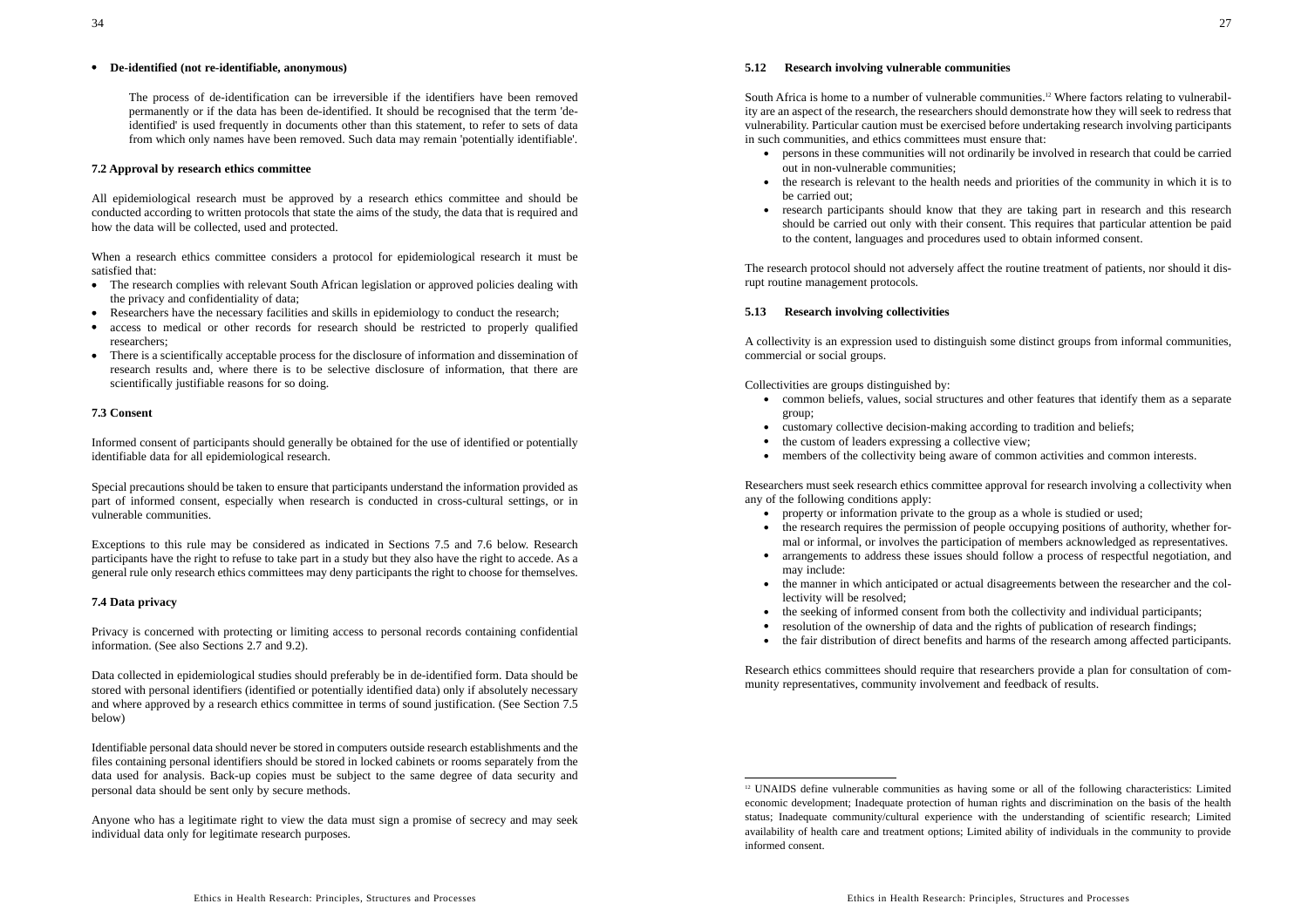- **De-identified (not re-identifiable, anonymous)**

  The process of de-identification can be irreversible if the identifiers have been removed permanently or if the data has been de-identified. It should be recognised that the term 'de-identified' is used frequently in documents other than this statement, to refer to sets of data from which only names have been removed. Such data may remain 'potentially identifiable'.

### 7.2 Approval by research ethics committee

All epidemiological research must be approved by a research ethics committee and should be conducted according to written protocols that state the aims of the study, the data that is required and how the data will be collected, used and protected.

When a research ethics committee considers a protocol for epidemiological research it must be satisfied that:

- The research complies with relevant South African legislation or approved policies dealing with the privacy and confidentiality of data;
- Researchers have the necessary facilities and skills in epidemiology to conduct the research;
- access to medical or other records for research should be restricted to properly qualified researchers;
- There is a scientifically acceptable process for the disclosure of information and dissemination of research results and, where there is to be selective disclosure of information, that there are scientifically justifiable reasons for so doing.

### 7.3 Consent

Informed consent of participants should generally be obtained for the use of identified or potentially identifiable data for all epidemiological research.

Special precautions should be taken to ensure that participants understand the information provided as part of informed consent, especially when research is conducted in cross-cultural settings, or in vulnerable communities.

Exceptions to this rule may be considered as indicated in Sections 7.5 and 7.6 below. Research participants have the right to refuse to take part in a study but they also have the right to accede. As a general rule only research ethics committees may deny participants the right to choose for themselves.

### 7.4 Data privacy

Privacy is concerned with protecting or limiting access to personal records containing confidential information. (See also Sections 2.7 and 9.2).

Data collected in epidemiological studies should preferably be in de-identified form. Data should be stored with personal identifiers (identified or potentially identified data) only if absolutely necessary and where approved by a research ethics committee in terms of sound justification. (See Section 7.5 below)

Identifiable personal data should never be stored in computers outside research establishments and the files containing personal identifiers should be stored in locked cabinets or rooms separately from the data used for analysis. Back-up copies must be subject to the same degree of data security and personal data should be sent only by secure methods.

Anyone who has a legitimate right to view the data must sign a promise of secrecy and may seek individual data only for legitimate research purposes.

### 5.12 Research involving vulnerable communities

South Africa is home to a number of vulnerable communities.[12] Where factors relating to vulnerability are an aspect of the research, the researchers should demonstrate how they will seek to redress that vulnerability. Particular caution must be exercised before undertaking research involving participants in such communities, and ethics committees must ensure that:

- persons in these communities will not ordinarily be involved in research that could be carried out in non-vulnerable communities;
- the research is relevant to the health needs and priorities of the community in which it is to be carried out;
- research participants should know that they are taking part in research and this research should be carried out only with their consent. This requires that particular attention be paid to the content, languages and procedures used to obtain informed consent.

The research protocol should not adversely affect the routine treatment of patients, nor should it disrupt routine management protocols.

### 5.13 Research involving collectivities

A collectivity is an expression used to distinguish some distinct groups from informal communities, commercial or social groups.

Collectivities are groups distinguished by:

- common beliefs, values, social structures and other features that identify them as a separate group;
- customary collective decision-making according to tradition and beliefs;
- the custom of leaders expressing a collective view;
- members of the collectivity being aware of common activities and common interests.

Researchers must seek research ethics committee approval for research involving a collectivity when any of the following conditions apply:

- property or information private to the group as a whole is studied or used;
- the research requires the permission of people occupying positions of authority, whether formal or informal, or involves the participation of members acknowledged as representatives.
- arrangements to address these issues should follow a process of respectful negotiation, and may include:
- the manner in which anticipated or actual disagreements between the researcher and the collectivity will be resolved;
- the seeking of informed consent from both the collectivity and individual participants;
- resolution of the ownership of data and the rights of publication of research findings;
- the fair distribution of direct benefits and harms of the research among affected participants.

Research ethics committees should require that researchers provide a plan for consultation of community representatives, community involvement and feedback of results.

---

[12] UNAIDS define vulnerable communities as having some or all of the following characteristics: Limited economic development; Inadequate protection of human rights and discrimination on the basis of the health status; Inadequate community/cultural experience with the understanding of scientific research; Limited availability of health care and treatment options; Limited ability of individuals in the community to provide informed consent.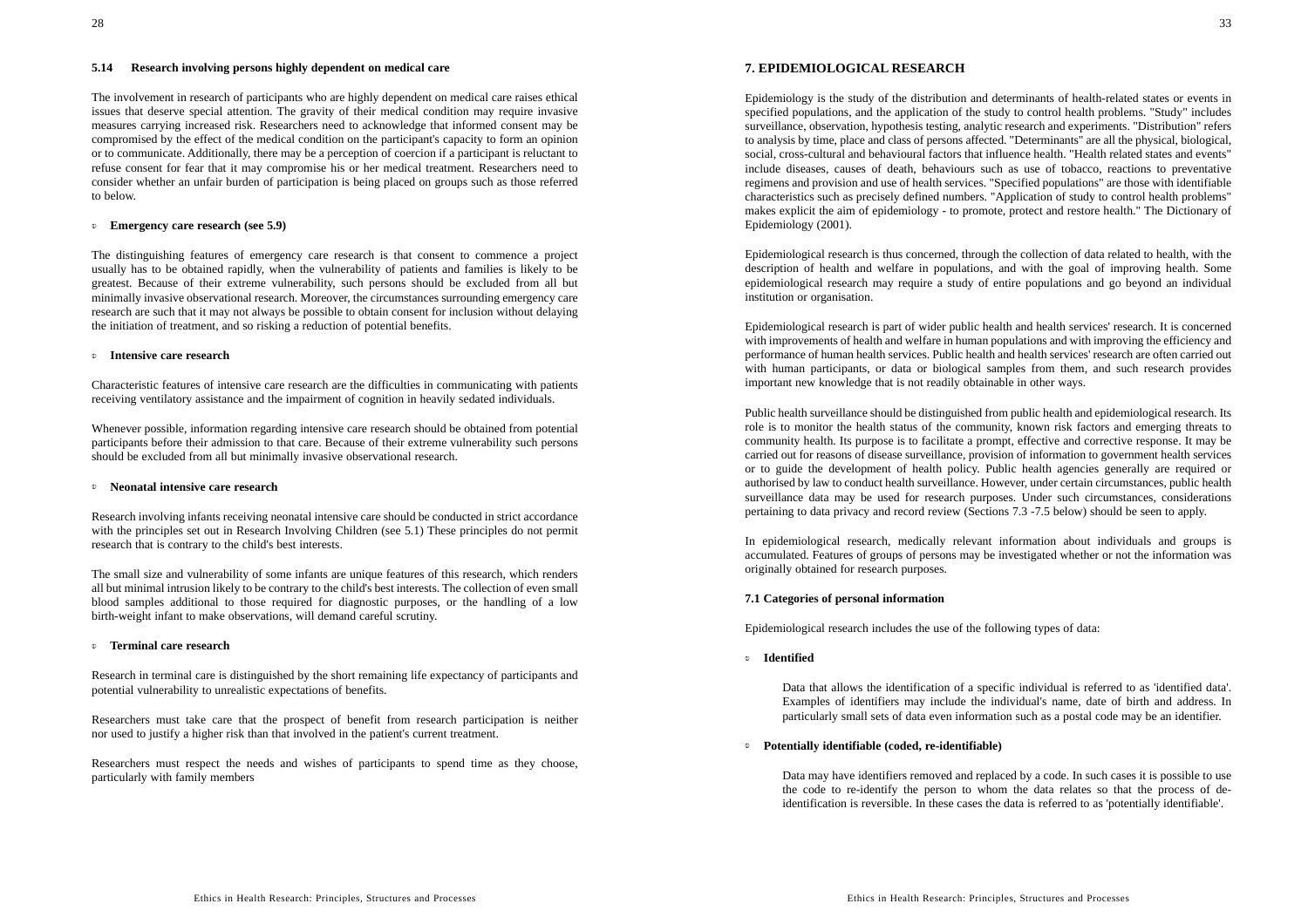### 5.14 Research involving persons highly dependent on medical care

The involvement in research of participants who are highly dependent on medical care raises ethical issues that deserve special attention. The gravity of their medical condition may require invasive measures carrying increased risk. Researchers need to acknowledge that informed consent may be compromised by the effect of the medical condition on the participant's capacity to form an opinion or to communicate. Additionally, there may be a perception of coercion if a participant is reluctant to refuse consent for fear that it may compromise his or her medical treatment. Researchers need to consider whether an unfair burden of participation is being placed on groups such as those referred to below.

- **Emergency care research (see 5.9)**

The distinguishing features of emergency care research is that consent to commence a project usually has to be obtained rapidly, when the vulnerability of patients and families is likely to be greatest. Because of their extreme vulnerability, such persons should be excluded from all but minimally invasive observational research. Moreover, the circumstances surrounding emergency care research are such that it may not always be possible to obtain consent for inclusion without delaying the initiation of treatment, and so risking a reduction of potential benefits.

- **Intensive care research**

Characteristic features of intensive care research are the difficulties in communicating with patients receiving ventilatory assistance and the impairment of cognition in heavily sedated individuals.

Whenever possible, information regarding intensive care research should be obtained from potential participants before their admission to that care. Because of their extreme vulnerability such persons should be excluded from all but minimally invasive observational research.

- **Neonatal intensive care research**

Research involving infants receiving neonatal intensive care should be conducted in strict accordance with the principles set out in Research Involving Children (see 5.1) These principles do not permit research that is contrary to the child's best interests.

The small size and vulnerability of some infants are unique features of this research, which renders all but minimal intrusion likely to be contrary to the child's best interests. The collection of even small blood samples additional to those required for diagnostic purposes, or the handling of a low birth-weight infant to make observations, will demand careful scrutiny.

- **Terminal care research**

Research in terminal care is distinguished by the short remaining life expectancy of participants and potential vulnerability to unrealistic expectations of benefits.

Researchers must take care that the prospect of benefit from research participation is neither nor used to justify a higher risk than that involved in the patient's current treatment.

Researchers must respect the needs and wishes of participants to spend time as they choose, particularly with family members

## 7. EPIDEMIOLOGICAL RESEARCH

Epidemiology is the study of the distribution and determinants of health-related states or events in specified populations, and the application of the study to control health problems. "Study" includes surveillance, observation, hypothesis testing, analytic research and experiments. "Distribution" refers to analysis by time, place and class of persons affected. "Determinants" are all the physical, biological, social, cross-cultural and behavioural factors that influence health. "Health related states and events" include diseases, causes of death, behaviours such as use of tobacco, reactions to preventative regimens and provision and use of health services. "Specified populations" are those with identifiable characteristics such as precisely defined numbers. "Application of study to control health problems" makes explicit the aim of epidemiology - to promote, protect and restore health." The Dictionary of Epidemiology (2001).

Epidemiological research is thus concerned, through the collection of data related to health, with the description of health and welfare in populations, and with the goal of improving health. Some epidemiological research may require a study of entire populations and go beyond an individual institution or organisation.

Epidemiological research is part of wider public health and health services' research. It is concerned with improvements of health and welfare in human populations and with improving the efficiency and performance of human health services. Public health and health services' research are often carried out with human participants, or data or biological samples from them, and such research provides important new knowledge that is not readily obtainable in other ways.

Public health surveillance should be distinguished from public health and epidemiological research. Its role is to monitor the health status of the community, known risk factors and emerging threats to community health. Its purpose is to facilitate a prompt, effective and corrective response. It may be carried out for reasons of disease surveillance, provision of information to government health services or to guide the development of health policy. Public health agencies generally are required or authorised by law to conduct health surveillance. However, under certain circumstances, public health surveillance data may be used for research purposes. Under such circumstances, considerations pertaining to data privacy and record review (Sections 7.3 -7.5 below) should be seen to apply.

In epidemiological research, medically relevant information about individuals and groups is accumulated. Features of groups of persons may be investigated whether or not the information was originally obtained for research purposes.

### 7.1 Categories of personal information

Epidemiological research includes the use of the following types of data:

- **Identified**

  Data that allows the identification of a specific individual is referred to as 'identified data'. Examples of identifiers may include the individual's name, date of birth and address. In particularly small sets of data even information such as a postal code may be an identifier.

- **Potentially identifiable (coded, re-identifiable)**

  Data may have identifiers removed and replaced by a code. In such cases it is possible to use the code to re-identify the person to whom the data relates so that the process of de-identification is reversible. In these cases the data is referred to as 'potentially identifiable'.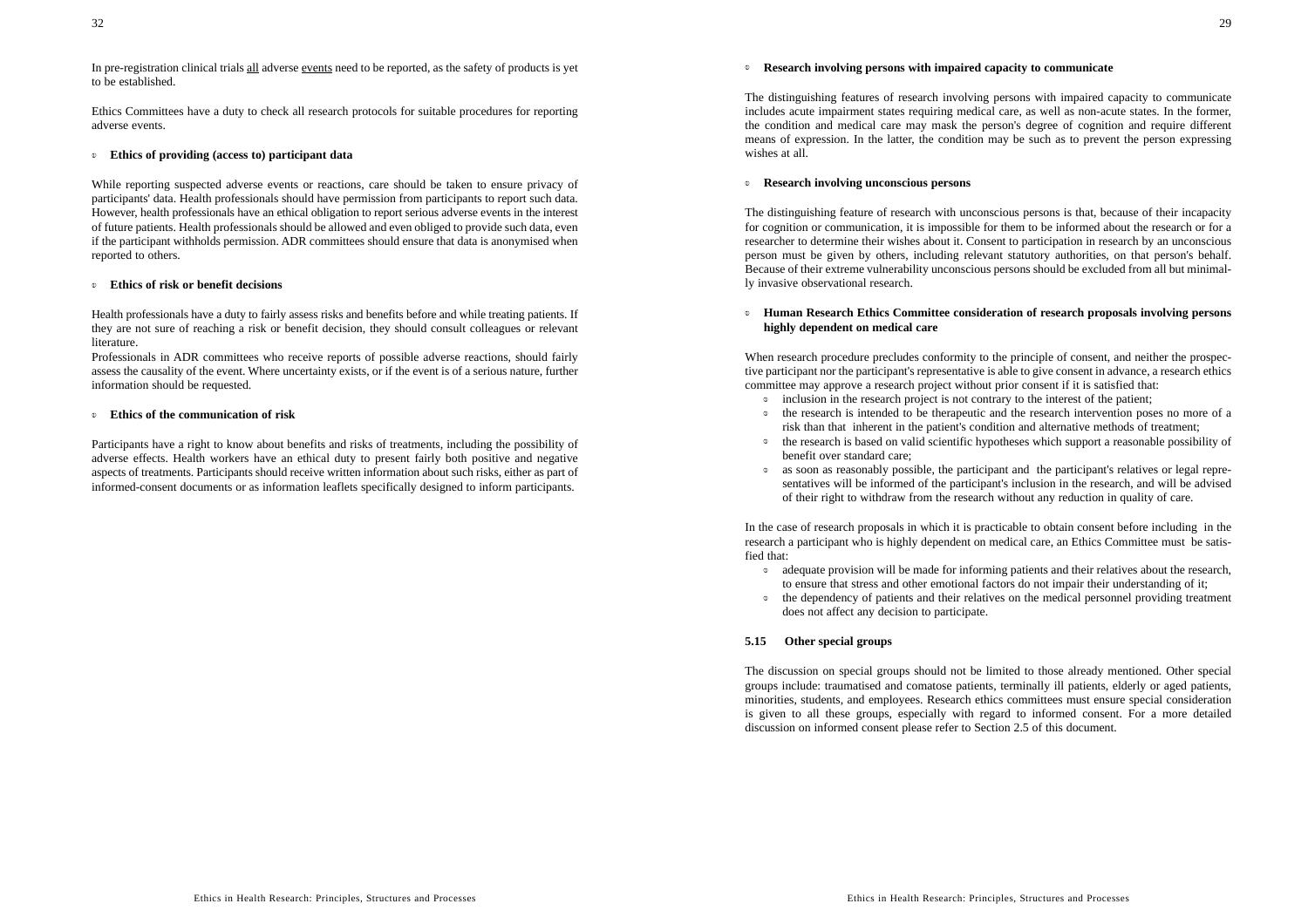In pre-registration clinical trials all adverse events need to be reported, as the safety of products is yet to be established.

Ethics Committees have a duty to check all research protocols for suitable procedures for reporting adverse events.

- **Ethics of providing (access to) participant data**

While reporting suspected adverse events or reactions, care should be taken to ensure privacy of participants' data. Health professionals should have permission from participants to report such data. However, health professionals have an ethical obligation to report serious adverse events in the interest of future patients. Health professionals should be allowed and even obliged to provide such data, even if the participant withholds permission. ADR committees should ensure that data is anonymised when reported to others.

- **Ethics of risk or benefit decisions**

Health professionals have a duty to fairly assess risks and benefits before and while treating patients. If they are not sure of reaching a risk or benefit decision, they should consult colleagues or relevant literature.
Professionals in ADR committees who receive reports of possible adverse reactions, should fairly assess the causality of the event. Where uncertainty exists, or if the event is of a serious nature, further information should be requested.

- **Ethics of the communication of risk**

Participants have a right to know about benefits and risks of treatments, including the possibility of adverse effects. Health workers have an ethical duty to present fairly both positive and negative aspects of treatments. Participants should receive written information about such risks, either as part of informed-consent documents or as information leaflets specifically designed to inform participants.

- **Research involving persons with impaired capacity to communicate**

The distinguishing features of research involving persons with impaired capacity to communicate includes acute impairment states requiring medical care, as well as non-acute states. In the former, the condition and medical care may mask the person's degree of cognition and require different means of expression. In the latter, the condition may be such as to prevent the person expressing wishes at all.

- **Research involving unconscious persons**

The distinguishing feature of research with unconscious persons is that, because of their incapacity for cognition or communication, it is impossible for them to be informed about the research or for a researcher to determine their wishes about it. Consent to participation in research by an unconscious person must be given by others, including relevant statutory authorities, on that person's behalf. Because of their extreme vulnerability unconscious persons should be excluded from all but minimally invasive observational research.

- **Human Research Ethics Committee consideration of research proposals involving persons highly dependent on medical care**

When research procedure precludes conformity to the principle of consent, and neither the prospective participant nor the participant's representative is able to give consent in advance, a research ethics committee may approve a research project without prior consent if it is satisfied that:

- inclusion in the research project is not contrary to the interest of the patient;
- the research is intended to be therapeutic and the research intervention poses no more of a risk than that inherent in the patient's condition and alternative methods of treatment;
- the research is based on valid scientific hypotheses which support a reasonable possibility of benefit over standard care;
- as soon as reasonably possible, the participant and the participant's relatives or legal representatives will be informed of the participant's inclusion in the research, and will be advised of their right to withdraw from the research without any reduction in quality of care.

In the case of research proposals in which it is practicable to obtain consent before including in the research a participant who is highly dependent on medical care, an Ethics Committee must be satisfied that:

- adequate provision will be made for informing patients and their relatives about the research, to ensure that stress and other emotional factors do not impair their understanding of it;
- the dependency of patients and their relatives on the medical personnel providing treatment does not affect any decision to participate.

### 5.15 Other special groups

The discussion on special groups should not be limited to those already mentioned. Other special groups include: traumatised and comatose patients, terminally ill patients, elderly or aged patients, minorities, students, and employees. Research ethics committees must ensure special consideration is given to all these groups, especially with regard to informed consent. For a more detailed discussion on informed consent please refer to Section 2.5 of this document.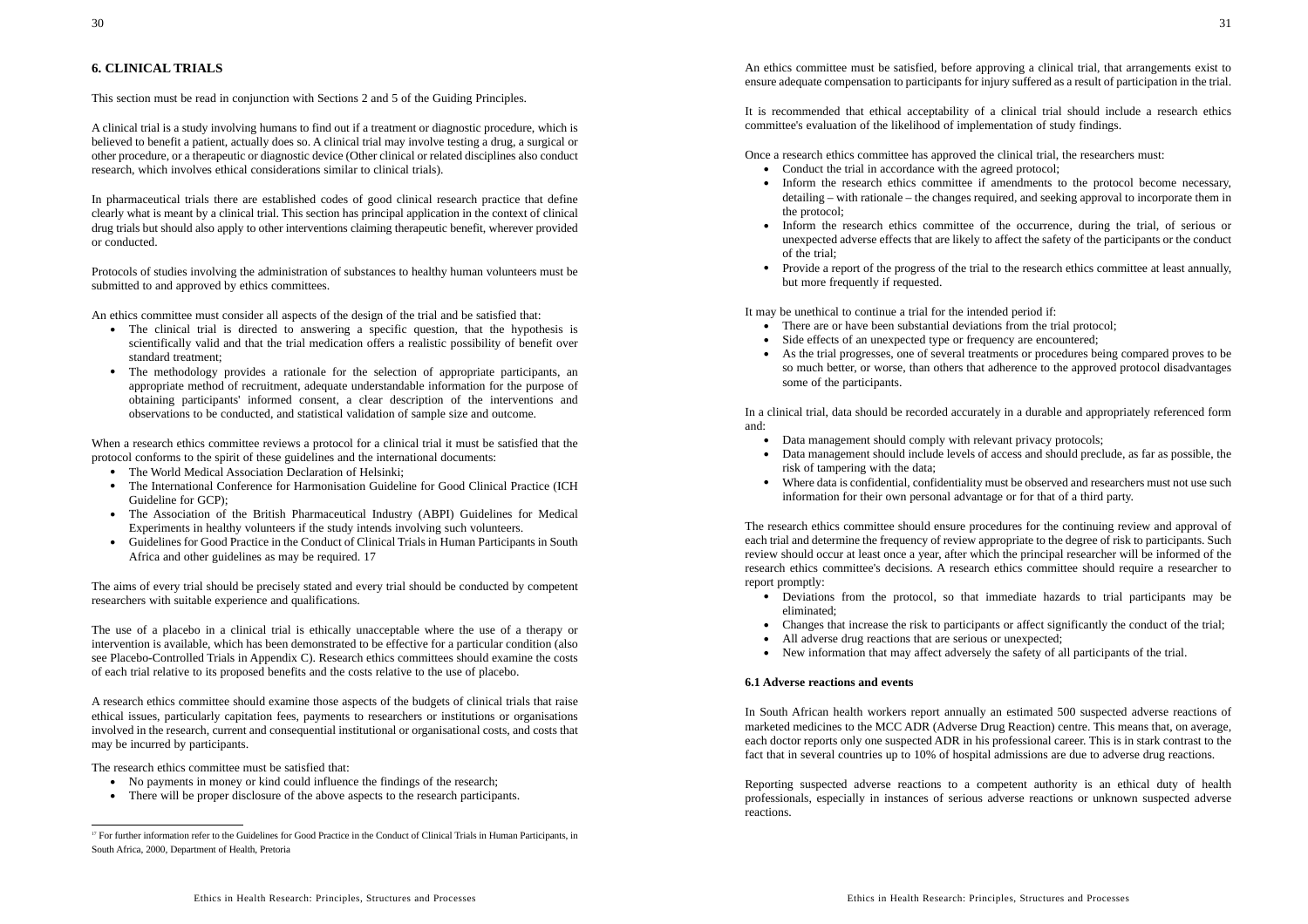## 6. CLINICAL TRIALS

This section must be read in conjunction with Sections 2 and 5 of the Guiding Principles.

A clinical trial is a study involving humans to find out if a treatment or diagnostic procedure, which is believed to benefit a patient, actually does so. A clinical trial may involve testing a drug, a surgical or other procedure, or a therapeutic or diagnostic device (Other clinical or related disciplines also conduct research, which involves ethical considerations similar to clinical trials).

In pharmaceutical trials there are established codes of good clinical research practice that define clearly what is meant by a clinical trial. This section has principal application in the context of clinical drug trials but should also apply to other interventions claiming therapeutic benefit, wherever provided or conducted.

Protocols of studies involving the administration of substances to healthy human volunteers must be submitted to and approved by ethics committees.

An ethics committee must consider all aspects of the design of the trial and be satisfied that:

- The clinical trial is directed to answering a specific question, that the hypothesis is scientifically valid and that the trial medication offers a realistic possibility of benefit over standard treatment;
- The methodology provides a rationale for the selection of appropriate participants, an appropriate method of recruitment, adequate understandable information for the purpose of obtaining participants' informed consent, a clear description of the interventions and observations to be conducted, and statistical validation of sample size and outcome.

When a research ethics committee reviews a protocol for a clinical trial it must be satisfied that the protocol conforms to the spirit of these guidelines and the international documents:

- The World Medical Association Declaration of Helsinki;
- The International Conference for Harmonisation Guideline for Good Clinical Practice (ICH Guideline for GCP);
- The Association of the British Pharmaceutical Industry (ABPI) Guidelines for Medical Experiments in healthy volunteers if the study intends involving such volunteers.
- Guidelines for Good Practice in the Conduct of Clinical Trials in Human Participants in South Africa and other guidelines as may be required. 17

The aims of every trial should be precisely stated and every trial should be conducted by competent researchers with suitable experience and qualifications.

The use of a placebo in a clinical trial is ethically unacceptable where the use of a therapy or intervention is available, which has been demonstrated to be effective for a particular condition (also see Placebo-Controlled Trials in Appendix C). Research ethics committees should examine the costs of each trial relative to its proposed benefits and the costs relative to the use of placebo.

A research ethics committee should examine those aspects of the budgets of clinical trials that raise ethical issues, particularly capitation fees, payments to researchers or institutions or organisations involved in the research, current and consequential institutional or organisational costs, and costs that may be incurred by participants.

The research ethics committee must be satisfied that:

- No payments in money or kind could influence the findings of the research;
- There will be proper disclosure of the above aspects to the research participants.

[17] For further information refer to the Guidelines for Good Practice in the Conduct of Clinical Trials in Human Participants, in South Africa, 2000, Department of Health, Pretoria

An ethics committee must be satisfied, before approving a clinical trial, that arrangements exist to ensure adequate compensation to participants for injury suffered as a result of participation in the trial.

It is recommended that ethical acceptability of a clinical trial should include a research ethics committee's evaluation of the likelihood of implementation of study findings.

Once a research ethics committee has approved the clinical trial, the researchers must:

- Conduct the trial in accordance with the agreed protocol;
- Inform the research ethics committee if amendments to the protocol become necessary, detailing – with rationale – the changes required, and seeking approval to incorporate them in the protocol;
- Inform the research ethics committee of the occurrence, during the trial, of serious or unexpected adverse effects that are likely to affect the safety of the participants or the conduct of the trial;
- Provide a report of the progress of the trial to the research ethics committee at least annually, but more frequently if requested.

It may be unethical to continue a trial for the intended period if:

- There are or have been substantial deviations from the trial protocol;
- Side effects of an unexpected type or frequency are encountered;
- As the trial progresses, one of several treatments or procedures being compared proves to be so much better, or worse, than others that adherence to the approved protocol disadvantages some of the participants.

In a clinical trial, data should be recorded accurately in a durable and appropriately referenced form and:

- Data management should comply with relevant privacy protocols;
- Data management should include levels of access and should preclude, as far as possible, the risk of tampering with the data;
- Where data is confidential, confidentiality must be observed and researchers must not use such information for their own personal advantage or for that of a third party.

The research ethics committee should ensure procedures for the continuing review and approval of each trial and determine the frequency of review appropriate to the degree of risk to participants. Such review should occur at least once a year, after which the principal researcher will be informed of the research ethics committee's decisions. A research ethics committee should require a researcher to report promptly:

- Deviations from the protocol, so that immediate hazards to trial participants may be eliminated;
- Changes that increase the risk to participants or affect significantly the conduct of the trial;
- All adverse drug reactions that are serious or unexpected;
- New information that may affect adversely the safety of all participants of the trial.

### 6.1 Adverse reactions and events

In South African health workers report annually an estimated 500 suspected adverse reactions of marketed medicines to the MCC ADR (Adverse Drug Reaction) centre. This means that, on average, each doctor reports only one suspected ADR in his professional career. This is in stark contrast to the fact that in several countries up to 10% of hospital admissions are due to adverse drug reactions.

Reporting suspected adverse reactions to a competent authority is an ethical duty of health professionals, especially in instances of serious adverse reactions or unknown suspected adverse reactions.